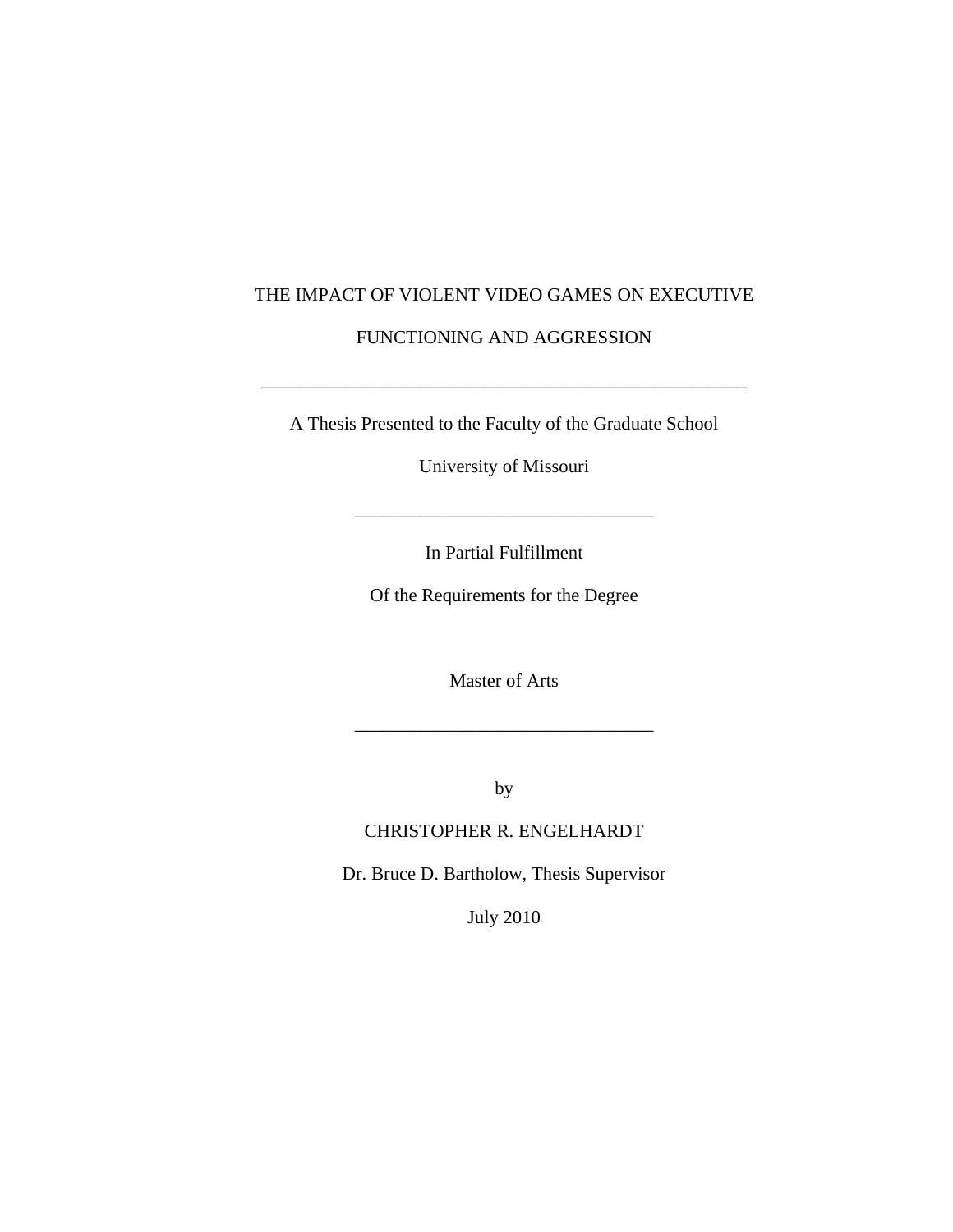# THE IMPACT OF VIOLENT VIDEO GAMES ON EXECUTIVE FUNCTIONING AND AGGRESSION

---

A Thesis Presented to the Faculty of the Graduate School

University of Missouri

---

In Partial Fulfillment

Of the Requirements for the Degree

Master of Arts

---

by

CHRISTOPHER R. ENGELHARDT

Dr. Bruce D. Bartholow, Thesis Supervisor

July 2010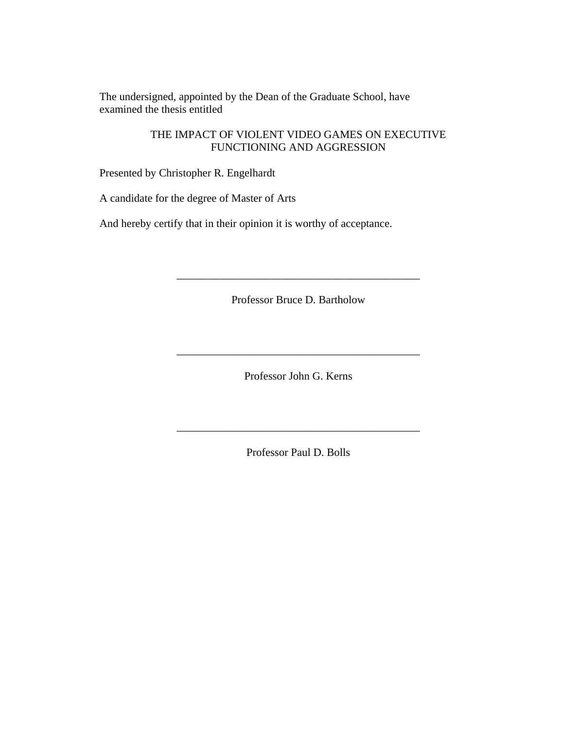The undersigned, appointed by the Dean of the Graduate School, have examined the thesis entitled

THE IMPACT OF VIOLENT VIDEO GAMES ON EXECUTIVE FUNCTIONING AND AGGRESSION

Presented by Christopher R. Engelhardt

A candidate for the degree of Master of Arts

And hereby certify that in their opinion it is worthy of acceptance.

\_\_\_\_\_\_\_\_\_\_\_\_\_\_\_\_\_\_\_\_\_\_\_\_\_\_\_\_\_\_\_\_\_\_\_\_\_\_\_\_\_\_\_\_\_\_\_\_

Professor Bruce D. Bartholow

\_\_\_\_\_\_\_\_\_\_\_\_\_\_\_\_\_\_\_\_\_\_\_\_\_\_\_\_\_\_\_\_\_\_\_\_\_\_\_\_\_\_\_\_\_\_\_\_

Professor John G. Kerns

\_\_\_\_\_\_\_\_\_\_\_\_\_\_\_\_\_\_\_\_\_\_\_\_\_\_\_\_\_\_\_\_\_\_\_\_\_\_\_\_\_\_\_\_\_\_\_\_

Professor Paul D. Bolls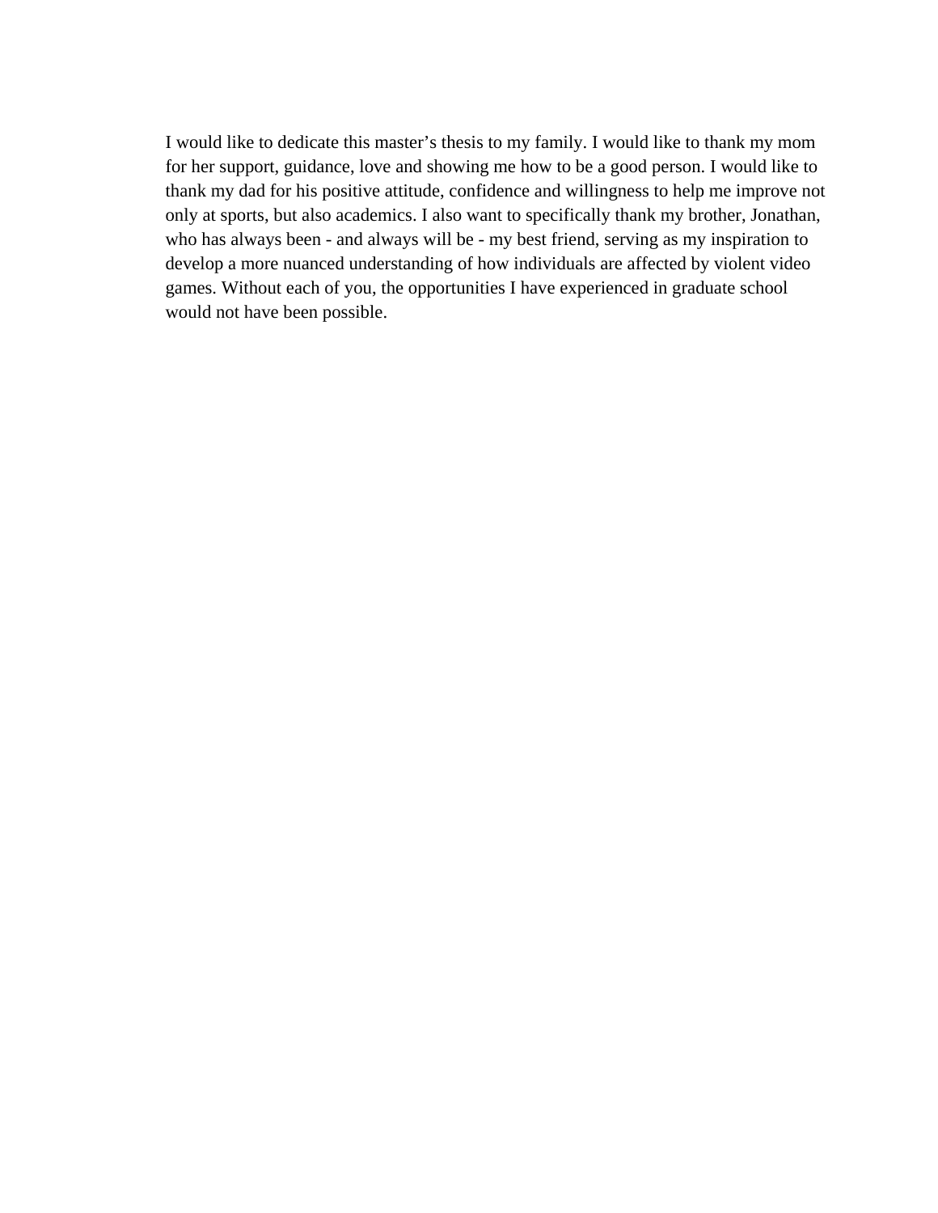I would like to dedicate this master's thesis to my family. I would like to thank my mom for her support, guidance, love and showing me how to be a good person. I would like to thank my dad for his positive attitude, confidence and willingness to help me improve not only at sports, but also academics. I also want to specifically thank my brother, Jonathan, who has always been - and always will be - my best friend, serving as my inspiration to develop a more nuanced understanding of how individuals are affected by violent video games. Without each of you, the opportunities I have experienced in graduate school would not have been possible.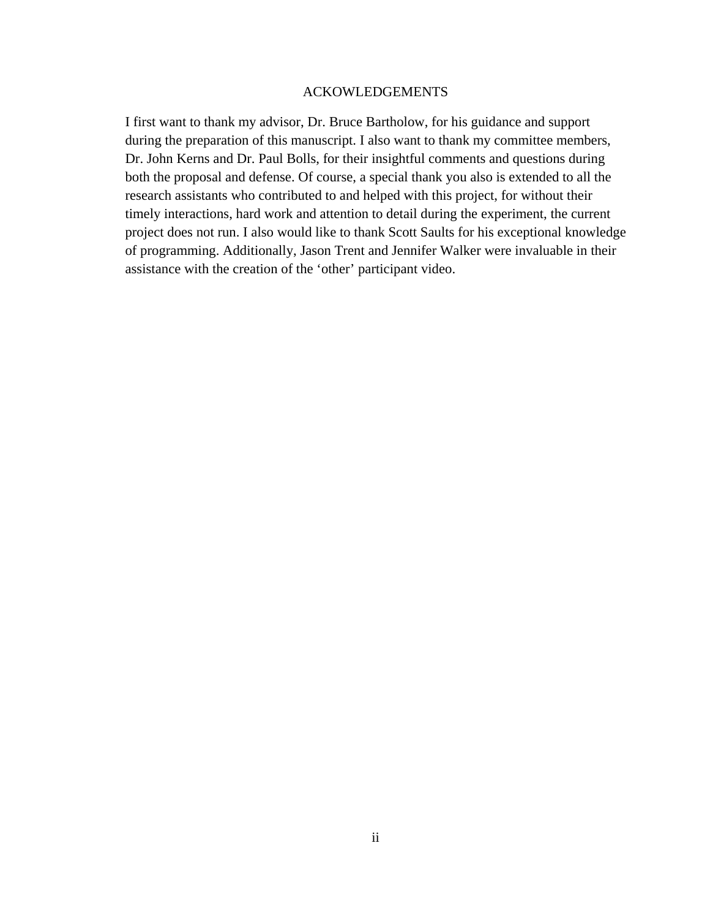# ACKOWLEDGEMENTS

I first want to thank my advisor, Dr. Bruce Bartholow, for his guidance and support during the preparation of this manuscript. I also want to thank my committee members, Dr. John Kerns and Dr. Paul Bolls, for their insightful comments and questions during both the proposal and defense. Of course, a special thank you also is extended to all the research assistants who contributed to and helped with this project, for without their timely interactions, hard work and attention to detail during the experiment, the current project does not run. I also would like to thank Scott Saults for his exceptional knowledge of programming. Additionally, Jason Trent and Jennifer Walker were invaluable in their assistance with the creation of the 'other' participant video.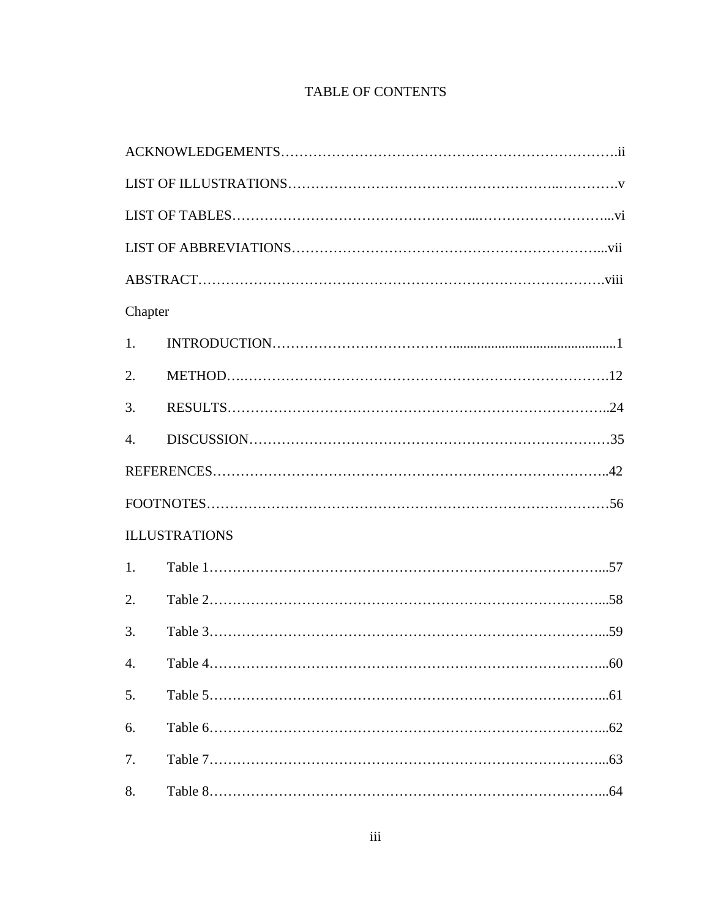# TABLE OF CONTENTS

ACKNOWLEDGEMENTS……………………………………………………………….ii

LIST OF ILLUSTRATIONS………………………………………………..………….v

LIST OF TABLES…………………………………………...……………………...vi

LIST OF ABBREVIATIONS………………………………………………………...vii

ABSTRACT……………………………………………………………………….viii

Chapter

1. INTRODUCTION……………………………...............................................1

2. METHOD….…………………………………………………………………12

3. RESULTS……………………………………………………………………..24

4. DISCUSSION…………………………………………………………………35

REFERENCES………………………………………………………………………..42

FOOTNOTES…………………………………………………………………………56

ILLUSTRATIONS

1. Table 1………………………………………………………………………...57

2. Table 2………………………………………………………………………...58

3. Table 3………………………………………………………………………...59

4. Table 4………………………………………………………………………...60

5. Table 5………………………………………………………………………...61

6. Table 6………………………………………………………………………...62

7. Table 7………………………………………………………………………...63

8. Table 8………………………………………………………………………...64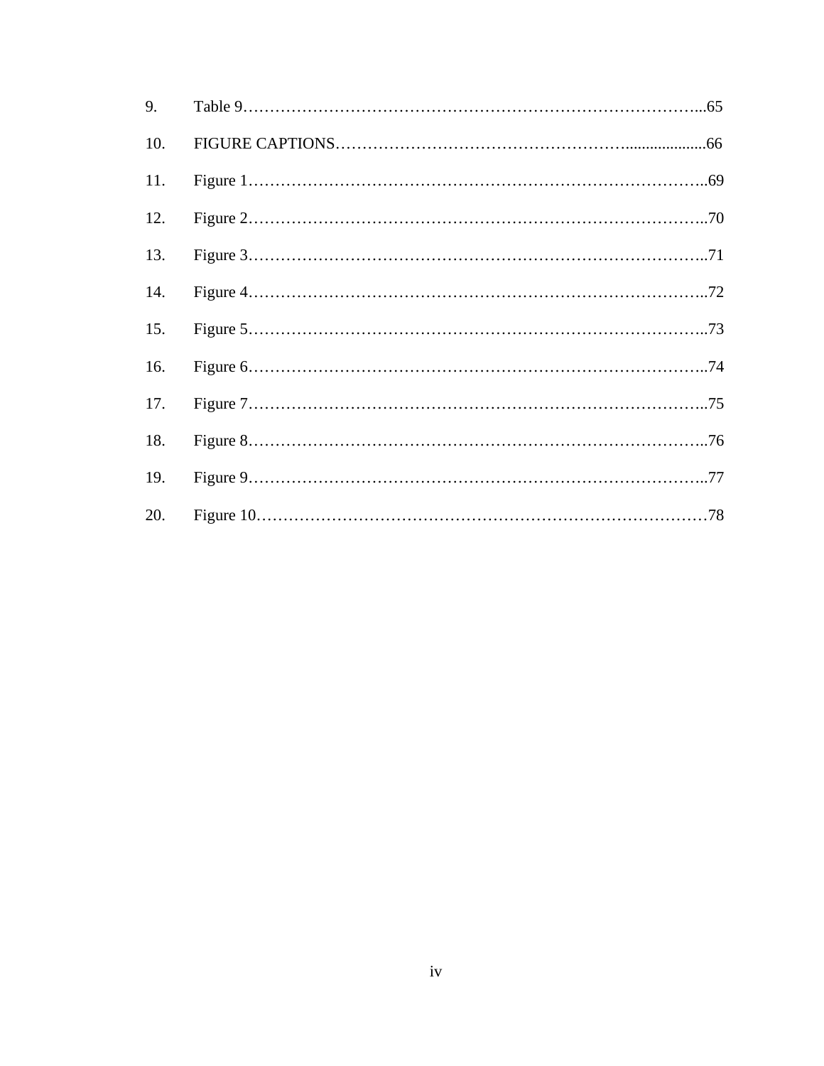9. Table 9…………………………………………………………………………...65
10. FIGURE CAPTIONS………………………………………………....................66
11. Figure 1………………………………………………………………………..69
12. Figure 2………………………………………………………………………..70
13. Figure 3………………………………………………………………………..71
14. Figure 4………………………………………………………………………..72
15. Figure 5………………………………………………………………………..73
16. Figure 6………………………………………………………………………..74
17. Figure 7………………………………………………………………………..75
18. Figure 8………………………………………………………………………..76
19. Figure 9………………………………………………………………………..77
20. Figure 10………………………………………………………………………78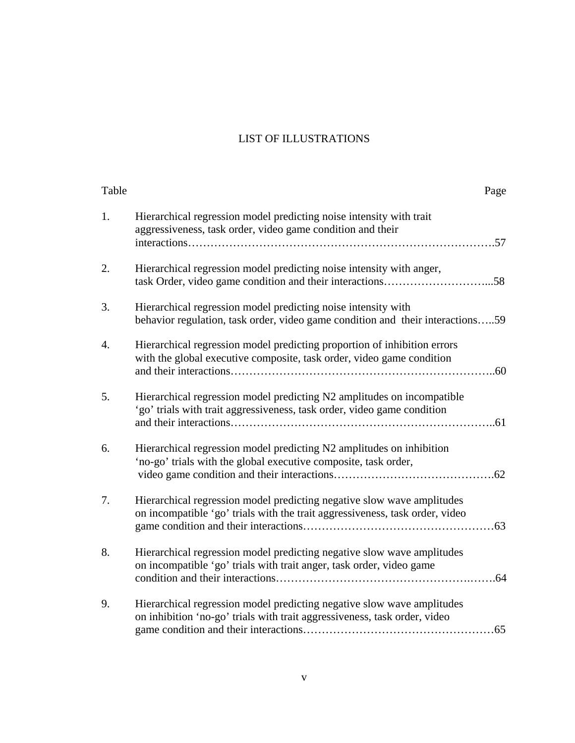# LIST OF ILLUSTRATIONS

| Table | | Page |
|---|---|---|
| 1. | Hierarchical regression model predicting noise intensity with trait aggressiveness, task order, video game condition and their interactions | 57 |
| 2. | Hierarchical regression model predicting noise intensity with anger, task Order, video game condition and their interactions | 58 |
| 3. | Hierarchical regression model predicting noise intensity with behavior regulation, task order, video game condition and their interactions | 59 |
| 4. | Hierarchical regression model predicting proportion of inhibition errors with the global executive composite, task order, video game condition and their interactions | 60 |
| 5. | Hierarchical regression model predicting N2 amplitudes on incompatible 'go' trials with trait aggressiveness, task order, video game condition and their interactions | 61 |
| 6. | Hierarchical regression model predicting N2 amplitudes on inhibition 'no-go' trials with the global executive composite, task order, video game condition and their interactions | 62 |
| 7. | Hierarchical regression model predicting negative slow wave amplitudes on incompatible 'go' trials with the trait aggressiveness, task order, video game condition and their interactions | 63 |
| 8. | Hierarchical regression model predicting negative slow wave amplitudes on incompatible 'go' trials with trait anger, task order, video game condition and their interactions | 64 |
| 9. | Hierarchical regression model predicting negative slow wave amplitudes on inhibition 'no-go' trials with trait aggressiveness, task order, video game condition and their interactions | 65 |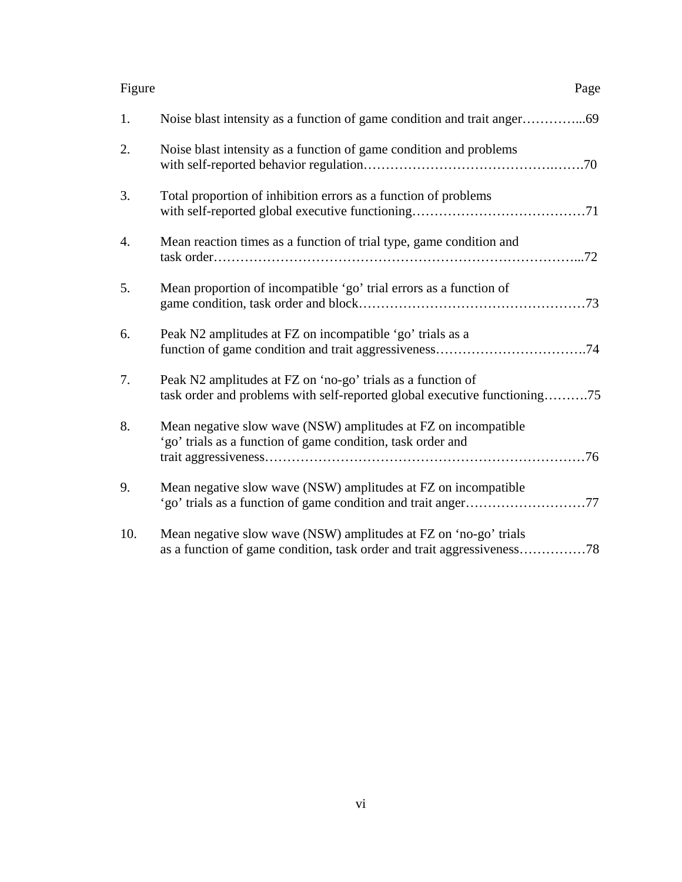| Figure | | Page |
|---|---|---|
| 1. | Noise blast intensity as a function of game condition and trait anger | 69 |
| 2. | Noise blast intensity as a function of game condition and problems with self-reported behavior regulation | 70 |
| 3. | Total proportion of inhibition errors as a function of problems with self-reported global executive functioning | 71 |
| 4. | Mean reaction times as a function of trial type, game condition and task order | 72 |
| 5. | Mean proportion of incompatible ‘go’ trial errors as a function of game condition, task order and block | 73 |
| 6. | Peak N2 amplitudes at FZ on incompatible ‘go’ trials as a function of game condition and trait aggressiveness | 74 |
| 7. | Peak N2 amplitudes at FZ on ‘no-go’ trials as a function of task order and problems with self-reported global executive functioning | 75 |
| 8. | Mean negative slow wave (NSW) amplitudes at FZ on incompatible ‘go’ trials as a function of game condition, task order and trait aggressiveness | 76 |
| 9. | Mean negative slow wave (NSW) amplitudes at FZ on incompatible ‘go’ trials as a function of game condition and trait anger | 77 |
| 10. | Mean negative slow wave (NSW) amplitudes at FZ on ‘no-go’ trials as a function of game condition, task order and trait aggressiveness | 78 |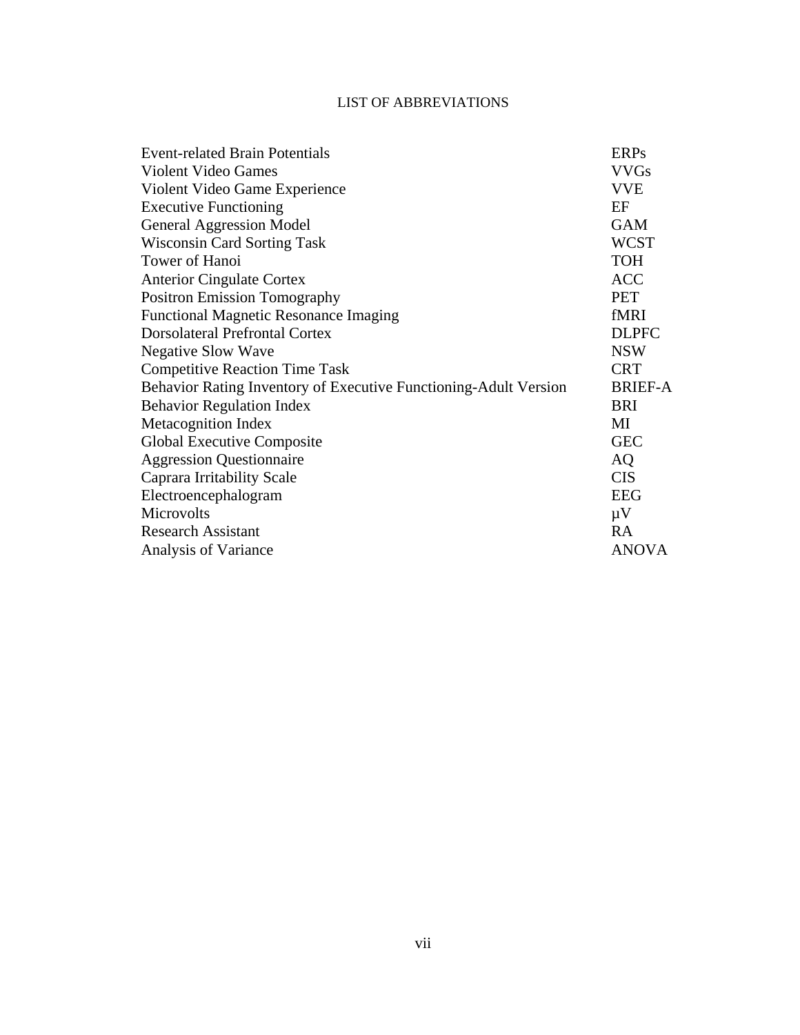# LIST OF ABBREVIATIONS

| | |
|---|---|
| Event-related Brain Potentials | ERPs |
| Violent Video Games | VVGs |
| Violent Video Game Experience | VVE |
| Executive Functioning | EF |
| General Aggression Model | GAM |
| Wisconsin Card Sorting Task | WCST |
| Tower of Hanoi | TOH |
| Anterior Cingulate Cortex | ACC |
| Positron Emission Tomography | PET |
| Functional Magnetic Resonance Imaging | fMRI |
| Dorsolateral Prefrontal Cortex | DLPFC |
| Negative Slow Wave | NSW |
| Competitive Reaction Time Task | CRT |
| Behavior Rating Inventory of Executive Functioning-Adult Version | BRIEF-A |
| Behavior Regulation Index | BRI |
| Metacognition Index | MI |
| Global Executive Composite | GEC |
| Aggression Questionnaire | AQ |
| Caprara Irritability Scale | CIS |
| Electroencephalogram | EEG |
| Microvolts | μV |
| Research Assistant | RA |
| Analysis of Variance | ANOVA |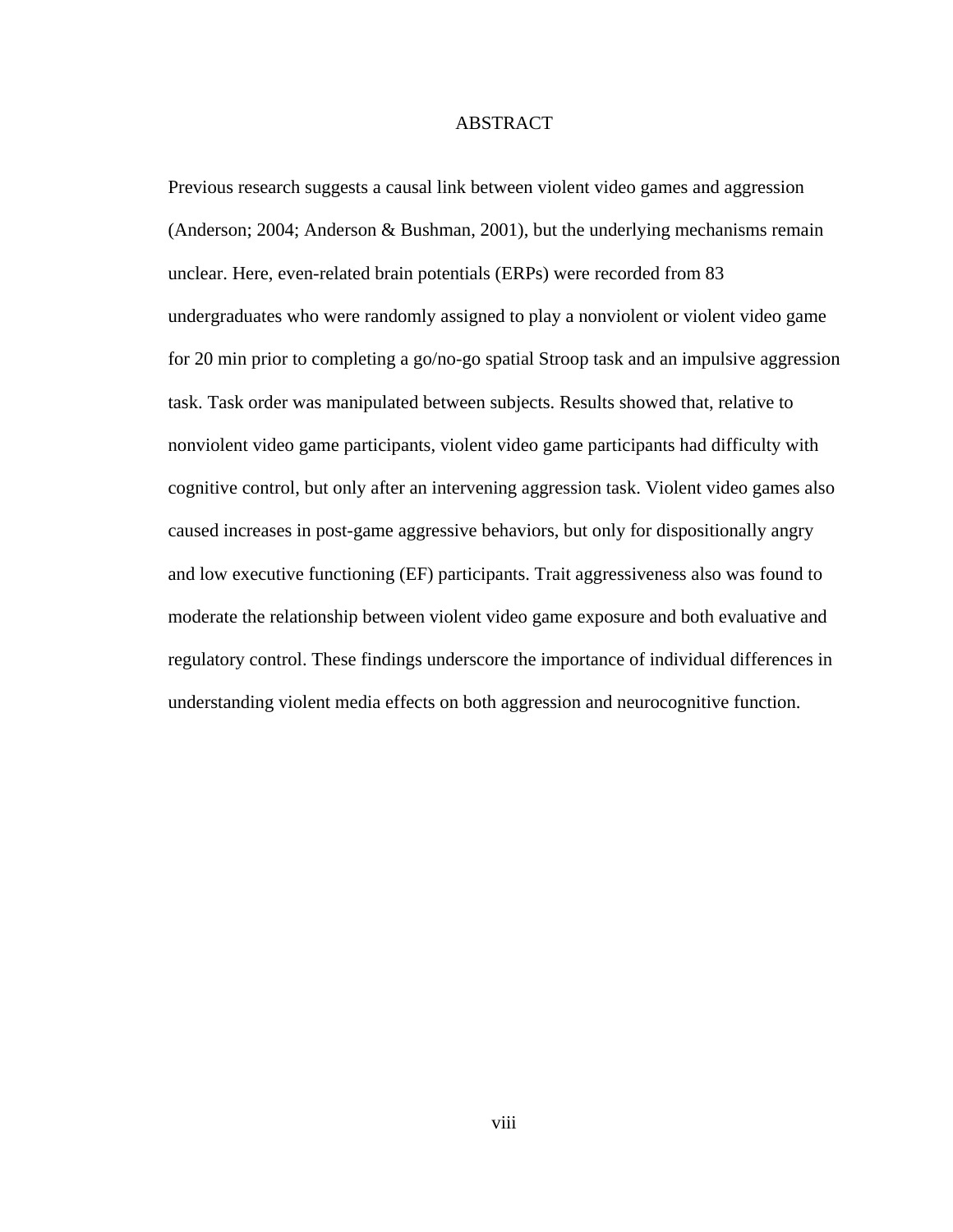# ABSTRACT

Previous research suggests a causal link between violent video games and aggression (Anderson; 2004; Anderson & Bushman, 2001), but the underlying mechanisms remain unclear. Here, even-related brain potentials (ERPs) were recorded from 83 undergraduates who were randomly assigned to play a nonviolent or violent video game for 20 min prior to completing a go/no-go spatial Stroop task and an impulsive aggression task. Task order was manipulated between subjects. Results showed that, relative to nonviolent video game participants, violent video game participants had difficulty with cognitive control, but only after an intervening aggression task. Violent video games also caused increases in post-game aggressive behaviors, but only for dispositionally angry and low executive functioning (EF) participants. Trait aggressiveness also was found to moderate the relationship between violent video game exposure and both evaluative and regulatory control. These findings underscore the importance of individual differences in understanding violent media effects on both aggression and neurocognitive function.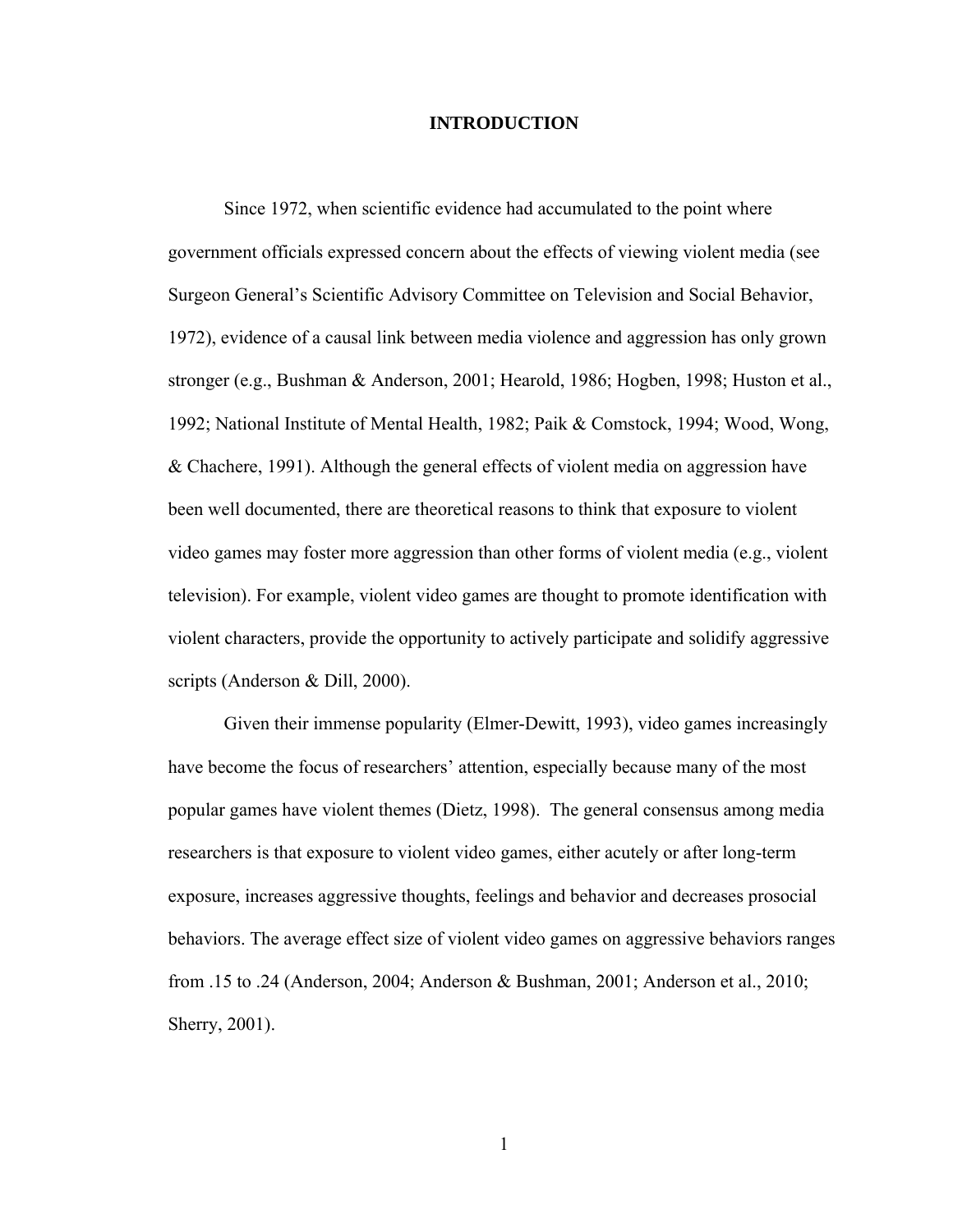# INTRODUCTION

Since 1972, when scientific evidence had accumulated to the point where government officials expressed concern about the effects of viewing violent media (see Surgeon General's Scientific Advisory Committee on Television and Social Behavior, 1972), evidence of a causal link between media violence and aggression has only grown stronger (e.g., Bushman & Anderson, 2001; Hearold, 1986; Hogben, 1998; Huston et al., 1992; National Institute of Mental Health, 1982; Paik & Comstock, 1994; Wood, Wong, & Chachere, 1991). Although the general effects of violent media on aggression have been well documented, there are theoretical reasons to think that exposure to violent video games may foster more aggression than other forms of violent media (e.g., violent television). For example, violent video games are thought to promote identification with violent characters, provide the opportunity to actively participate and solidify aggressive scripts (Anderson & Dill, 2000).

Given their immense popularity (Elmer-Dewitt, 1993), video games increasingly have become the focus of researchers' attention, especially because many of the most popular games have violent themes (Dietz, 1998). The general consensus among media researchers is that exposure to violent video games, either acutely or after long-term exposure, increases aggressive thoughts, feelings and behavior and decreases prosocial behaviors. The average effect size of violent video games on aggressive behaviors ranges from .15 to .24 (Anderson, 2004; Anderson & Bushman, 2001; Anderson et al., 2010; Sherry, 2001).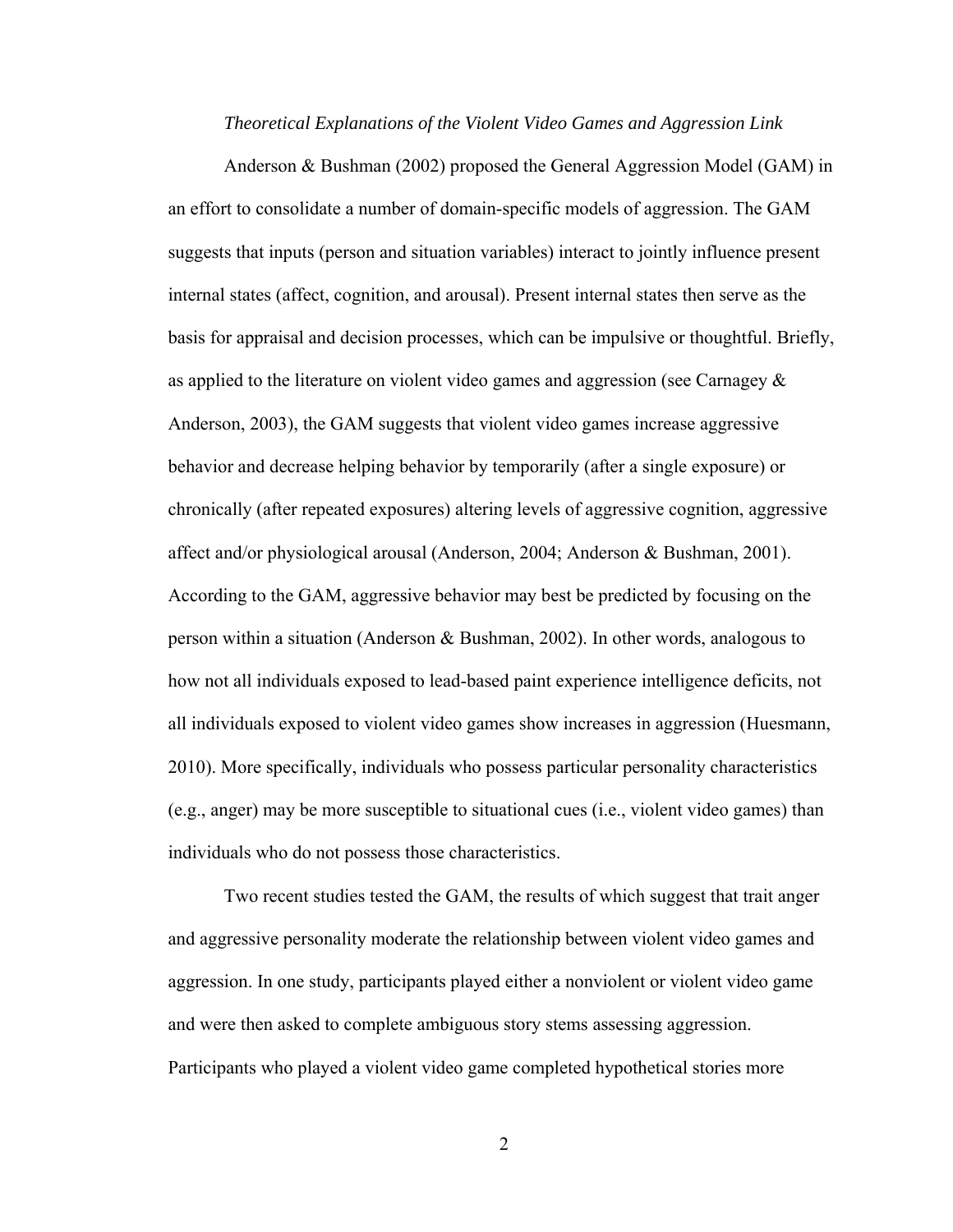### *Theoretical Explanations of the Violent Video Games and Aggression Link*

Anderson & Bushman (2002) proposed the General Aggression Model (GAM) in an effort to consolidate a number of domain-specific models of aggression. The GAM suggests that inputs (person and situation variables) interact to jointly influence present internal states (affect, cognition, and arousal). Present internal states then serve as the basis for appraisal and decision processes, which can be impulsive or thoughtful. Briefly, as applied to the literature on violent video games and aggression (see Carnagey & Anderson, 2003), the GAM suggests that violent video games increase aggressive behavior and decrease helping behavior by temporarily (after a single exposure) or chronically (after repeated exposures) altering levels of aggressive cognition, aggressive affect and/or physiological arousal (Anderson, 2004; Anderson & Bushman, 2001). According to the GAM, aggressive behavior may best be predicted by focusing on the person within a situation (Anderson & Bushman, 2002). In other words, analogous to how not all individuals exposed to lead-based paint experience intelligence deficits, not all individuals exposed to violent video games show increases in aggression (Huesmann, 2010). More specifically, individuals who possess particular personality characteristics (e.g., anger) may be more susceptible to situational cues (i.e., violent video games) than individuals who do not possess those characteristics.

Two recent studies tested the GAM, the results of which suggest that trait anger and aggressive personality moderate the relationship between violent video games and aggression. In one study, participants played either a nonviolent or violent video game and were then asked to complete ambiguous story stems assessing aggression. Participants who played a violent video game completed hypothetical stories more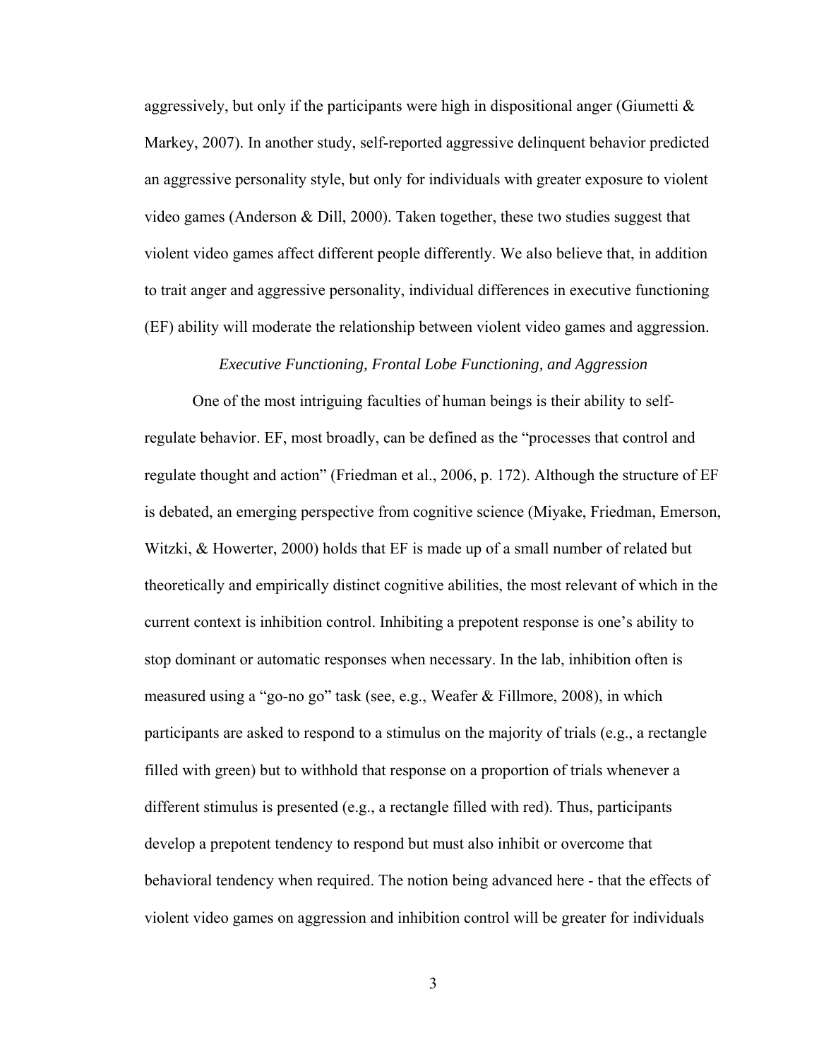aggressively, but only if the participants were high in dispositional anger (Giumetti & Markey, 2007). In another study, self-reported aggressive delinquent behavior predicted an aggressive personality style, but only for individuals with greater exposure to violent video games (Anderson & Dill, 2000). Taken together, these two studies suggest that violent video games affect different people differently. We also believe that, in addition to trait anger and aggressive personality, individual differences in executive functioning (EF) ability will moderate the relationship between violent video games and aggression.

### *Executive Functioning, Frontal Lobe Functioning, and Aggression*

One of the most intriguing faculties of human beings is their ability to self-regulate behavior. EF, most broadly, can be defined as the "processes that control and regulate thought and action" (Friedman et al., 2006, p. 172). Although the structure of EF is debated, an emerging perspective from cognitive science (Miyake, Friedman, Emerson, Witzki, & Howerter, 2000) holds that EF is made up of a small number of related but theoretically and empirically distinct cognitive abilities, the most relevant of which in the current context is inhibition control. Inhibiting a prepotent response is one's ability to stop dominant or automatic responses when necessary. In the lab, inhibition often is measured using a "go-no go" task (see, e.g., Weafer & Fillmore, 2008), in which participants are asked to respond to a stimulus on the majority of trials (e.g., a rectangle filled with green) but to withhold that response on a proportion of trials whenever a different stimulus is presented (e.g., a rectangle filled with red). Thus, participants develop a prepotent tendency to respond but must also inhibit or overcome that behavioral tendency when required. The notion being advanced here - that the effects of violent video games on aggression and inhibition control will be greater for individuals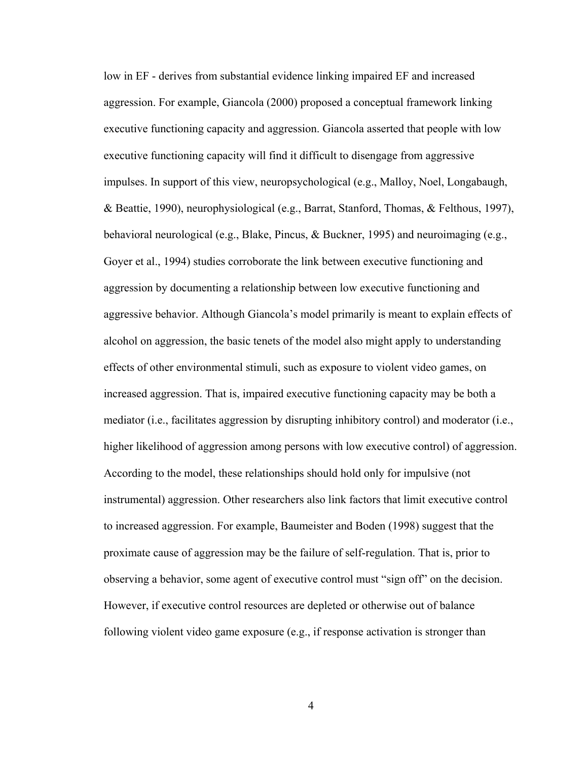low in EF - derives from substantial evidence linking impaired EF and increased aggression. For example, Giancola (2000) proposed a conceptual framework linking executive functioning capacity and aggression. Giancola asserted that people with low executive functioning capacity will find it difficult to disengage from aggressive impulses. In support of this view, neuropsychological (e.g., Malloy, Noel, Longabaugh, & Beattie, 1990), neurophysiological (e.g., Barrat, Stanford, Thomas, & Felthous, 1997), behavioral neurological (e.g., Blake, Pincus, & Buckner, 1995) and neuroimaging (e.g., Goyer et al., 1994) studies corroborate the link between executive functioning and aggression by documenting a relationship between low executive functioning and aggressive behavior. Although Giancola's model primarily is meant to explain effects of alcohol on aggression, the basic tenets of the model also might apply to understanding effects of other environmental stimuli, such as exposure to violent video games, on increased aggression. That is, impaired executive functioning capacity may be both a mediator (i.e., facilitates aggression by disrupting inhibitory control) and moderator (i.e., higher likelihood of aggression among persons with low executive control) of aggression. According to the model, these relationships should hold only for impulsive (not instrumental) aggression. Other researchers also link factors that limit executive control to increased aggression. For example, Baumeister and Boden (1998) suggest that the proximate cause of aggression may be the failure of self-regulation. That is, prior to observing a behavior, some agent of executive control must "sign off" on the decision. However, if executive control resources are depleted or otherwise out of balance following violent video game exposure (e.g., if response activation is stronger than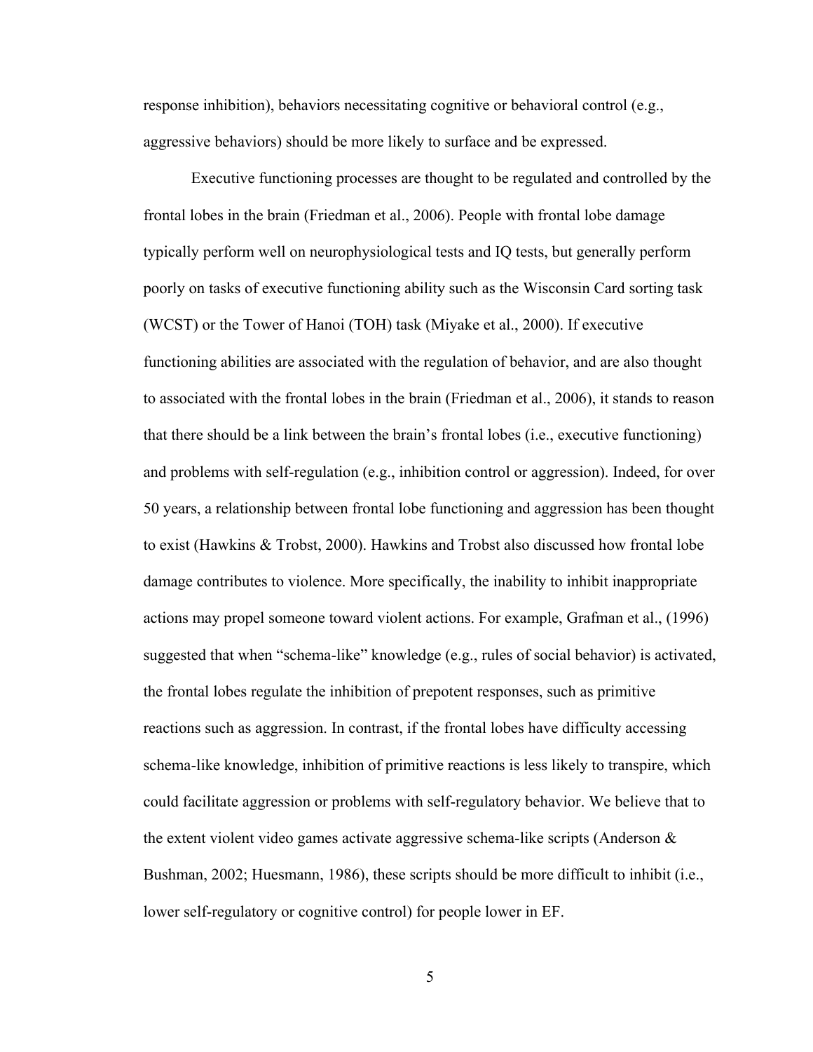response inhibition), behaviors necessitating cognitive or behavioral control (e.g., aggressive behaviors) should be more likely to surface and be expressed.

Executive functioning processes are thought to be regulated and controlled by the frontal lobes in the brain (Friedman et al., 2006). People with frontal lobe damage typically perform well on neurophysiological tests and IQ tests, but generally perform poorly on tasks of executive functioning ability such as the Wisconsin Card sorting task (WCST) or the Tower of Hanoi (TOH) task (Miyake et al., 2000). If executive functioning abilities are associated with the regulation of behavior, and are also thought to associated with the frontal lobes in the brain (Friedman et al., 2006), it stands to reason that there should be a link between the brain's frontal lobes (i.e., executive functioning) and problems with self-regulation (e.g., inhibition control or aggression). Indeed, for over 50 years, a relationship between frontal lobe functioning and aggression has been thought to exist (Hawkins & Trobst, 2000). Hawkins and Trobst also discussed how frontal lobe damage contributes to violence. More specifically, the inability to inhibit inappropriate actions may propel someone toward violent actions. For example, Grafman et al., (1996) suggested that when "schema-like" knowledge (e.g., rules of social behavior) is activated, the frontal lobes regulate the inhibition of prepotent responses, such as primitive reactions such as aggression. In contrast, if the frontal lobes have difficulty accessing schema-like knowledge, inhibition of primitive reactions is less likely to transpire, which could facilitate aggression or problems with self-regulatory behavior. We believe that to the extent violent video games activate aggressive schema-like scripts (Anderson & Bushman, 2002; Huesmann, 1986), these scripts should be more difficult to inhibit (i.e., lower self-regulatory or cognitive control) for people lower in EF.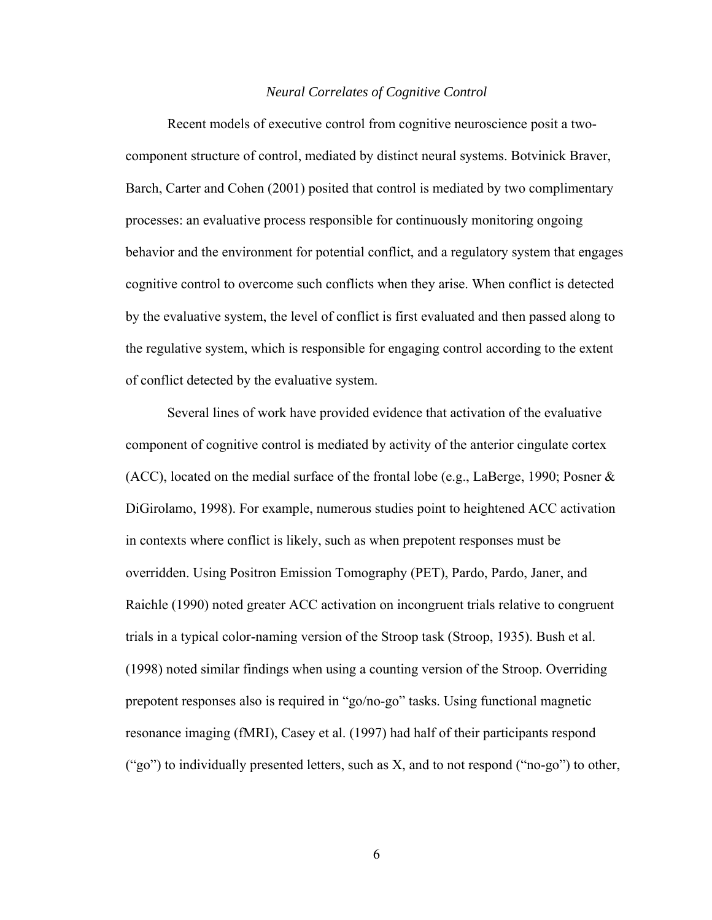### *Neural Correlates of Cognitive Control*

Recent models of executive control from cognitive neuroscience posit a two-component structure of control, mediated by distinct neural systems. Botvinick Braver, Barch, Carter and Cohen (2001) posited that control is mediated by two complimentary processes: an evaluative process responsible for continuously monitoring ongoing behavior and the environment for potential conflict, and a regulatory system that engages cognitive control to overcome such conflicts when they arise. When conflict is detected by the evaluative system, the level of conflict is first evaluated and then passed along to the regulative system, which is responsible for engaging control according to the extent of conflict detected by the evaluative system.

Several lines of work have provided evidence that activation of the evaluative component of cognitive control is mediated by activity of the anterior cingulate cortex (ACC), located on the medial surface of the frontal lobe (e.g., LaBerge, 1990; Posner & DiGirolamo, 1998). For example, numerous studies point to heightened ACC activation in contexts where conflict is likely, such as when prepotent responses must be overridden. Using Positron Emission Tomography (PET), Pardo, Pardo, Janer, and Raichle (1990) noted greater ACC activation on incongruent trials relative to congruent trials in a typical color-naming version of the Stroop task (Stroop, 1935). Bush et al. (1998) noted similar findings when using a counting version of the Stroop. Overriding prepotent responses also is required in "go/no-go" tasks. Using functional magnetic resonance imaging (fMRI), Casey et al. (1997) had half of their participants respond ("go") to individually presented letters, such as X, and to not respond ("no-go") to other,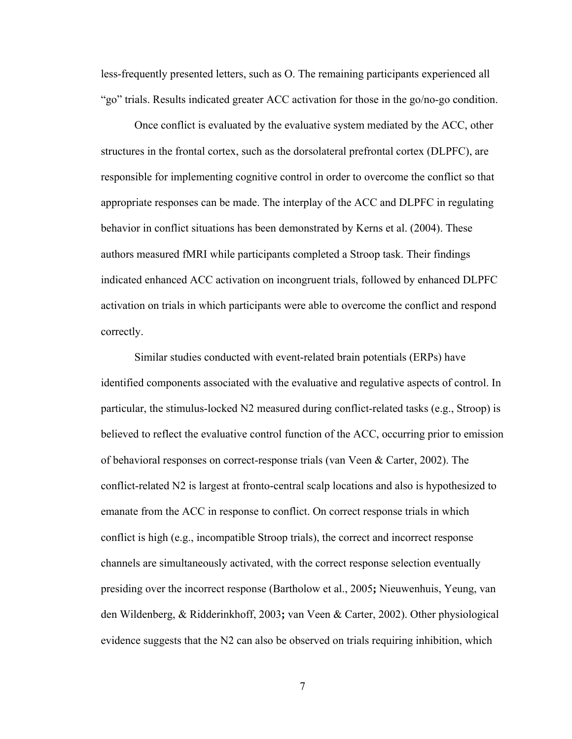less-frequently presented letters, such as O. The remaining participants experienced all "go" trials. Results indicated greater ACC activation for those in the go/no-go condition.

Once conflict is evaluated by the evaluative system mediated by the ACC, other structures in the frontal cortex, such as the dorsolateral prefrontal cortex (DLPFC), are responsible for implementing cognitive control in order to overcome the conflict so that appropriate responses can be made. The interplay of the ACC and DLPFC in regulating behavior in conflict situations has been demonstrated by Kerns et al. (2004). These authors measured fMRI while participants completed a Stroop task. Their findings indicated enhanced ACC activation on incongruent trials, followed by enhanced DLPFC activation on trials in which participants were able to overcome the conflict and respond correctly.

Similar studies conducted with event-related brain potentials (ERPs) have identified components associated with the evaluative and regulative aspects of control. In particular, the stimulus-locked N2 measured during conflict-related tasks (e.g., Stroop) is believed to reflect the evaluative control function of the ACC, occurring prior to emission of behavioral responses on correct-response trials (van Veen & Carter, 2002). The conflict-related N2 is largest at fronto-central scalp locations and also is hypothesized to emanate from the ACC in response to conflict. On correct response trials in which conflict is high (e.g., incompatible Stroop trials), the correct and incorrect response channels are simultaneously activated, with the correct response selection eventually presiding over the incorrect response (Bartholow et al., 2005**;** Nieuwenhuis, Yeung, van den Wildenberg, & Ridderinkhoff, 2003**;** van Veen & Carter, 2002). Other physiological evidence suggests that the N2 can also be observed on trials requiring inhibition, which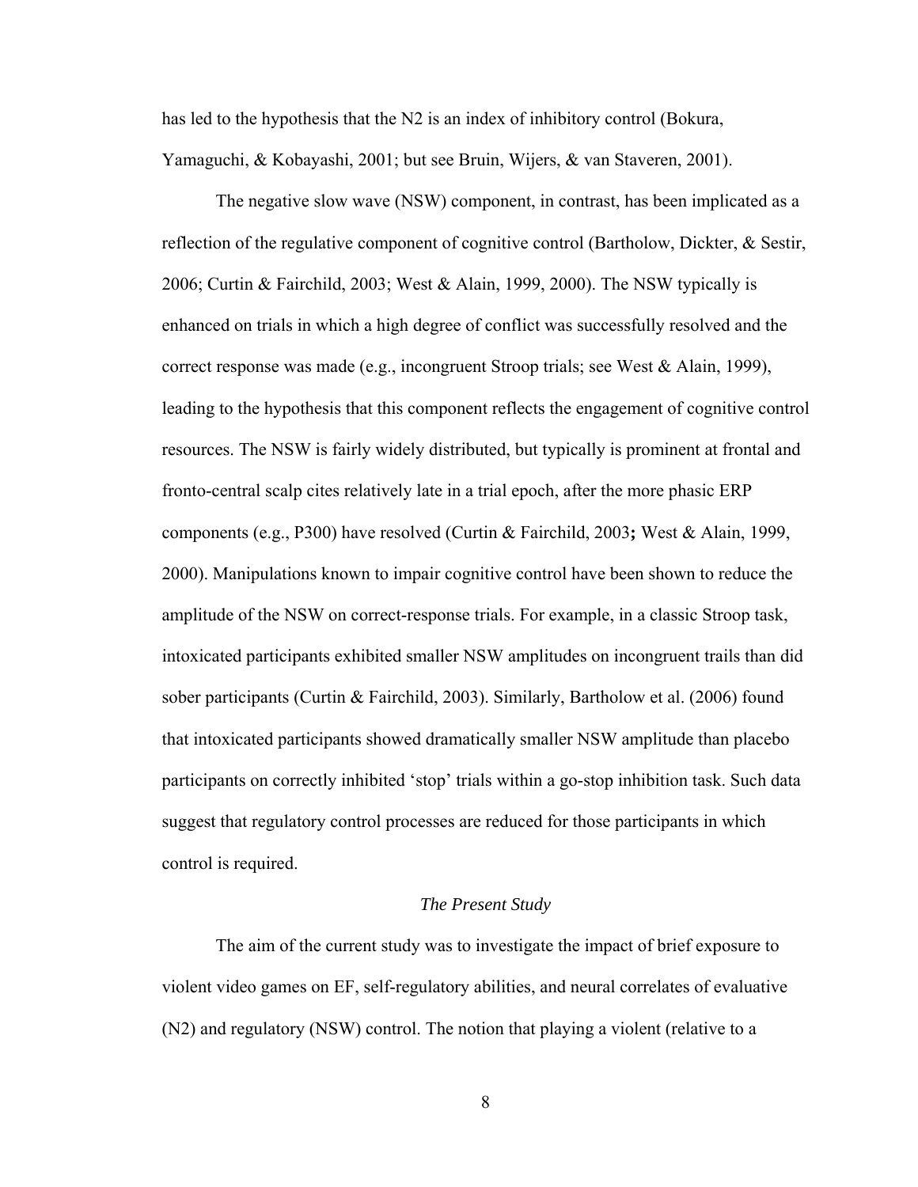has led to the hypothesis that the N2 is an index of inhibitory control (Bokura, Yamaguchi, & Kobayashi, 2001; but see Bruin, Wijers, & van Staveren, 2001).

The negative slow wave (NSW) component, in contrast, has been implicated as a reflection of the regulative component of cognitive control (Bartholow, Dickter, & Sestir, 2006; Curtin & Fairchild, 2003; West & Alain, 1999, 2000). The NSW typically is enhanced on trials in which a high degree of conflict was successfully resolved and the correct response was made (e.g., incongruent Stroop trials; see West & Alain, 1999), leading to the hypothesis that this component reflects the engagement of cognitive control resources. The NSW is fairly widely distributed, but typically is prominent at frontal and fronto-central scalp cites relatively late in a trial epoch, after the more phasic ERP components (e.g., P300) have resolved (Curtin & Fairchild, 2003**;** West & Alain, 1999, 2000). Manipulations known to impair cognitive control have been shown to reduce the amplitude of the NSW on correct-response trials. For example, in a classic Stroop task, intoxicated participants exhibited smaller NSW amplitudes on incongruent trails than did sober participants (Curtin & Fairchild, 2003). Similarly, Bartholow et al. (2006) found that intoxicated participants showed dramatically smaller NSW amplitude than placebo participants on correctly inhibited 'stop' trials within a go-stop inhibition task. Such data suggest that regulatory control processes are reduced for those participants in which control is required.

### *The Present Study*

The aim of the current study was to investigate the impact of brief exposure to violent video games on EF, self-regulatory abilities, and neural correlates of evaluative (N2) and regulatory (NSW) control. The notion that playing a violent (relative to a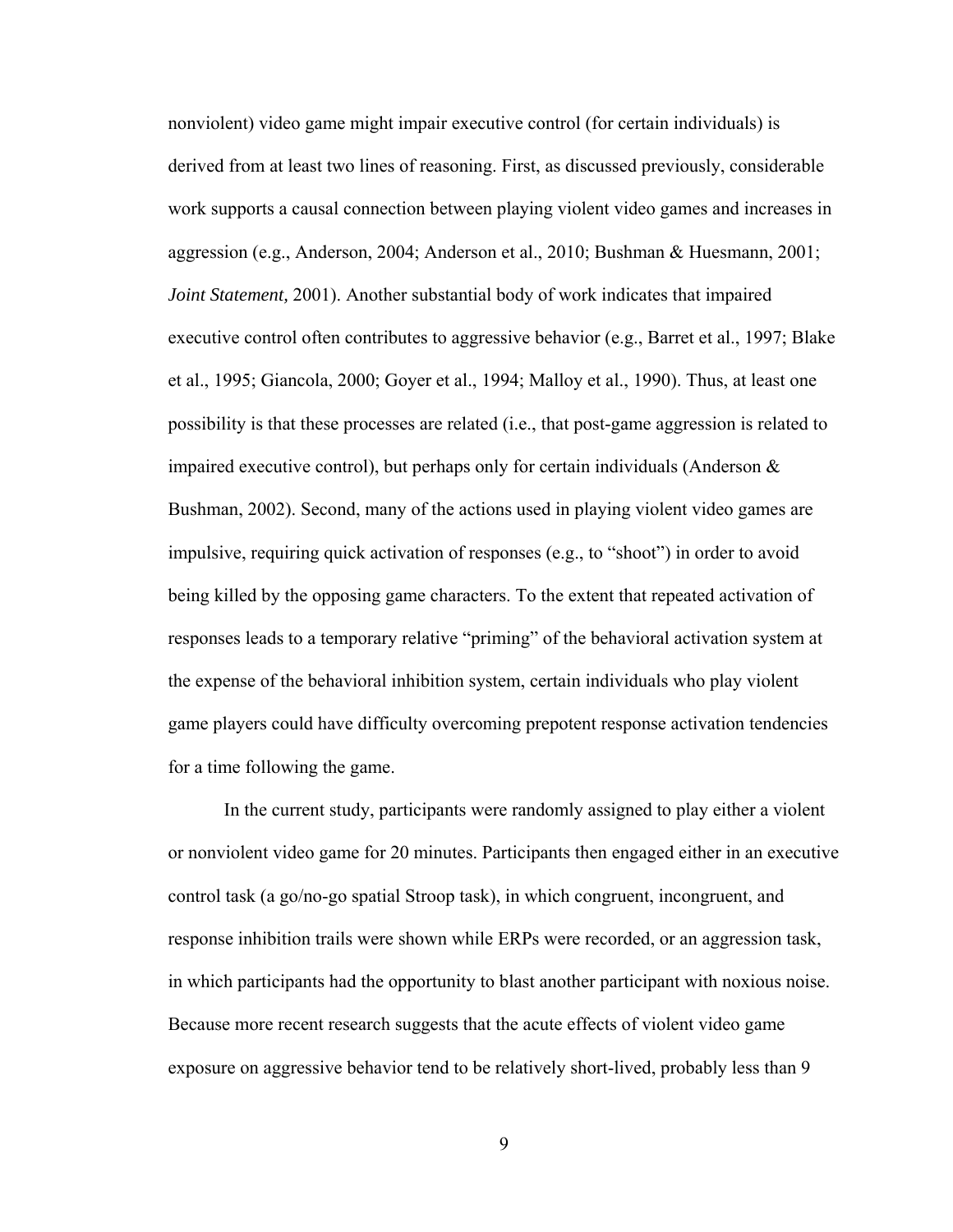nonviolent) video game might impair executive control (for certain individuals) is derived from at least two lines of reasoning. First, as discussed previously, considerable work supports a causal connection between playing violent video games and increases in aggression (e.g., Anderson, 2004; Anderson et al., 2010; Bushman & Huesmann, 2001; *Joint Statement,* 2001). Another substantial body of work indicates that impaired executive control often contributes to aggressive behavior (e.g., Barret et al., 1997; Blake et al., 1995; Giancola, 2000; Goyer et al., 1994; Malloy et al., 1990). Thus, at least one possibility is that these processes are related (i.e., that post-game aggression is related to impaired executive control), but perhaps only for certain individuals (Anderson & Bushman, 2002). Second, many of the actions used in playing violent video games are impulsive, requiring quick activation of responses (e.g., to "shoot") in order to avoid being killed by the opposing game characters. To the extent that repeated activation of responses leads to a temporary relative "priming" of the behavioral activation system at the expense of the behavioral inhibition system, certain individuals who play violent game players could have difficulty overcoming prepotent response activation tendencies for a time following the game.

In the current study, participants were randomly assigned to play either a violent or nonviolent video game for 20 minutes. Participants then engaged either in an executive control task (a go/no-go spatial Stroop task), in which congruent, incongruent, and response inhibition trails were shown while ERPs were recorded, or an aggression task, in which participants had the opportunity to blast another participant with noxious noise. Because more recent research suggests that the acute effects of violent video game exposure on aggressive behavior tend to be relatively short-lived, probably less than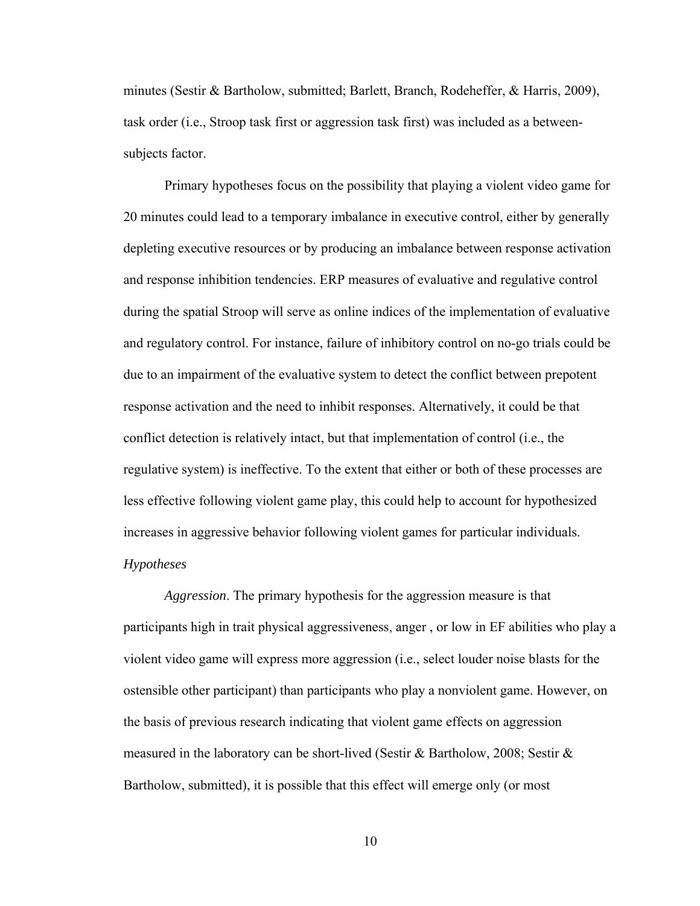minutes (Sestir & Bartholow, submitted; Barlett, Branch, Rodeheffer, & Harris, 2009), task order (i.e., Stroop task first or aggression task first) was included as a between-subjects factor.

Primary hypotheses focus on the possibility that playing a violent video game for 20 minutes could lead to a temporary imbalance in executive control, either by generally depleting executive resources or by producing an imbalance between response activation and response inhibition tendencies. ERP measures of evaluative and regulative control during the spatial Stroop will serve as online indices of the implementation of evaluative and regulatory control. For instance, failure of inhibitory control on no-go trials could be due to an impairment of the evaluative system to detect the conflict between prepotent response activation and the need to inhibit responses. Alternatively, it could be that conflict detection is relatively intact, but that implementation of control (i.e., the regulative system) is ineffective. To the extent that either or both of these processes are less effective following violent game play, this could help to account for hypothesized increases in aggressive behavior following violent games for particular individuals.

*Hypotheses*

*Aggression*. The primary hypothesis for the aggression measure is that participants high in trait physical aggressiveness, anger , or low in EF abilities who play a violent video game will express more aggression (i.e., select louder noise blasts for the ostensible other participant) than participants who play a nonviolent game. However, on the basis of previous research indicating that violent game effects on aggression measured in the laboratory can be short-lived (Sestir & Bartholow, 2008; Sestir & Bartholow, submitted), it is possible that this effect will emerge only (or most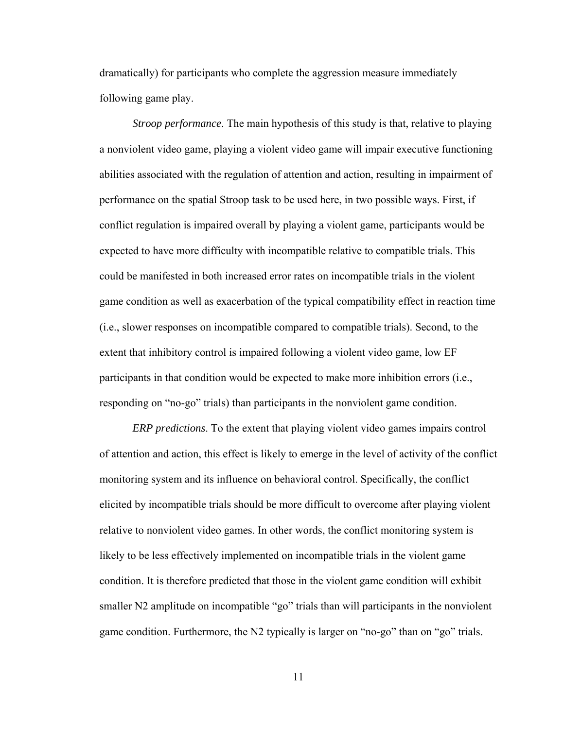dramatically) for participants who complete the aggression measure immediately following game play.

*Stroop performance*. The main hypothesis of this study is that, relative to playing a nonviolent video game, playing a violent video game will impair executive functioning abilities associated with the regulation of attention and action, resulting in impairment of performance on the spatial Stroop task to be used here, in two possible ways. First, if conflict regulation is impaired overall by playing a violent game, participants would be expected to have more difficulty with incompatible relative to compatible trials. This could be manifested in both increased error rates on incompatible trials in the violent game condition as well as exacerbation of the typical compatibility effect in reaction time (i.e., slower responses on incompatible compared to compatible trials). Second, to the extent that inhibitory control is impaired following a violent video game, low EF participants in that condition would be expected to make more inhibition errors (i.e., responding on "no-go" trials) than participants in the nonviolent game condition.

*ERP predictions*. To the extent that playing violent video games impairs control of attention and action, this effect is likely to emerge in the level of activity of the conflict monitoring system and its influence on behavioral control. Specifically, the conflict elicited by incompatible trials should be more difficult to overcome after playing violent relative to nonviolent video games. In other words, the conflict monitoring system is likely to be less effectively implemented on incompatible trials in the violent game condition. It is therefore predicted that those in the violent game condition will exhibit smaller N2 amplitude on incompatible "go" trials than will participants in the nonviolent game condition. Furthermore, the N2 typically is larger on "no-go" than on "go" trials.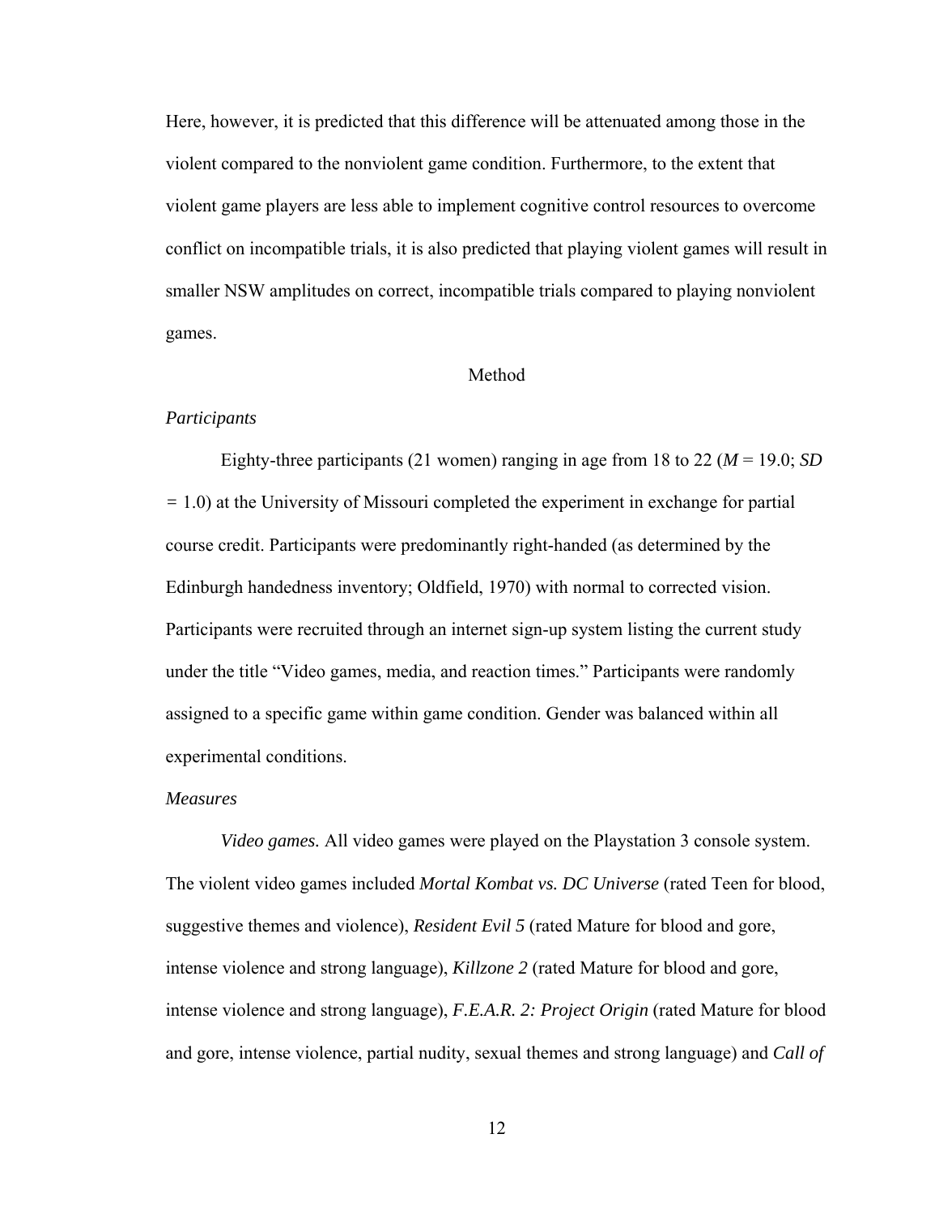Here, however, it is predicted that this difference will be attenuated among those in the violent compared to the nonviolent game condition. Furthermore, to the extent that violent game players are less able to implement cognitive control resources to overcome conflict on incompatible trials, it is also predicted that playing violent games will result in smaller NSW amplitudes on correct, incompatible trials compared to playing nonviolent games.

## Method

### *Participants*

Eighty-three participants (21 women) ranging in age from 18 to 22 (*M* = 19.0; *SD* = 1.0) at the University of Missouri completed the experiment in exchange for partial course credit. Participants were predominantly right-handed (as determined by the Edinburgh handedness inventory; Oldfield, 1970) with normal to corrected vision. Participants were recruited through an internet sign-up system listing the current study under the title "Video games, media, and reaction times." Participants were randomly assigned to a specific game within game condition. Gender was balanced within all experimental conditions.

### *Measures*

*Video games.* All video games were played on the Playstation 3 console system. The violent video games included *Mortal Kombat vs. DC Universe* (rated Teen for blood, suggestive themes and violence), *Resident Evil 5* (rated Mature for blood and gore, intense violence and strong language), *Killzone 2* (rated Mature for blood and gore, intense violence and strong language), *F.E.A.R. 2: Project Origin* (rated Mature for blood and gore, intense violence, partial nudity, sexual themes and strong language) and *Call of*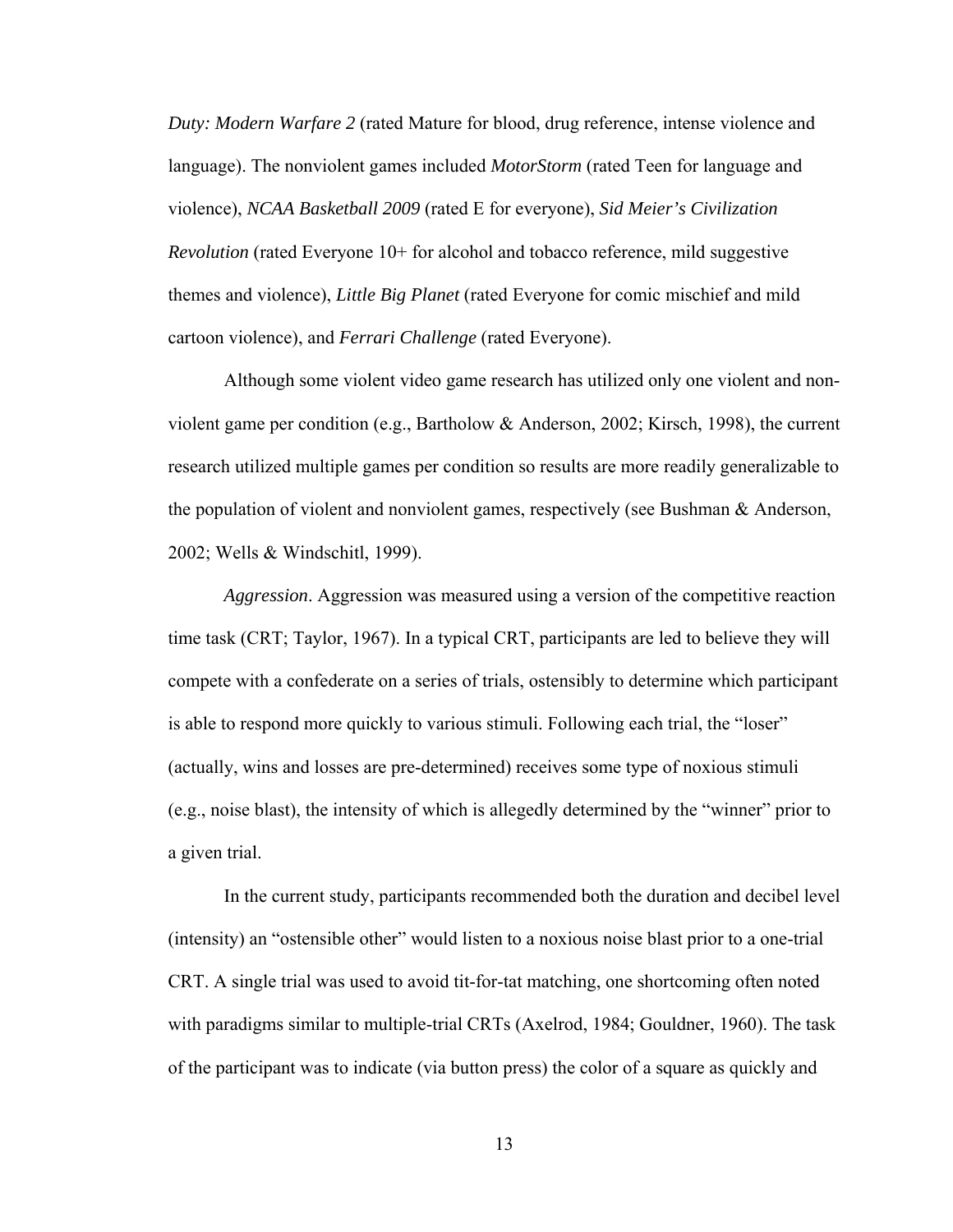*Duty: Modern Warfare 2* (rated Mature for blood, drug reference, intense violence and language). The nonviolent games included *MotorStorm* (rated Teen for language and violence), *NCAA Basketball 2009* (rated E for everyone), *Sid Meier's Civilization Revolution* (rated Everyone 10+ for alcohol and tobacco reference, mild suggestive themes and violence), *Little Big Planet* (rated Everyone for comic mischief and mild cartoon violence), and *Ferrari Challenge* (rated Everyone).

Although some violent video game research has utilized only one violent and non-violent game per condition (e.g., Bartholow & Anderson, 2002; Kirsch, 1998), the current research utilized multiple games per condition so results are more readily generalizable to the population of violent and nonviolent games, respectively (see Bushman & Anderson, 2002; Wells & Windschitl, 1999).

*Aggression*. Aggression was measured using a version of the competitive reaction time task (CRT; Taylor, 1967). In a typical CRT, participants are led to believe they will compete with a confederate on a series of trials, ostensibly to determine which participant is able to respond more quickly to various stimuli. Following each trial, the "loser" (actually, wins and losses are pre-determined) receives some type of noxious stimuli (e.g., noise blast), the intensity of which is allegedly determined by the "winner" prior to a given trial.

In the current study, participants recommended both the duration and decibel level (intensity) an "ostensible other" would listen to a noxious noise blast prior to a one-trial CRT. A single trial was used to avoid tit-for-tat matching, one shortcoming often noted with paradigms similar to multiple-trial CRTs (Axelrod, 1984; Gouldner, 1960). The task of the participant was to indicate (via button press) the color of a square as quickly and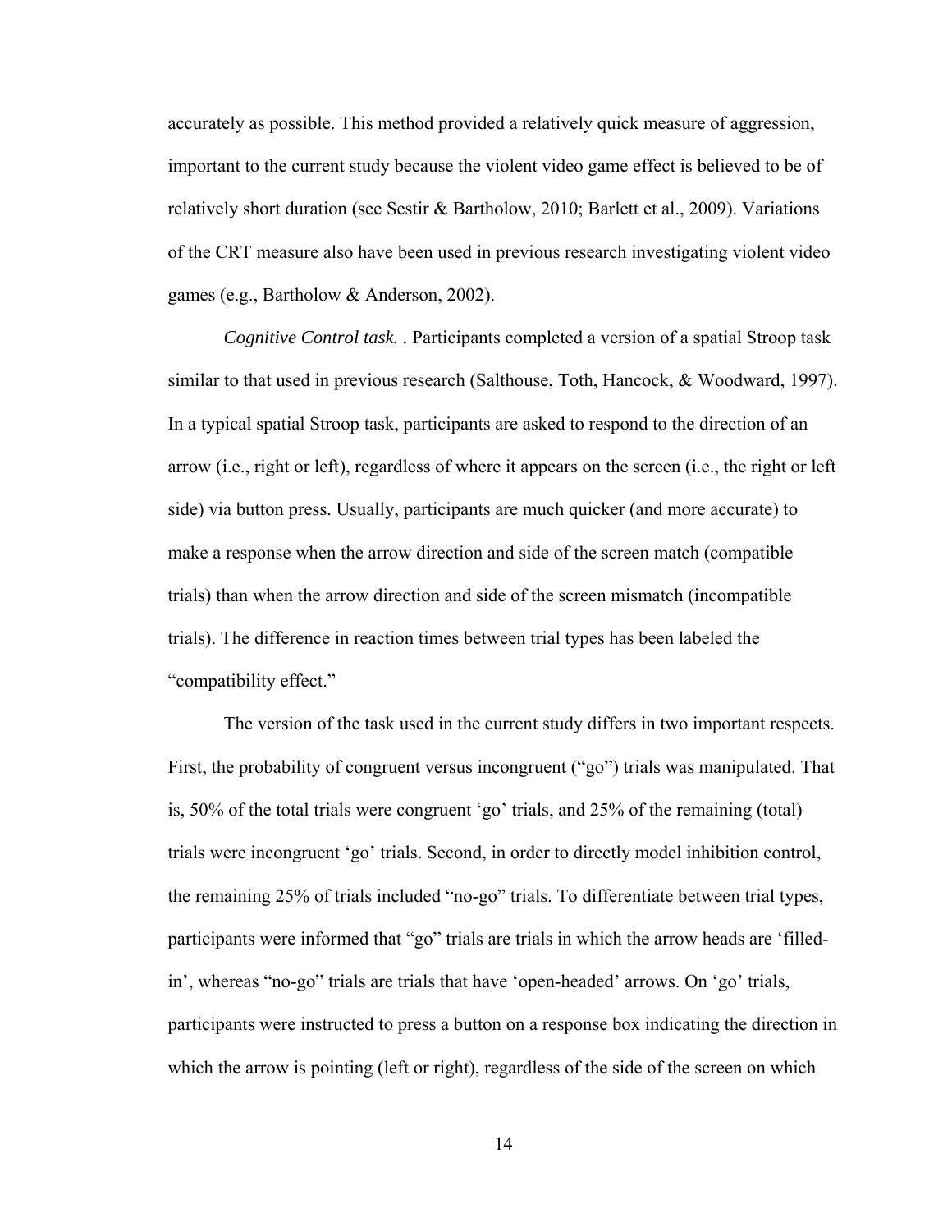accurately as possible. This method provided a relatively quick measure of aggression, important to the current study because the violent video game effect is believed to be of relatively short duration (see Sestir & Bartholow, 2010; Barlett et al., 2009). Variations of the CRT measure also have been used in previous research investigating violent video games (e.g., Bartholow & Anderson, 2002).

*Cognitive Control task.* . Participants completed a version of a spatial Stroop task similar to that used in previous research (Salthouse, Toth, Hancock, & Woodward, 1997). In a typical spatial Stroop task, participants are asked to respond to the direction of an arrow (i.e., right or left), regardless of where it appears on the screen (i.e., the right or left side) via button press. Usually, participants are much quicker (and more accurate) to make a response when the arrow direction and side of the screen match (compatible trials) than when the arrow direction and side of the screen mismatch (incompatible trials). The difference in reaction times between trial types has been labeled the "compatibility effect."

The version of the task used in the current study differs in two important respects. First, the probability of congruent versus incongruent ("go") trials was manipulated. That is, 50% of the total trials were congruent 'go' trials, and 25% of the remaining (total) trials were incongruent 'go' trials. Second, in order to directly model inhibition control, the remaining 25% of trials included "no-go" trials. To differentiate between trial types, participants were informed that "go" trials are trials in which the arrow heads are 'filled-in', whereas "no-go" trials are trials that have 'open-headed' arrows. On 'go' trials, participants were instructed to press a button on a response box indicating the direction in which the arrow is pointing (left or right), regardless of the side of the screen on which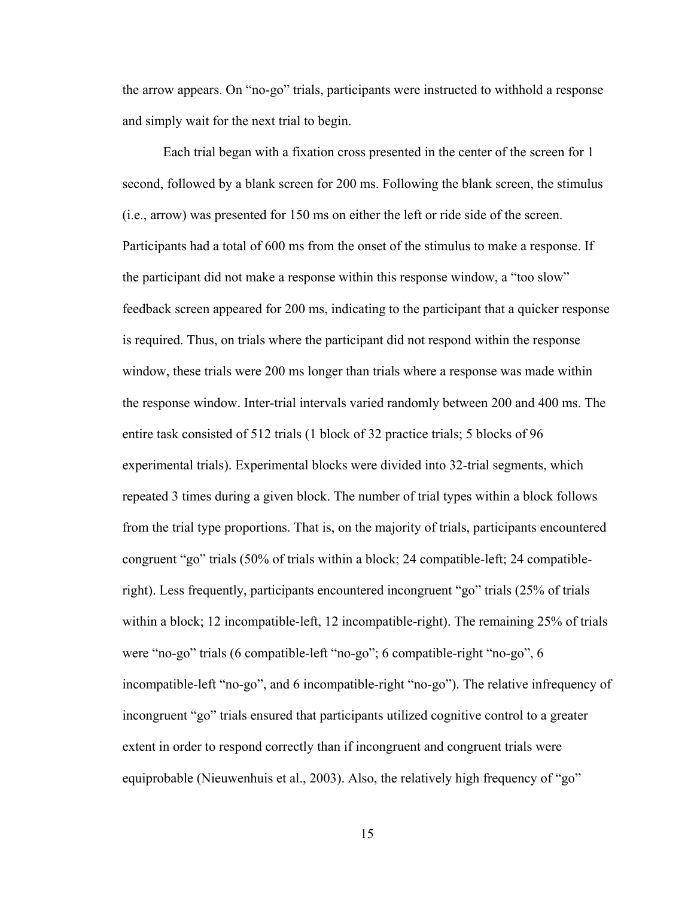the arrow appears. On "no-go" trials, participants were instructed to withhold a response and simply wait for the next trial to begin.

Each trial began with a fixation cross presented in the center of the screen for 1 second, followed by a blank screen for 200 ms. Following the blank screen, the stimulus (i.e., arrow) was presented for 150 ms on either the left or ride side of the screen. Participants had a total of 600 ms from the onset of the stimulus to make a response. If the participant did not make a response within this response window, a "too slow" feedback screen appeared for 200 ms, indicating to the participant that a quicker response is required. Thus, on trials where the participant did not respond within the response window, these trials were 200 ms longer than trials where a response was made within the response window. Inter-trial intervals varied randomly between 200 and 400 ms. The entire task consisted of 512 trials (1 block of 32 practice trials; 5 blocks of 96 experimental trials). Experimental blocks were divided into 32-trial segments, which repeated 3 times during a given block. The number of trial types within a block follows from the trial type proportions. That is, on the majority of trials, participants encountered congruent "go" trials (50% of trials within a block; 24 compatible-left; 24 compatible-right). Less frequently, participants encountered incongruent "go" trials (25% of trials within a block; 12 incompatible-left, 12 incompatible-right). The remaining 25% of trials were "no-go" trials (6 compatible-left "no-go"; 6 compatible-right "no-go", 6 incompatible-left "no-go", and 6 incompatible-right "no-go"). The relative infrequency of incongruent "go" trials ensured that participants utilized cognitive control to a greater extent in order to respond correctly than if incongruent and congruent trials were equiprobable (Nieuwenhuis et al., 2003). Also, the relatively high frequency of "go"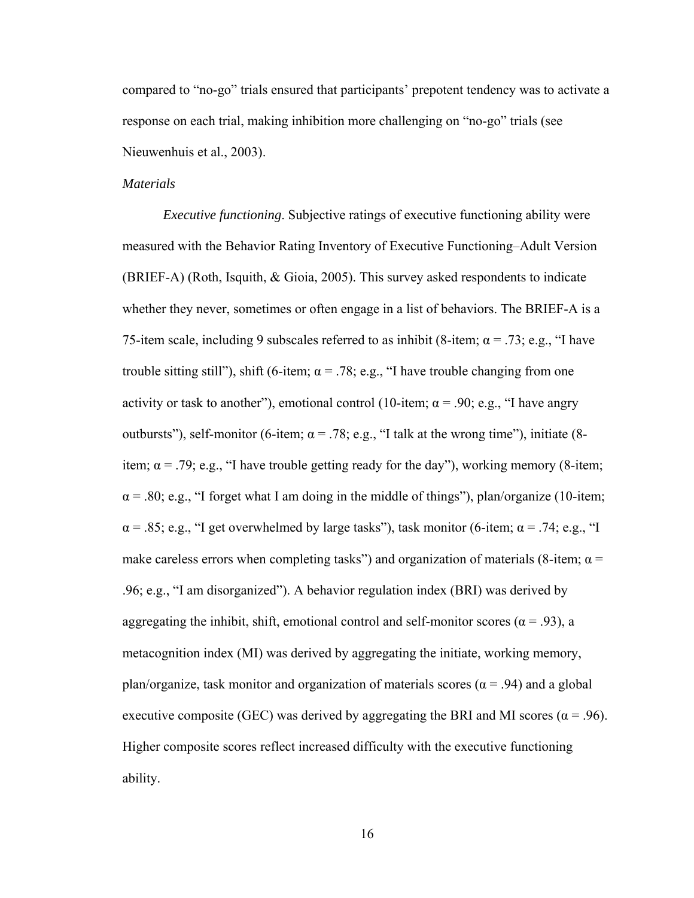compared to “no-go” trials ensured that participants’ prepotent tendency was to activate a response on each trial, making inhibition more challenging on “no-go” trials (see Nieuwenhuis et al., 2003).

*Materials*

*Executive functioning*. Subjective ratings of executive functioning ability were measured with the Behavior Rating Inventory of Executive Functioning–Adult Version (BRIEF-A) (Roth, Isquith, & Gioia, 2005). This survey asked respondents to indicate whether they never, sometimes or often engage in a list of behaviors. The BRIEF-A is a 75-item scale, including 9 subscales referred to as inhibit (8-item; $\alpha = .73$; e.g., “I have trouble sitting still”), shift (6-item; $\alpha = .78$; e.g., “I have trouble changing from one activity or task to another”), emotional control (10-item; $\alpha = .90$; e.g., “I have angry outbursts”), self-monitor (6-item; $\alpha = .78$; e.g., “I talk at the wrong time”), initiate (8-item; $\alpha = .79$; e.g., “I have trouble getting ready for the day”), working memory (8-item; $\alpha = .80$; e.g., “I forget what I am doing in the middle of things”), plan/organize (10-item; $\alpha = .85$; e.g., “I get overwhelmed by large tasks”), task monitor (6-item; $\alpha = .74$; e.g., “I make careless errors when completing tasks”) and organization of materials (8-item; $\alpha = .96$; e.g., “I am disorganized”). A behavior regulation index (BRI) was derived by aggregating the inhibit, shift, emotional control and self-monitor scores ($\alpha = .93$), a metacognition index (MI) was derived by aggregating the initiate, working memory, plan/organize, task monitor and organization of materials scores ($\alpha = .94$) and a global executive composite (GEC) was derived by aggregating the BRI and MI scores ($\alpha = .96$). Higher composite scores reflect increased difficulty with the executive functioning ability.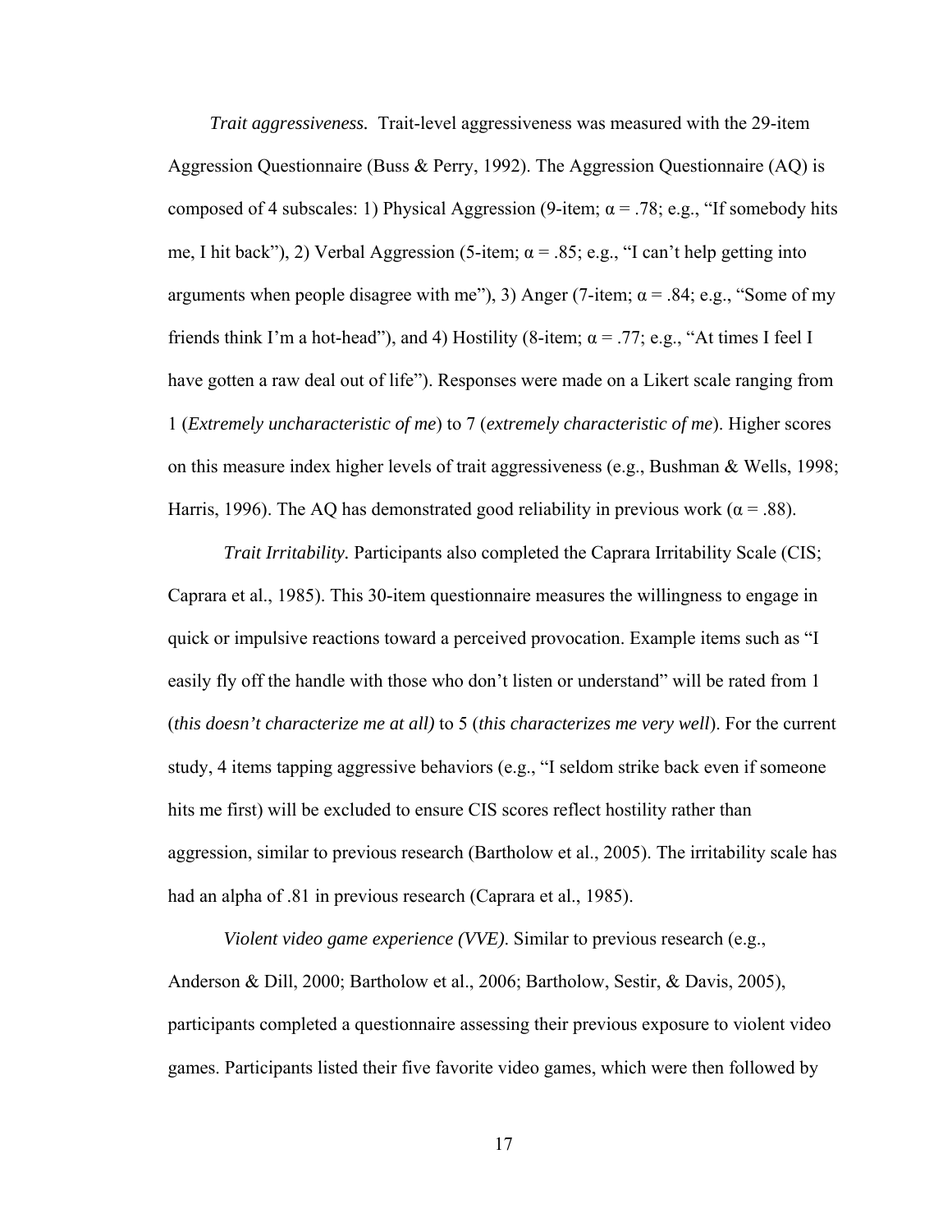*Trait aggressiveness.* Trait-level aggressiveness was measured with the 29-item Aggression Questionnaire (Buss & Perry, 1992). The Aggression Questionnaire (AQ) is composed of 4 subscales: 1) Physical Aggression (9-item; α = .78; e.g., "If somebody hits me, I hit back"), 2) Verbal Aggression (5-item; α = .85; e.g., "I can't help getting into arguments when people disagree with me"), 3) Anger (7-item; α = .84; e.g., "Some of my friends think I'm a hot-head"), and 4) Hostility (8-item; α = .77; e.g., "At times I feel I have gotten a raw deal out of life"). Responses were made on a Likert scale ranging from 1 (*Extremely uncharacteristic of me*) to 7 (*extremely characteristic of me*). Higher scores on this measure index higher levels of trait aggressiveness (e.g., Bushman & Wells, 1998; Harris, 1996). The AQ has demonstrated good reliability in previous work (α = .88).

*Trait Irritability.* Participants also completed the Caprara Irritability Scale (CIS; Caprara et al., 1985). This 30-item questionnaire measures the willingness to engage in quick or impulsive reactions toward a perceived provocation. Example items such as "I easily fly off the handle with those who don't listen or understand" will be rated from 1 (*this doesn't characterize me at all)* to 5 (*this characterizes me very well*). For the current study, 4 items tapping aggressive behaviors (e.g., "I seldom strike back even if someone hits me first) will be excluded to ensure CIS scores reflect hostility rather than aggression, similar to previous research (Bartholow et al., 2005). The irritability scale has had an alpha of .81 in previous research (Caprara et al., 1985).

*Violent video game experience (VVE).* Similar to previous research (e.g., Anderson & Dill, 2000; Bartholow et al., 2006; Bartholow, Sestir, & Davis, 2005), participants completed a questionnaire assessing their previous exposure to violent video games. Participants listed their five favorite video games, which were then followed by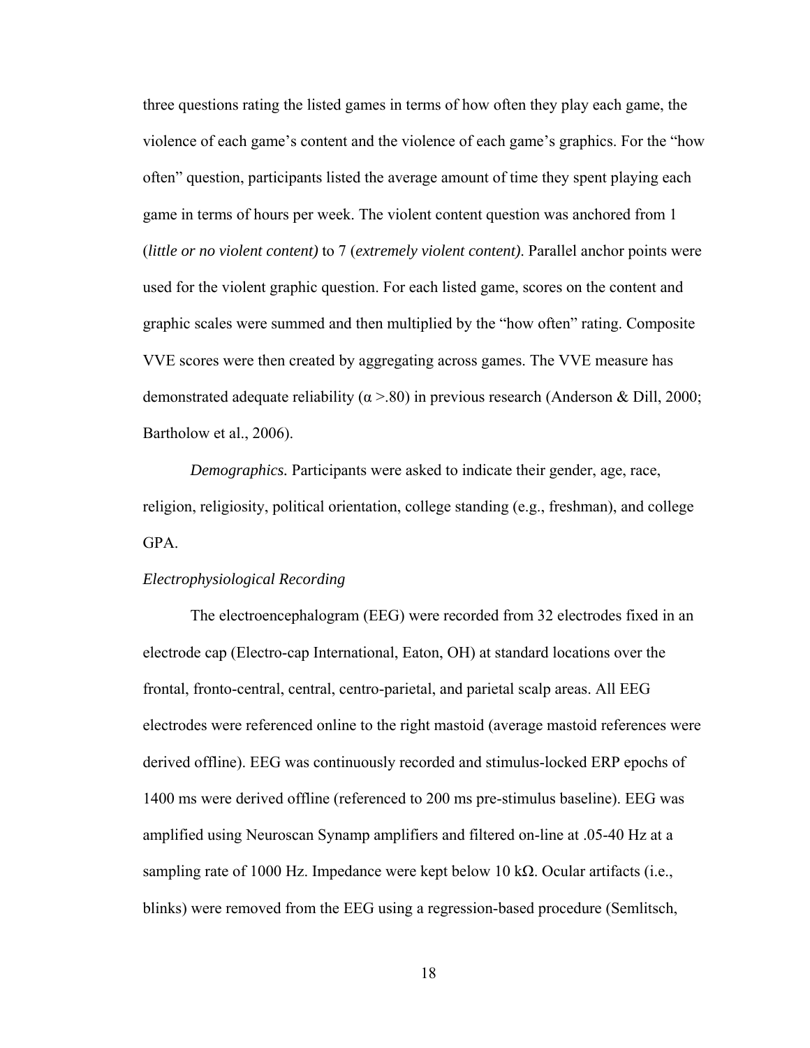three questions rating the listed games in terms of how often they play each game, the violence of each game's content and the violence of each game's graphics. For the "how often" question, participants listed the average amount of time they spent playing each game in terms of hours per week. The violent content question was anchored from 1 (*little or no violent content)* to 7 (*extremely violent content)*. Parallel anchor points were used for the violent graphic question. For each listed game, scores on the content and graphic scales were summed and then multiplied by the "how often" rating. Composite VVE scores were then created by aggregating across games. The VVE measure has demonstrated adequate reliability ($\alpha$ >.80) in previous research (Anderson & Dill, 2000; Bartholow et al., 2006).

*Demographics.* Participants were asked to indicate their gender, age, race, religion, religiosity, political orientation, college standing (e.g., freshman), and college GPA.

*Electrophysiological Recording*

The electroencephalogram (EEG) were recorded from 32 electrodes fixed in an electrode cap (Electro-cap International, Eaton, OH) at standard locations over the frontal, fronto-central, central, centro-parietal, and parietal scalp areas. All EEG electrodes were referenced online to the right mastoid (average mastoid references were derived offline). EEG was continuously recorded and stimulus-locked ERP epochs of 1400 ms were derived offline (referenced to 200 ms pre-stimulus baseline). EEG was amplified using Neuroscan Synamp amplifiers and filtered on-line at .05-40 Hz at a sampling rate of 1000 Hz. Impedance were kept below 10 kΩ. Ocular artifacts (i.e., blinks) were removed from the EEG using a regression-based procedure (Semlitsch,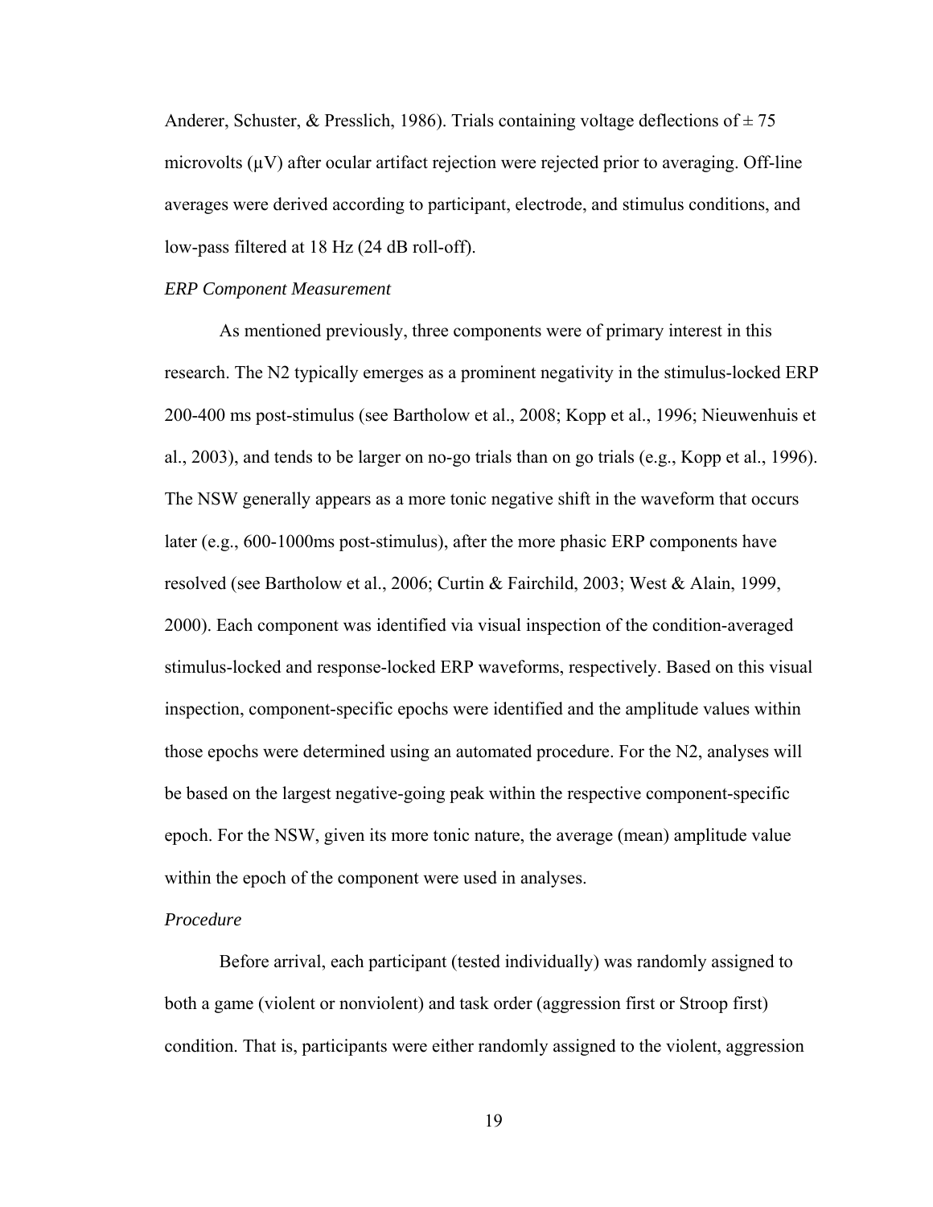Anderer, Schuster, & Presslich, 1986). Trials containing voltage deflections of ± 75 microvolts (μV) after ocular artifact rejection were rejected prior to averaging. Off-line averages were derived according to participant, electrode, and stimulus conditions, and low-pass filtered at 18 Hz (24 dB roll-off).

*ERP Component Measurement*

As mentioned previously, three components were of primary interest in this research. The N2 typically emerges as a prominent negativity in the stimulus-locked ERP 200-400 ms post-stimulus (see Bartholow et al., 2008; Kopp et al., 1996; Nieuwenhuis et al., 2003), and tends to be larger on no-go trials than on go trials (e.g., Kopp et al., 1996). The NSW generally appears as a more tonic negative shift in the waveform that occurs later (e.g., 600-1000ms post-stimulus), after the more phasic ERP components have resolved (see Bartholow et al., 2006; Curtin & Fairchild, 2003; West & Alain, 1999, 2000). Each component was identified via visual inspection of the condition-averaged stimulus-locked and response-locked ERP waveforms, respectively. Based on this visual inspection, component-specific epochs were identified and the amplitude values within those epochs were determined using an automated procedure. For the N2, analyses will be based on the largest negative-going peak within the respective component-specific epoch. For the NSW, given its more tonic nature, the average (mean) amplitude value within the epoch of the component were used in analyses.

*Procedure*

Before arrival, each participant (tested individually) was randomly assigned to both a game (violent or nonviolent) and task order (aggression first or Stroop first) condition. That is, participants were either randomly assigned to the violent, aggression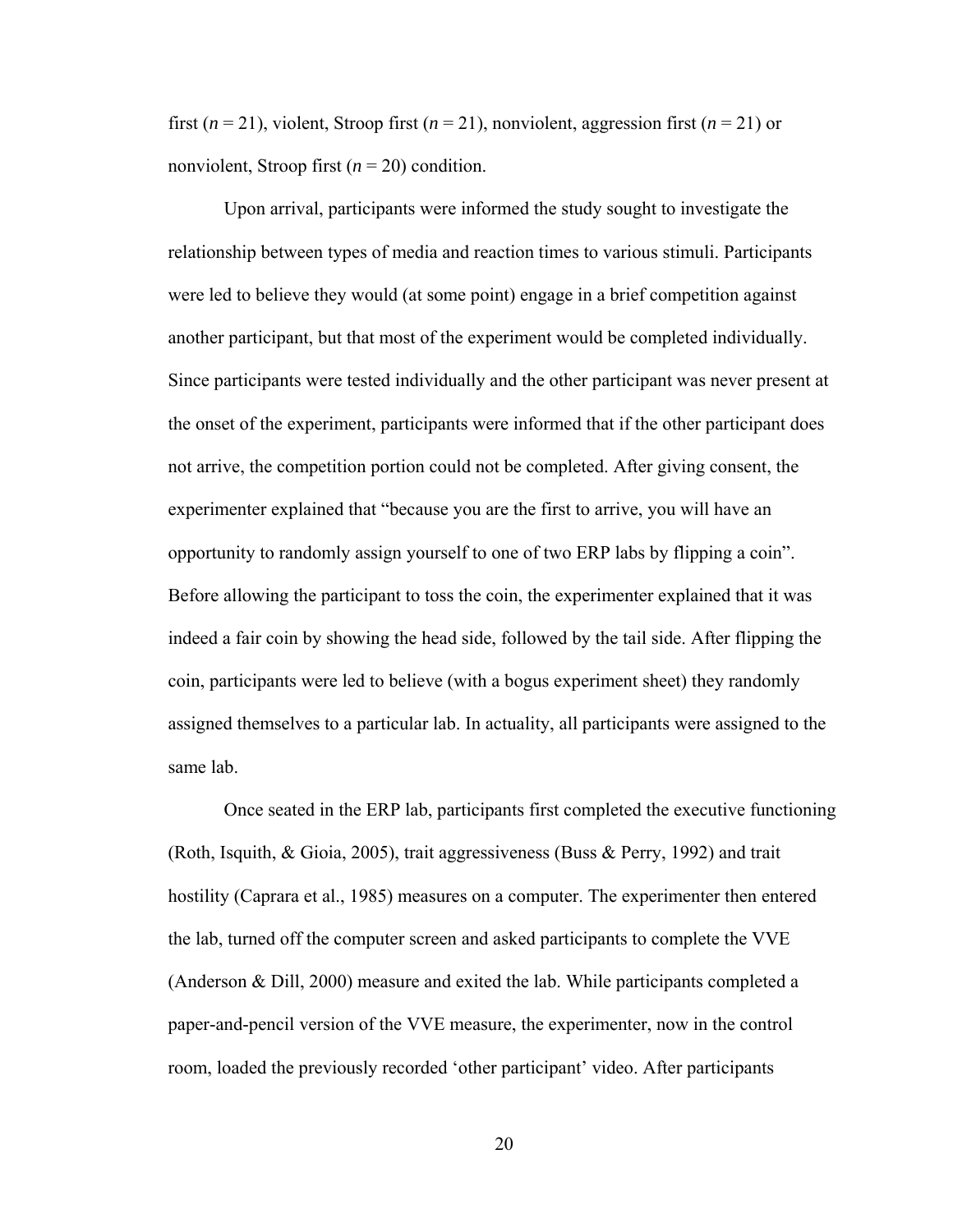first (*n* = 21), violent, Stroop first (*n* = 21), nonviolent, aggression first (*n* = 21) or nonviolent, Stroop first (*n* = 20) condition.

Upon arrival, participants were informed the study sought to investigate the relationship between types of media and reaction times to various stimuli. Participants were led to believe they would (at some point) engage in a brief competition against another participant, but that most of the experiment would be completed individually. Since participants were tested individually and the other participant was never present at the onset of the experiment, participants were informed that if the other participant does not arrive, the competition portion could not be completed. After giving consent, the experimenter explained that "because you are the first to arrive, you will have an opportunity to randomly assign yourself to one of two ERP labs by flipping a coin". Before allowing the participant to toss the coin, the experimenter explained that it was indeed a fair coin by showing the head side, followed by the tail side. After flipping the coin, participants were led to believe (with a bogus experiment sheet) they randomly assigned themselves to a particular lab. In actuality, all participants were assigned to the same lab.

Once seated in the ERP lab, participants first completed the executive functioning (Roth, Isquith, & Gioia, 2005), trait aggressiveness (Buss & Perry, 1992) and trait hostility (Caprara et al., 1985) measures on a computer. The experimenter then entered the lab, turned off the computer screen and asked participants to complete the VVE (Anderson & Dill, 2000) measure and exited the lab. While participants completed a paper-and-pencil version of the VVE measure, the experimenter, now in the control room, loaded the previously recorded 'other participant' video. After participants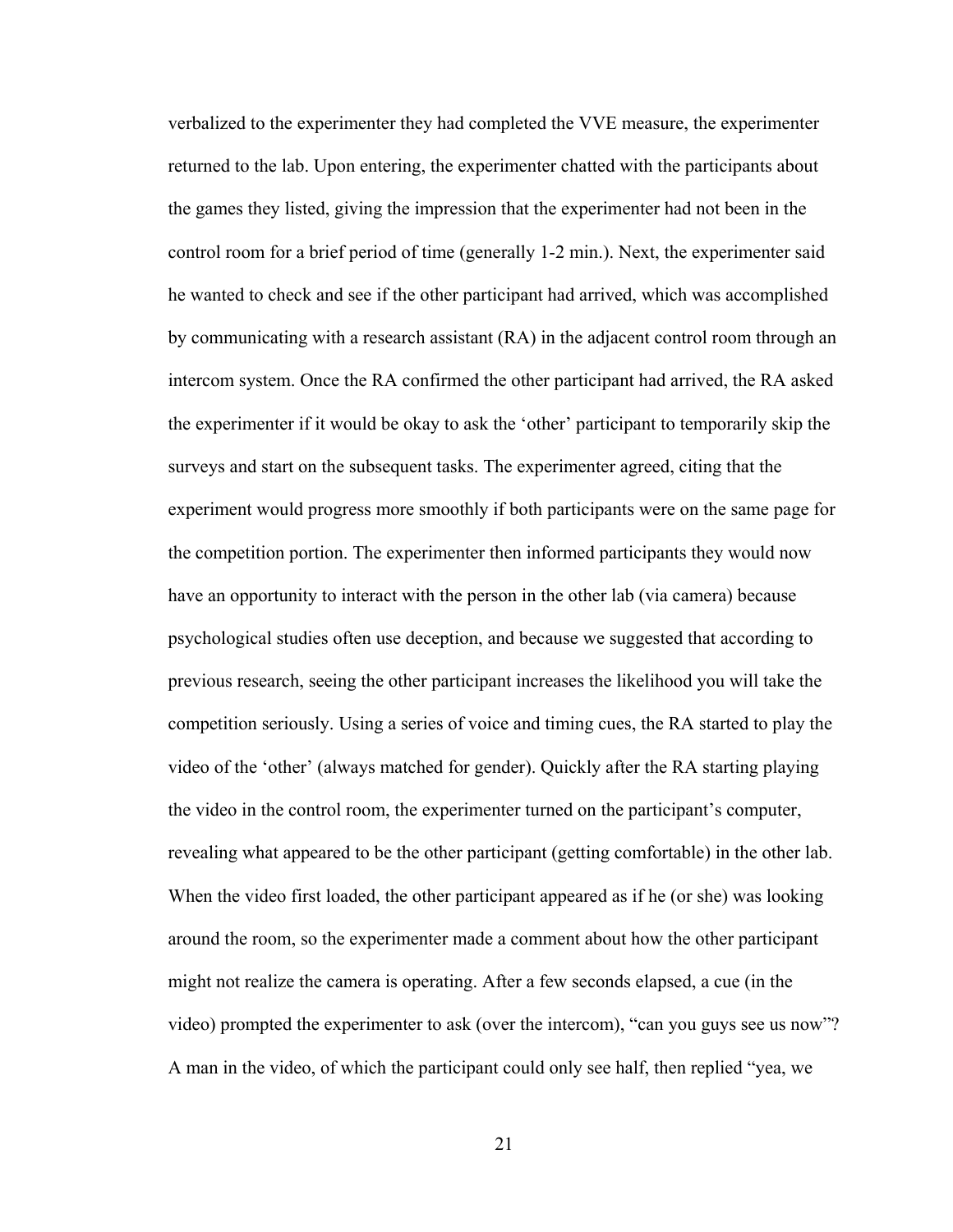verbalized to the experimenter they had completed the VVE measure, the experimenter returned to the lab. Upon entering, the experimenter chatted with the participants about the games they listed, giving the impression that the experimenter had not been in the control room for a brief period of time (generally 1-2 min.). Next, the experimenter said he wanted to check and see if the other participant had arrived, which was accomplished by communicating with a research assistant (RA) in the adjacent control room through an intercom system. Once the RA confirmed the other participant had arrived, the RA asked the experimenter if it would be okay to ask the 'other' participant to temporarily skip the surveys and start on the subsequent tasks. The experimenter agreed, citing that the experiment would progress more smoothly if both participants were on the same page for the competition portion. The experimenter then informed participants they would now have an opportunity to interact with the person in the other lab (via camera) because psychological studies often use deception, and because we suggested that according to previous research, seeing the other participant increases the likelihood you will take the competition seriously. Using a series of voice and timing cues, the RA started to play the video of the 'other' (always matched for gender). Quickly after the RA starting playing the video in the control room, the experimenter turned on the participant's computer, revealing what appeared to be the other participant (getting comfortable) in the other lab. When the video first loaded, the other participant appeared as if he (or she) was looking around the room, so the experimenter made a comment about how the other participant might not realize the camera is operating. After a few seconds elapsed, a cue (in the video) prompted the experimenter to ask (over the intercom), "can you guys see us now"? A man in the video, of which the participant could only see half, then replied "yea, we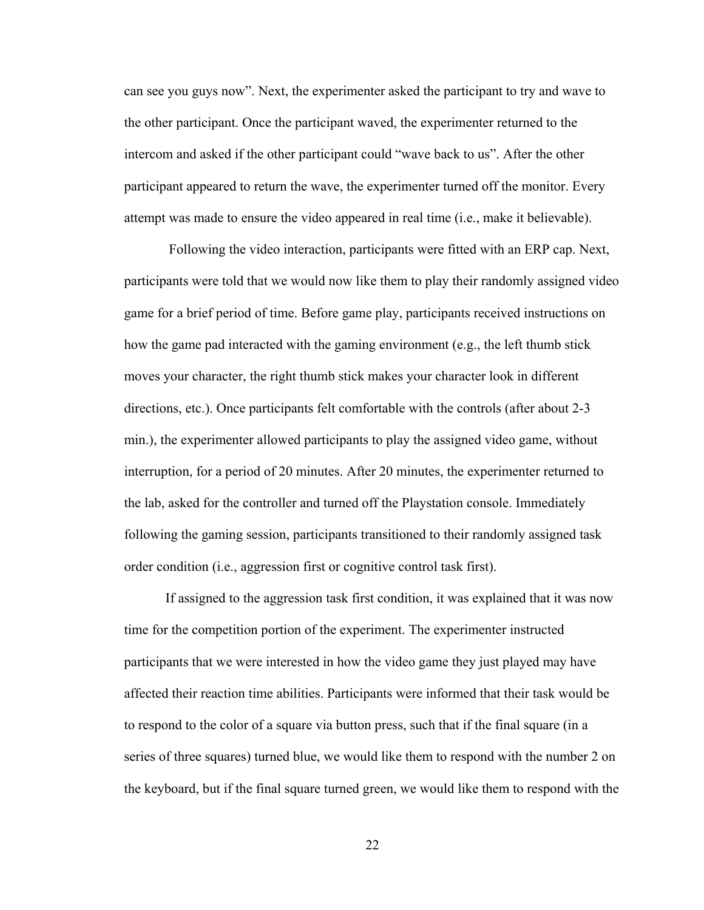can see you guys now". Next, the experimenter asked the participant to try and wave to the other participant. Once the participant waved, the experimenter returned to the intercom and asked if the other participant could "wave back to us". After the other participant appeared to return the wave, the experimenter turned off the monitor. Every attempt was made to ensure the video appeared in real time (i.e., make it believable).

Following the video interaction, participants were fitted with an ERP cap. Next, participants were told that we would now like them to play their randomly assigned video game for a brief period of time. Before game play, participants received instructions on how the game pad interacted with the gaming environment (e.g., the left thumb stick moves your character, the right thumb stick makes your character look in different directions, etc.). Once participants felt comfortable with the controls (after about 2-3 min.), the experimenter allowed participants to play the assigned video game, without interruption, for a period of 20 minutes. After 20 minutes, the experimenter returned to the lab, asked for the controller and turned off the Playstation console. Immediately following the gaming session, participants transitioned to their randomly assigned task order condition (i.e., aggression first or cognitive control task first).

If assigned to the aggression task first condition, it was explained that it was now time for the competition portion of the experiment. The experimenter instructed participants that we were interested in how the video game they just played may have affected their reaction time abilities. Participants were informed that their task would be to respond to the color of a square via button press, such that if the final square (in a series of three squares) turned blue, we would like them to respond with the number 2 on the keyboard, but if the final square turned green, we would like them to respond with the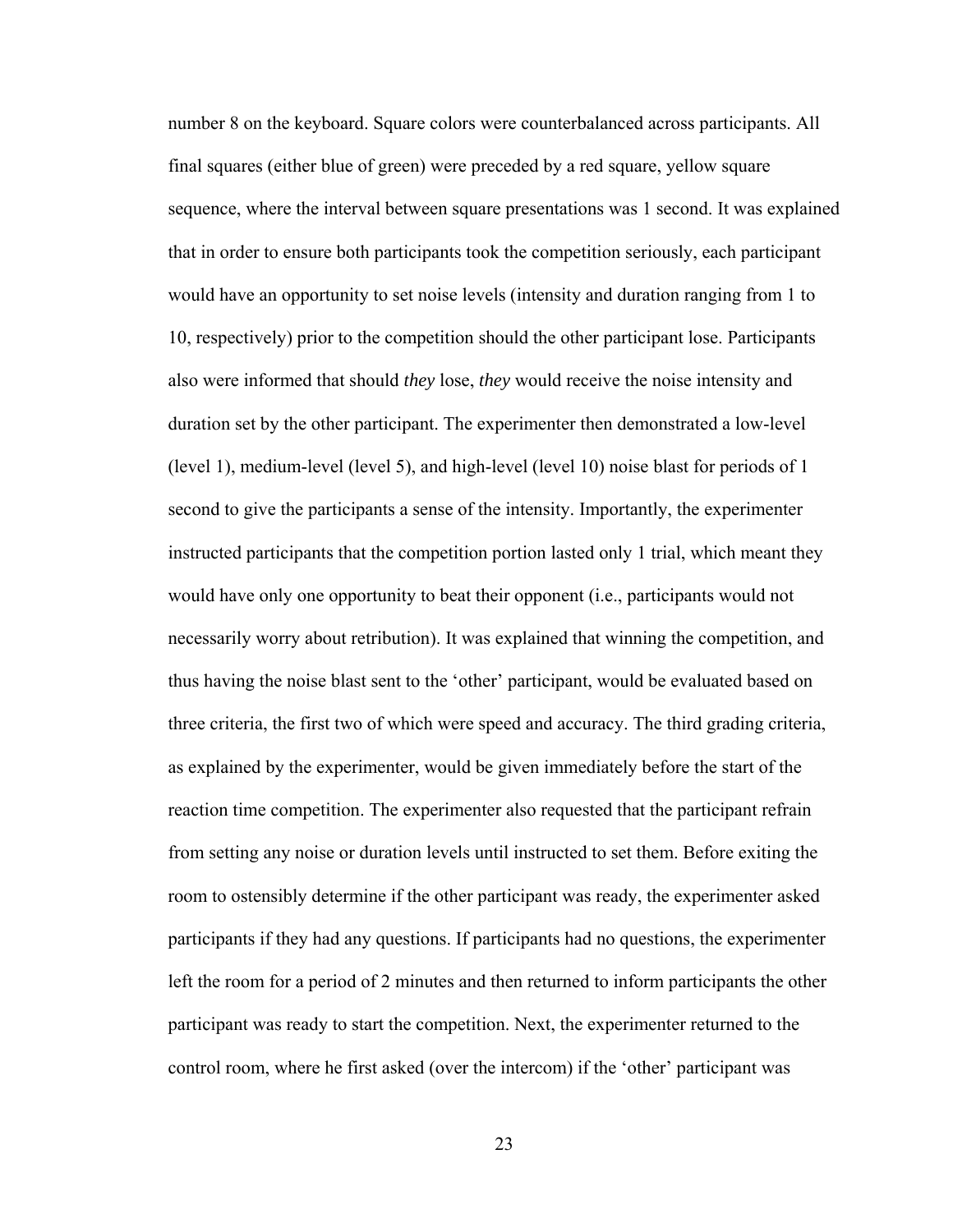number 8 on the keyboard. Square colors were counterbalanced across participants. All final squares (either blue of green) were preceded by a red square, yellow square sequence, where the interval between square presentations was 1 second. It was explained that in order to ensure both participants took the competition seriously, each participant would have an opportunity to set noise levels (intensity and duration ranging from 1 to 10, respectively) prior to the competition should the other participant lose. Participants also were informed that should *they* lose, *they* would receive the noise intensity and duration set by the other participant. The experimenter then demonstrated a low-level (level 1), medium-level (level 5), and high-level (level 10) noise blast for periods of 1 second to give the participants a sense of the intensity. Importantly, the experimenter instructed participants that the competition portion lasted only 1 trial, which meant they would have only one opportunity to beat their opponent (i.e., participants would not necessarily worry about retribution). It was explained that winning the competition, and thus having the noise blast sent to the 'other' participant, would be evaluated based on three criteria, the first two of which were speed and accuracy. The third grading criteria, as explained by the experimenter, would be given immediately before the start of the reaction time competition. The experimenter also requested that the participant refrain from setting any noise or duration levels until instructed to set them. Before exiting the room to ostensibly determine if the other participant was ready, the experimenter asked participants if they had any questions. If participants had no questions, the experimenter left the room for a period of 2 minutes and then returned to inform participants the other participant was ready to start the competition. Next, the experimenter returned to the control room, where he first asked (over the intercom) if the 'other' participant was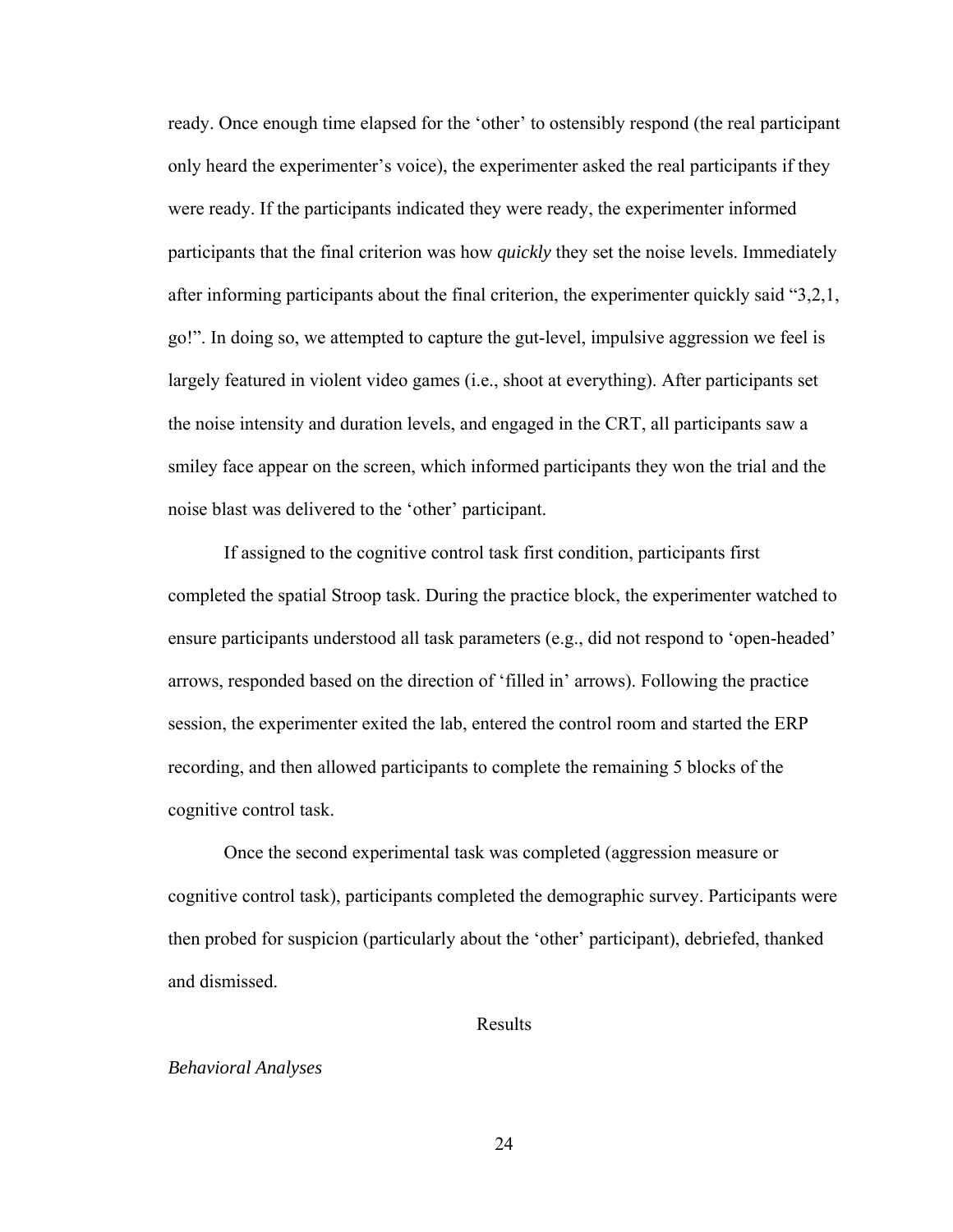ready. Once enough time elapsed for the 'other' to ostensibly respond (the real participant only heard the experimenter's voice), the experimenter asked the real participants if they were ready. If the participants indicated they were ready, the experimenter informed participants that the final criterion was how *quickly* they set the noise levels. Immediately after informing participants about the final criterion, the experimenter quickly said "3,2,1, go!". In doing so, we attempted to capture the gut-level, impulsive aggression we feel is largely featured in violent video games (i.e., shoot at everything). After participants set the noise intensity and duration levels, and engaged in the CRT, all participants saw a smiley face appear on the screen, which informed participants they won the trial and the noise blast was delivered to the 'other' participant.

If assigned to the cognitive control task first condition, participants first completed the spatial Stroop task. During the practice block, the experimenter watched to ensure participants understood all task parameters (e.g., did not respond to 'open-headed' arrows, responded based on the direction of 'filled in' arrows). Following the practice session, the experimenter exited the lab, entered the control room and started the ERP recording, and then allowed participants to complete the remaining 5 blocks of the cognitive control task.

Once the second experimental task was completed (aggression measure or cognitive control task), participants completed the demographic survey. Participants were then probed for suspicion (particularly about the 'other' participant), debriefed, thanked and dismissed.

# Results

### *Behavioral Analyses*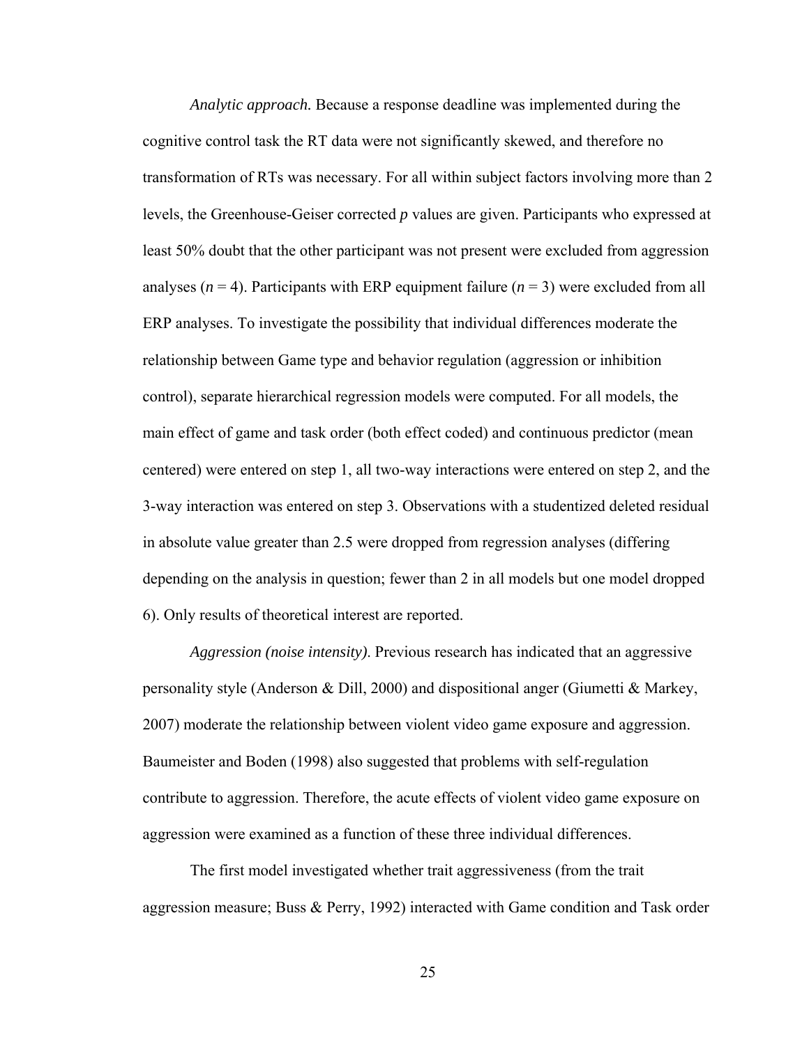*Analytic approach.* Because a response deadline was implemented during the cognitive control task the RT data were not significantly skewed, and therefore no transformation of RTs was necessary. For all within subject factors involving more than 2 levels, the Greenhouse-Geiser corrected *p* values are given. Participants who expressed at least 50% doubt that the other participant was not present were excluded from aggression analyses ($n = 4$). Participants with ERP equipment failure ($n = 3$) were excluded from all ERP analyses. To investigate the possibility that individual differences moderate the relationship between Game type and behavior regulation (aggression or inhibition control), separate hierarchical regression models were computed. For all models, the main effect of game and task order (both effect coded) and continuous predictor (mean centered) were entered on step 1, all two-way interactions were entered on step 2, and the 3-way interaction was entered on step 3. Observations with a studentized deleted residual in absolute value greater than 2.5 were dropped from regression analyses (differing depending on the analysis in question; fewer than 2 in all models but one model dropped 6). Only results of theoretical interest are reported.

*Aggression (noise intensity).* Previous research has indicated that an aggressive personality style (Anderson & Dill, 2000) and dispositional anger (Giumetti & Markey, 2007) moderate the relationship between violent video game exposure and aggression. Baumeister and Boden (1998) also suggested that problems with self-regulation contribute to aggression. Therefore, the acute effects of violent video game exposure on aggression were examined as a function of these three individual differences.

The first model investigated whether trait aggressiveness (from the trait aggression measure; Buss & Perry, 1992) interacted with Game condition and Task order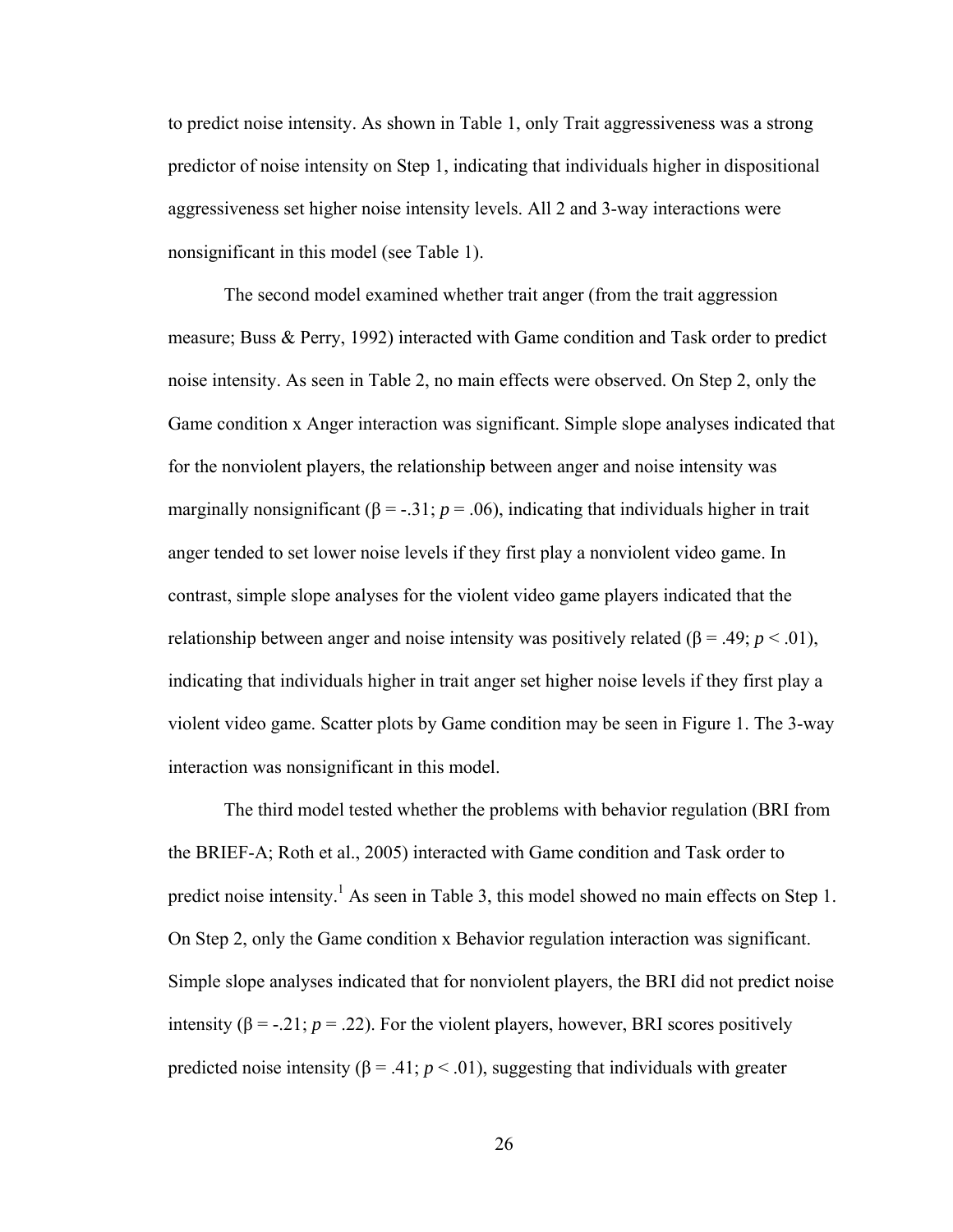to predict noise intensity. As shown in Table 1, only Trait aggressiveness was a strong predictor of noise intensity on Step 1, indicating that individuals higher in dispositional aggressiveness set higher noise intensity levels. All 2 and 3-way interactions were nonsignificant in this model (see Table 1).

The second model examined whether trait anger (from the trait aggression measure; Buss & Perry, 1992) interacted with Game condition and Task order to predict noise intensity. As seen in Table 2, no main effects were observed. On Step 2, only the Game condition x Anger interaction was significant. Simple slope analyses indicated that for the nonviolent players, the relationship between anger and noise intensity was marginally nonsignificant ($\beta = -.31$; $p = .06$), indicating that individuals higher in trait anger tended to set lower noise levels if they first play a nonviolent video game. In contrast, simple slope analyses for the violent video game players indicated that the relationship between anger and noise intensity was positively related ($\beta = .49$; $p < .01$), indicating that individuals higher in trait anger set higher noise levels if they first play a violent video game. Scatter plots by Game condition may be seen in Figure 1. The 3-way interaction was nonsignificant in this model.

The third model tested whether the problems with behavior regulation (BRI from the BRIEF-A; Roth et al., 2005) interacted with Game condition and Task order to predict noise intensity.[1] As seen in Table 3, this model showed no main effects on Step 1. On Step 2, only the Game condition x Behavior regulation interaction was significant. Simple slope analyses indicated that for nonviolent players, the BRI did not predict noise intensity ($\beta = -.21$; $p = .22$). For the violent players, however, BRI scores positively predicted noise intensity ($\beta = .41$; $p < .01$), suggesting that individuals with greater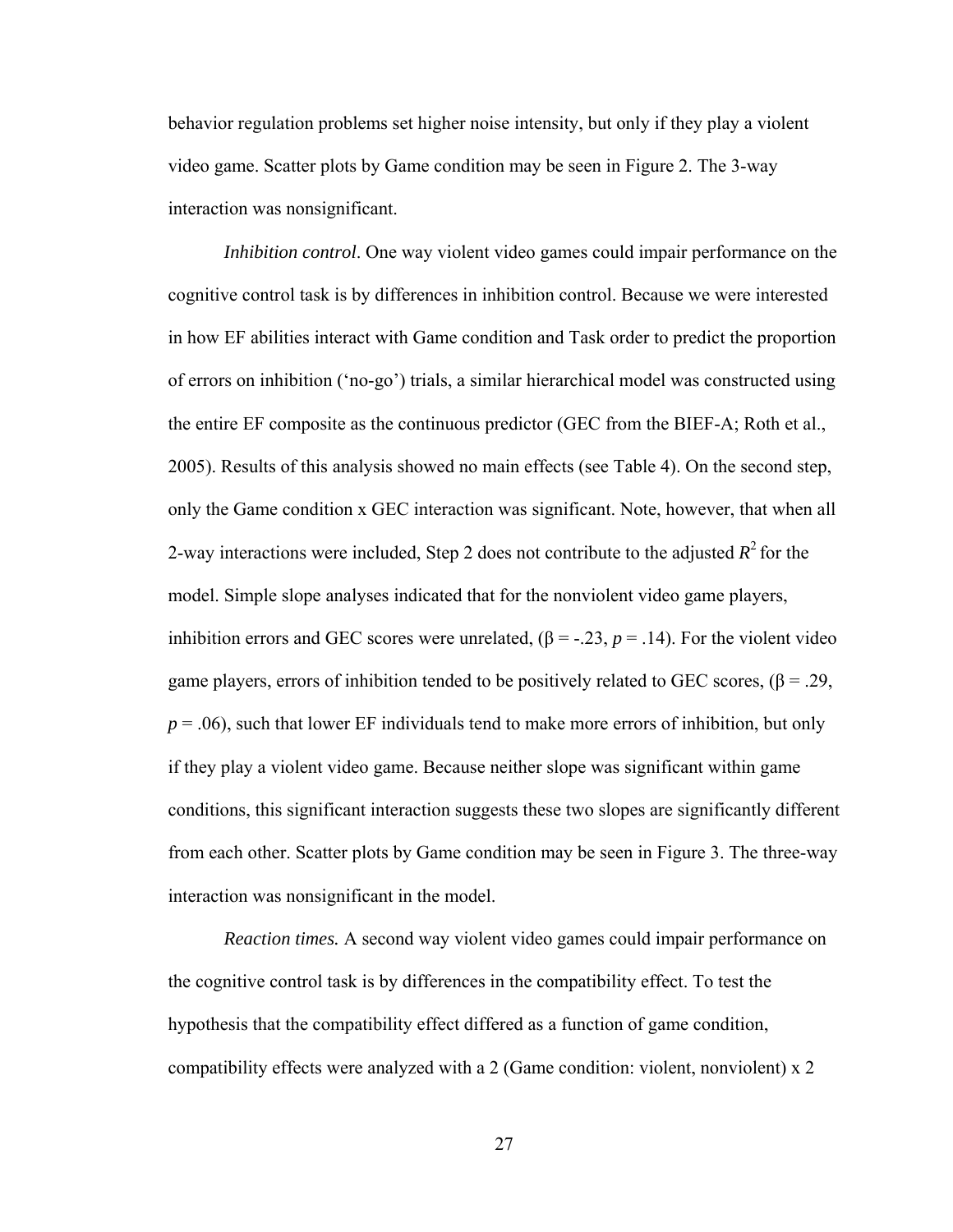behavior regulation problems set higher noise intensity, but only if they play a violent video game. Scatter plots by Game condition may be seen in Figure 2. The 3-way interaction was nonsignificant.

*Inhibition control*. One way violent video games could impair performance on the cognitive control task is by differences in inhibition control. Because we were interested in how EF abilities interact with Game condition and Task order to predict the proportion of errors on inhibition ('no-go') trials, a similar hierarchical model was constructed using the entire EF composite as the continuous predictor (GEC from the BIEF-A; Roth et al., 2005). Results of this analysis showed no main effects (see Table 4). On the second step, only the Game condition x GEC interaction was significant. Note, however, that when all 2-way interactions were included, Step 2 does not contribute to the adjusted $R^2$ for the model. Simple slope analyses indicated that for the nonviolent video game players, inhibition errors and GEC scores were unrelated, ($\beta = -.23$, $p = .14$). For the violent video game players, errors of inhibition tended to be positively related to GEC scores, ($\beta = .29$, $p = .06$), such that lower EF individuals tend to make more errors of inhibition, but only if they play a violent video game. Because neither slope was significant within game conditions, this significant interaction suggests these two slopes are significantly different from each other. Scatter plots by Game condition may be seen in Figure 3. The three-way interaction was nonsignificant in the model.

*Reaction times.* A second way violent video games could impair performance on the cognitive control task is by differences in the compatibility effect. To test the hypothesis that the compatibility effect differed as a function of game condition, compatibility effects were analyzed with a 2 (Game condition: violent, nonviolent) x 2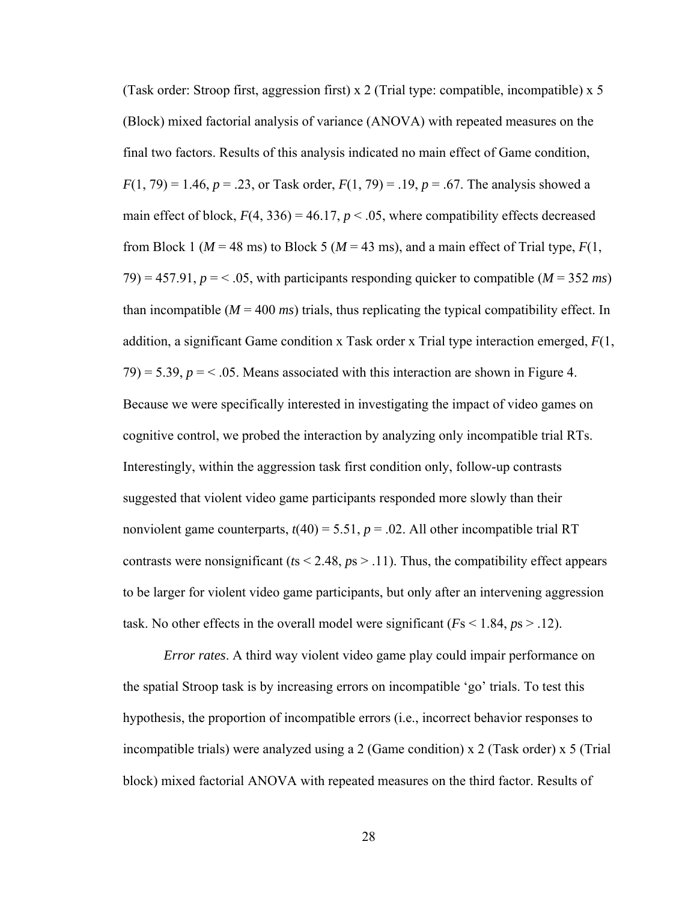(Task order: Stroop first, aggression first) x 2 (Trial type: compatible, incompatible) x 5 (Block) mixed factorial analysis of variance (ANOVA) with repeated measures on the final two factors. Results of this analysis indicated no main effect of Game condition, $F(1, 79) = 1.46$, $p = .23$, or Task order, $F(1, 79) = .19$, $p = .67$. The analysis showed a main effect of block, $F(4, 336) = 46.17$, $p < .05$, where compatibility effects decreased from Block 1 ($M = 48$ ms) to Block 5 ($M = 43$ ms), and a main effect of Trial type, $F(1, 79) = 457.91$, $p = < .05$, with participants responding quicker to compatible ($M = 352$ *ms*) than incompatible ($M = 400$ *ms*) trials, thus replicating the typical compatibility effect. In addition, a significant Game condition x Task order x Trial type interaction emerged, $F(1, 79) = 5.39$, $p = < .05$. Means associated with this interaction are shown in Figure 4. Because we were specifically interested in investigating the impact of video games on cognitive control, we probed the interaction by analyzing only incompatible trial RTs. Interestingly, within the aggression task first condition only, follow-up contrasts suggested that violent video game participants responded more slowly than their nonviolent game counterparts, $t(40) = 5.51$, $p = .02$. All other incompatible trial RT contrasts were nonsignificant ($t$s < 2.48, $p$s > .11). Thus, the compatibility effect appears to be larger for violent video game participants, but only after an intervening aggression task. No other effects in the overall model were significant ($F$s < 1.84, $p$s > .12).

*Error rates*. A third way violent video game play could impair performance on the spatial Stroop task is by increasing errors on incompatible 'go' trials. To test this hypothesis, the proportion of incompatible errors (i.e., incorrect behavior responses to incompatible trials) were analyzed using a 2 (Game condition) x 2 (Task order) x 5 (Trial block) mixed factorial ANOVA with repeated measures on the third factor. Results of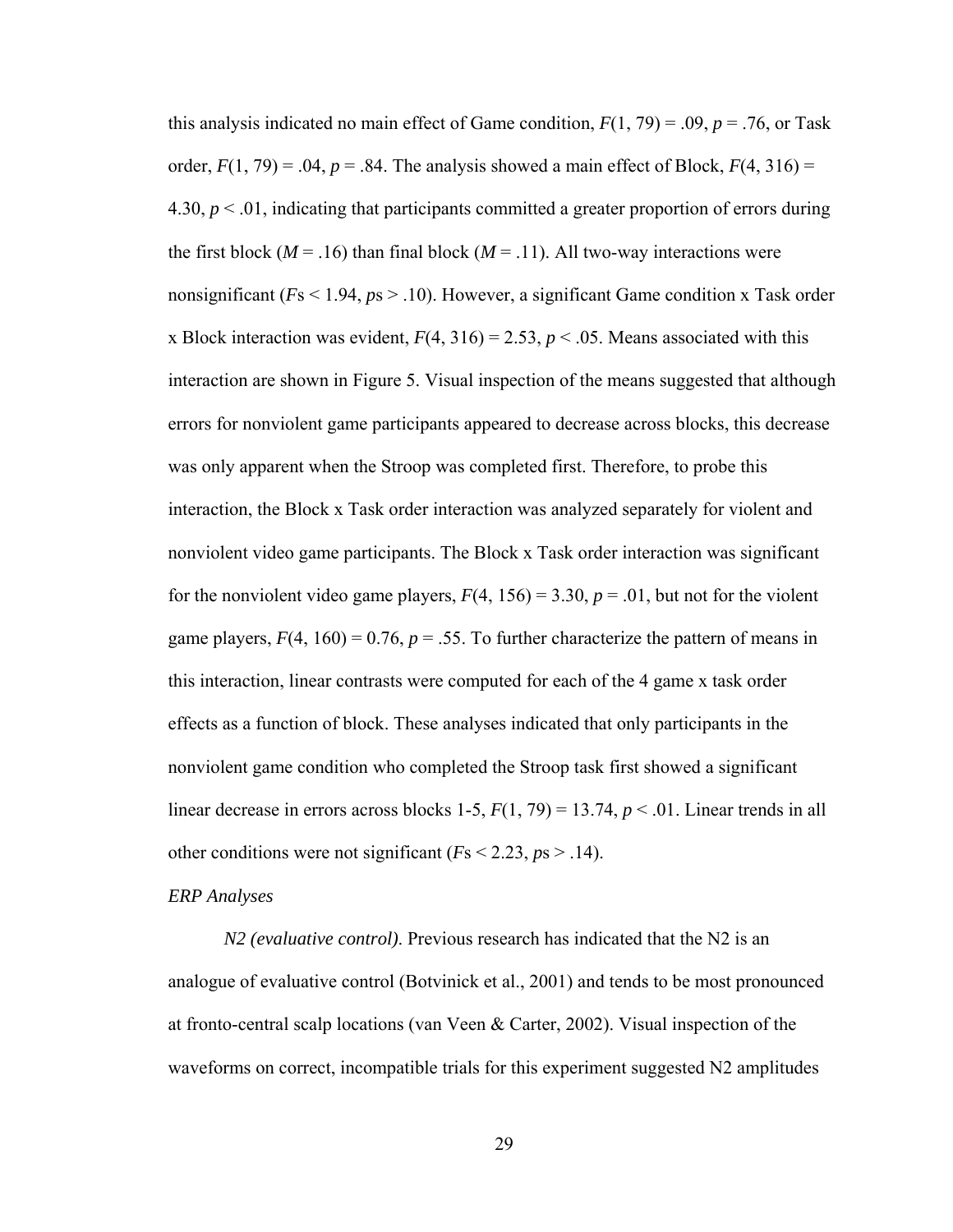this analysis indicated no main effect of Game condition, $F(1, 79) = .09$, $p = .76$, or Task order, $F(1, 79) = .04$, $p = .84$. The analysis showed a main effect of Block, $F(4, 316) = 4.30$, $p < .01$, indicating that participants committed a greater proportion of errors during the first block ($M = .16$) than final block ($M = .11$). All two-way interactions were nonsignificant ($F$s < 1.94, $p$s > .10). However, a significant Game condition x Task order x Block interaction was evident, $F(4, 316) = 2.53$, $p < .05$. Means associated with this interaction are shown in Figure 5. Visual inspection of the means suggested that although errors for nonviolent game participants appeared to decrease across blocks, this decrease was only apparent when the Stroop was completed first. Therefore, to probe this interaction, the Block x Task order interaction was analyzed separately for violent and nonviolent video game participants. The Block x Task order interaction was significant for the nonviolent video game players, $F(4, 156) = 3.30$, $p = .01$, but not for the violent game players, $F(4, 160) = 0.76$, $p = .55$. To further characterize the pattern of means in this interaction, linear contrasts were computed for each of the 4 game x task order effects as a function of block. These analyses indicated that only participants in the nonviolent game condition who completed the Stroop task first showed a significant linear decrease in errors across blocks 1-5, $F(1, 79) = 13.74$, $p < .01$. Linear trends in all other conditions were not significant ($F$s < 2.23, $p$s > .14).

### *ERP Analyses*

*N2 (evaluative control).* Previous research has indicated that the N2 is an analogue of evaluative control (Botvinick et al., 2001) and tends to be most pronounced at fronto-central scalp locations (van Veen & Carter, 2002). Visual inspection of the waveforms on correct, incompatible trials for this experiment suggested N2 amplitudes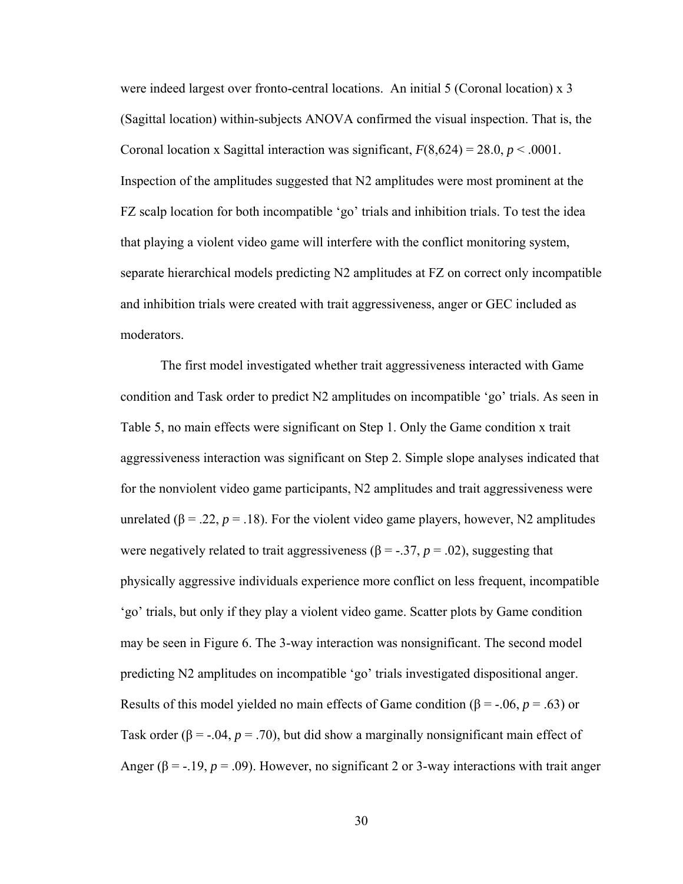were indeed largest over fronto-central locations. An initial 5 (Coronal location) x 3 (Sagittal location) within-subjects ANOVA confirmed the visual inspection. That is, the Coronal location x Sagittal interaction was significant, $F(8,624) = 28.0$, $p < .0001$. Inspection of the amplitudes suggested that N2 amplitudes were most prominent at the FZ scalp location for both incompatible 'go' trials and inhibition trials. To test the idea that playing a violent video game will interfere with the conflict monitoring system, separate hierarchical models predicting N2 amplitudes at FZ on correct only incompatible and inhibition trials were created with trait aggressiveness, anger or GEC included as moderators.

The first model investigated whether trait aggressiveness interacted with Game condition and Task order to predict N2 amplitudes on incompatible 'go' trials. As seen in Table 5, no main effects were significant on Step 1. Only the Game condition x trait aggressiveness interaction was significant on Step 2. Simple slope analyses indicated that for the nonviolent video game participants, N2 amplitudes and trait aggressiveness were unrelated ($\beta = .22$, $p = .18$). For the violent video game players, however, N2 amplitudes were negatively related to trait aggressiveness ($\beta = -.37$, $p = .02$), suggesting that physically aggressive individuals experience more conflict on less frequent, incompatible 'go' trials, but only if they play a violent video game. Scatter plots by Game condition may be seen in Figure 6. The 3-way interaction was nonsignificant. The second model predicting N2 amplitudes on incompatible 'go' trials investigated dispositional anger. Results of this model yielded no main effects of Game condition ($\beta = -.06$, $p = .63$) or Task order ($\beta = -.04$, $p = .70$), but did show a marginally nonsignificant main effect of Anger ($\beta = -.19$, $p = .09$). However, no significant 2 or 3-way interactions with trait anger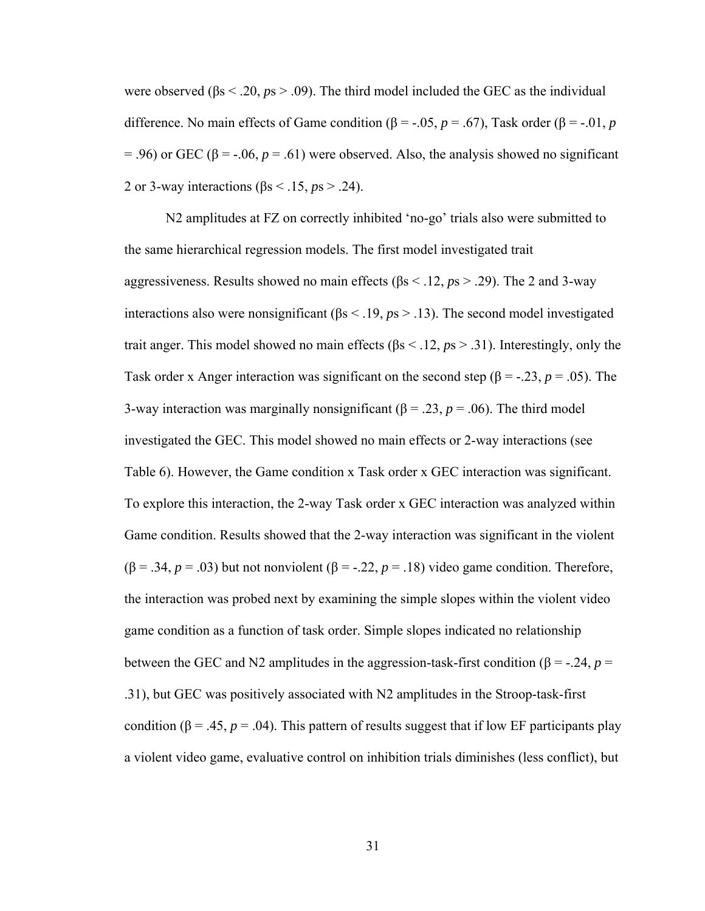were observed ($\beta$s < .20, *p*s > .09). The third model included the GEC as the individual difference. No main effects of Game condition ($\beta$ = -.05, *p* = .67), Task order ($\beta$ = -.01, *p* = .96) or GEC ($\beta$ = -.06, *p* = .61) were observed. Also, the analysis showed no significant 2 or 3-way interactions ($\beta$s < .15, *p*s > .24).

N2 amplitudes at FZ on correctly inhibited 'no-go' trials also were submitted to the same hierarchical regression models. The first model investigated trait aggressiveness. Results showed no main effects ($\beta$s < .12, *p*s > .29). The 2 and 3-way interactions also were nonsignificant ($\beta$s < .19, *p*s > .13). The second model investigated trait anger. This model showed no main effects ($\beta$s < .12, *p*s > .31). Interestingly, only the Task order x Anger interaction was significant on the second step ($\beta$ = -.23, *p* = .05). The 3-way interaction was marginally nonsignificant ($\beta$ = .23, *p* = .06). The third model investigated the GEC. This model showed no main effects or 2-way interactions (see Table 6). However, the Game condition x Task order x GEC interaction was significant. To explore this interaction, the 2-way Task order x GEC interaction was analyzed within Game condition. Results showed that the 2-way interaction was significant in the violent ($\beta$ = .34, *p* = .03) but not nonviolent ($\beta$ = -.22, *p* = .18) video game condition. Therefore, the interaction was probed next by examining the simple slopes within the violent video game condition as a function of task order. Simple slopes indicated no relationship between the GEC and N2 amplitudes in the aggression-task-first condition ($\beta$ = -.24, *p* = .31), but GEC was positively associated with N2 amplitudes in the Stroop-task-first condition ($\beta$ = .45, *p* = .04). This pattern of results suggest that if low EF participants play a violent video game, evaluative control on inhibition trials diminishes (less conflict), but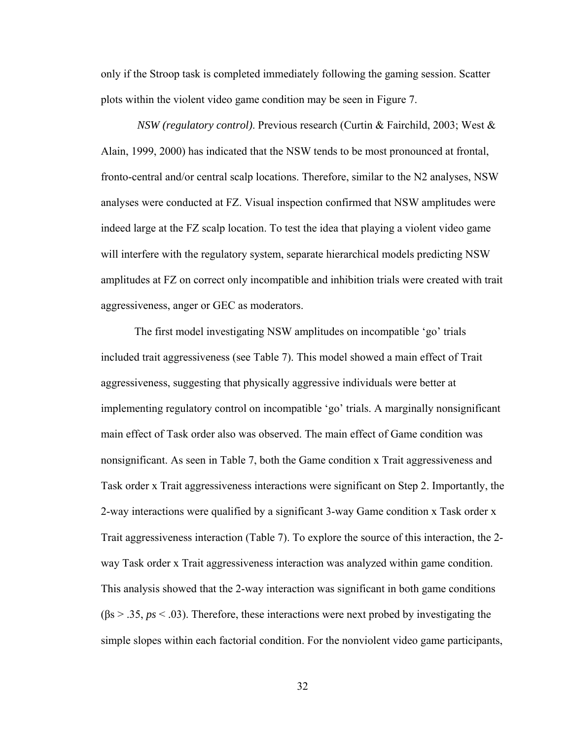only if the Stroop task is completed immediately following the gaming session. Scatter plots within the violent video game condition may be seen in Figure 7.

*NSW (regulatory control)*. Previous research (Curtin & Fairchild, 2003; West & Alain, 1999, 2000) has indicated that the NSW tends to be most pronounced at frontal, fronto-central and/or central scalp locations. Therefore, similar to the N2 analyses, NSW analyses were conducted at FZ. Visual inspection confirmed that NSW amplitudes were indeed large at the FZ scalp location. To test the idea that playing a violent video game will interfere with the regulatory system, separate hierarchical models predicting NSW amplitudes at FZ on correct only incompatible and inhibition trials were created with trait aggressiveness, anger or GEC as moderators.

The first model investigating NSW amplitudes on incompatible 'go' trials included trait aggressiveness (see Table 7). This model showed a main effect of Trait aggressiveness, suggesting that physically aggressive individuals were better at implementing regulatory control on incompatible 'go' trials. A marginally nonsignificant main effect of Task order also was observed. The main effect of Game condition was nonsignificant. As seen in Table 7, both the Game condition x Trait aggressiveness and Task order x Trait aggressiveness interactions were significant on Step 2. Importantly, the 2-way interactions were qualified by a significant 3-way Game condition x Task order x Trait aggressiveness interaction (Table 7). To explore the source of this interaction, the 2-way Task order x Trait aggressiveness interaction was analyzed within game condition. This analysis showed that the 2-way interaction was significant in both game conditions ($\beta$s > .35, *ps* < .03). Therefore, these interactions were next probed by investigating the simple slopes within each factorial condition. For the nonviolent video game participants,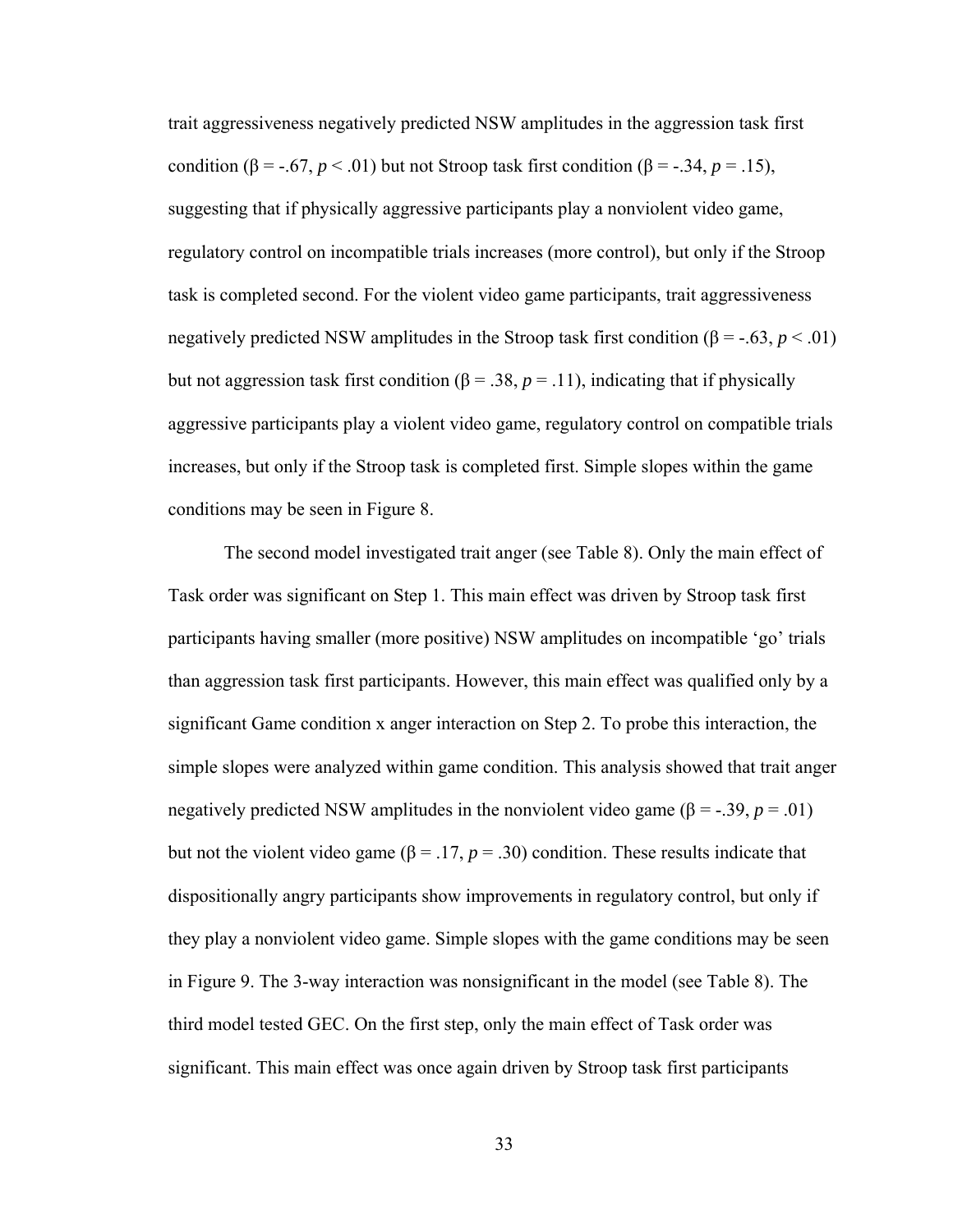trait aggressiveness negatively predicted NSW amplitudes in the aggression task first condition ($\beta = -.67$, $p < .01$) but not Stroop task first condition ($\beta = -.34$, $p = .15$), suggesting that if physically aggressive participants play a nonviolent video game, regulatory control on incompatible trials increases (more control), but only if the Stroop task is completed second. For the violent video game participants, trait aggressiveness negatively predicted NSW amplitudes in the Stroop task first condition ($\beta = -.63$, $p < .01$) but not aggression task first condition ($\beta = .38$, $p = .11$), indicating that if physically aggressive participants play a violent video game, regulatory control on compatible trials increases, but only if the Stroop task is completed first. Simple slopes within the game conditions may be seen in Figure 8.

The second model investigated trait anger (see Table 8). Only the main effect of Task order was significant on Step 1. This main effect was driven by Stroop task first participants having smaller (more positive) NSW amplitudes on incompatible 'go' trials than aggression task first participants. However, this main effect was qualified only by a significant Game condition x anger interaction on Step 2. To probe this interaction, the simple slopes were analyzed within game condition. This analysis showed that trait anger negatively predicted NSW amplitudes in the nonviolent video game ($\beta = -.39$, $p = .01$) but not the violent video game ($\beta = .17$, $p = .30$) condition. These results indicate that dispositionally angry participants show improvements in regulatory control, but only if they play a nonviolent video game. Simple slopes with the game conditions may be seen in Figure 9. The 3-way interaction was nonsignificant in the model (see Table 8). The third model tested GEC. On the first step, only the main effect of Task order was significant. This main effect was once again driven by Stroop task first participants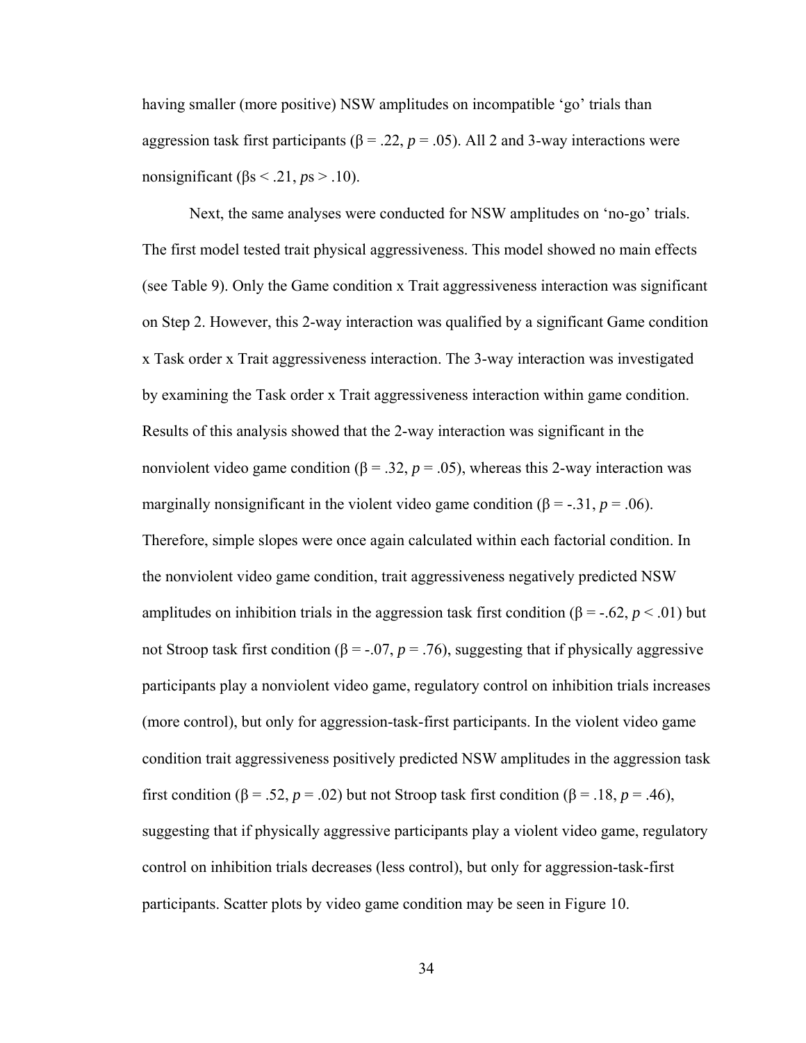having smaller (more positive) NSW amplitudes on incompatible ‘go’ trials than aggression task first participants ($\beta = .22$, $p = .05$). All 2 and 3-way interactions were nonsignificant ($\beta$s $< .21$, $p$s $> .10$).

Next, the same analyses were conducted for NSW amplitudes on ‘no-go’ trials. The first model tested trait physical aggressiveness. This model showed no main effects (see Table 9). Only the Game condition x Trait aggressiveness interaction was significant on Step 2. However, this 2-way interaction was qualified by a significant Game condition x Task order x Trait aggressiveness interaction. The 3-way interaction was investigated by examining the Task order x Trait aggressiveness interaction within game condition. Results of this analysis showed that the 2-way interaction was significant in the nonviolent video game condition ($\beta = .32$, $p = .05$), whereas this 2-way interaction was marginally nonsignificant in the violent video game condition ($\beta = -.31$, $p = .06$). Therefore, simple slopes were once again calculated within each factorial condition. In the nonviolent video game condition, trait aggressiveness negatively predicted NSW amplitudes on inhibition trials in the aggression task first condition ($\beta = -.62$, $p < .01$) but not Stroop task first condition ($\beta = -.07$, $p = .76$), suggesting that if physically aggressive participants play a nonviolent video game, regulatory control on inhibition trials increases (more control), but only for aggression-task-first participants. In the violent video game condition trait aggressiveness positively predicted NSW amplitudes in the aggression task first condition ($\beta = .52$, $p = .02$) but not Stroop task first condition ($\beta = .18$, $p = .46$), suggesting that if physically aggressive participants play a violent video game, regulatory control on inhibition trials decreases (less control), but only for aggression-task-first participants. Scatter plots by video game condition may be seen in Figure 10.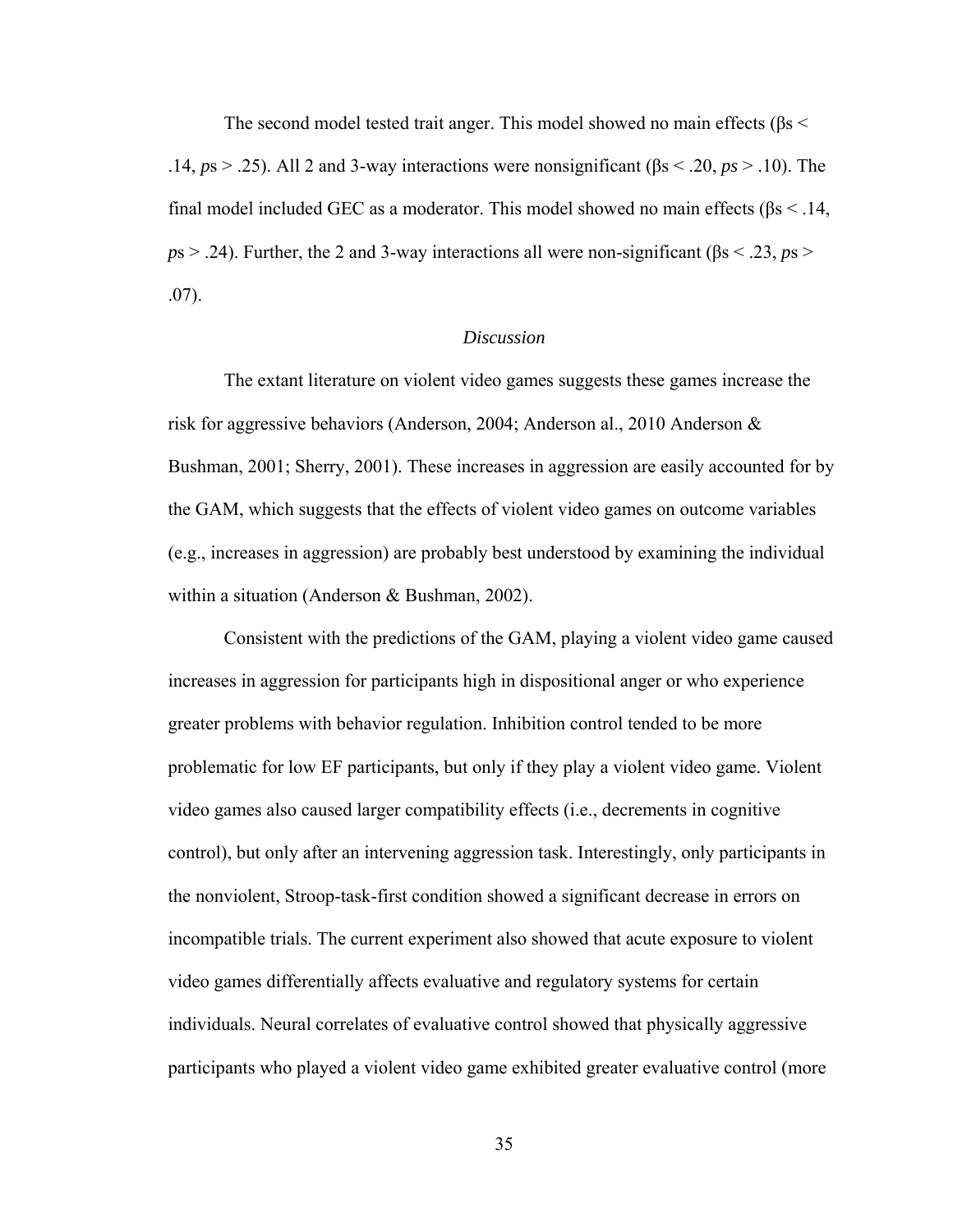The second model tested trait anger. This model showed no main effects ($\beta$s < .14, *p*s > .25). All 2 and 3-way interactions were nonsignificant ($\beta$s < .20, *ps* > .10). The final model included GEC as a moderator. This model showed no main effects ($\beta$s < .14, *p*s > .24). Further, the 2 and 3-way interactions all were non-significant ($\beta$s < .23, *p*s > .07).

### *Discussion*

The extant literature on violent video games suggests these games increase the risk for aggressive behaviors (Anderson, 2004; Anderson al., 2010 Anderson & Bushman, 2001; Sherry, 2001). These increases in aggression are easily accounted for by the GAM, which suggests that the effects of violent video games on outcome variables (e.g., increases in aggression) are probably best understood by examining the individual within a situation (Anderson & Bushman, 2002).

Consistent with the predictions of the GAM, playing a violent video game caused increases in aggression for participants high in dispositional anger or who experience greater problems with behavior regulation. Inhibition control tended to be more problematic for low EF participants, but only if they play a violent video game. Violent video games also caused larger compatibility effects (i.e., decrements in cognitive control), but only after an intervening aggression task. Interestingly, only participants in the nonviolent, Stroop-task-first condition showed a significant decrease in errors on incompatible trials. The current experiment also showed that acute exposure to violent video games differentially affects evaluative and regulatory systems for certain individuals. Neural correlates of evaluative control showed that physically aggressive participants who played a violent video game exhibited greater evaluative control (more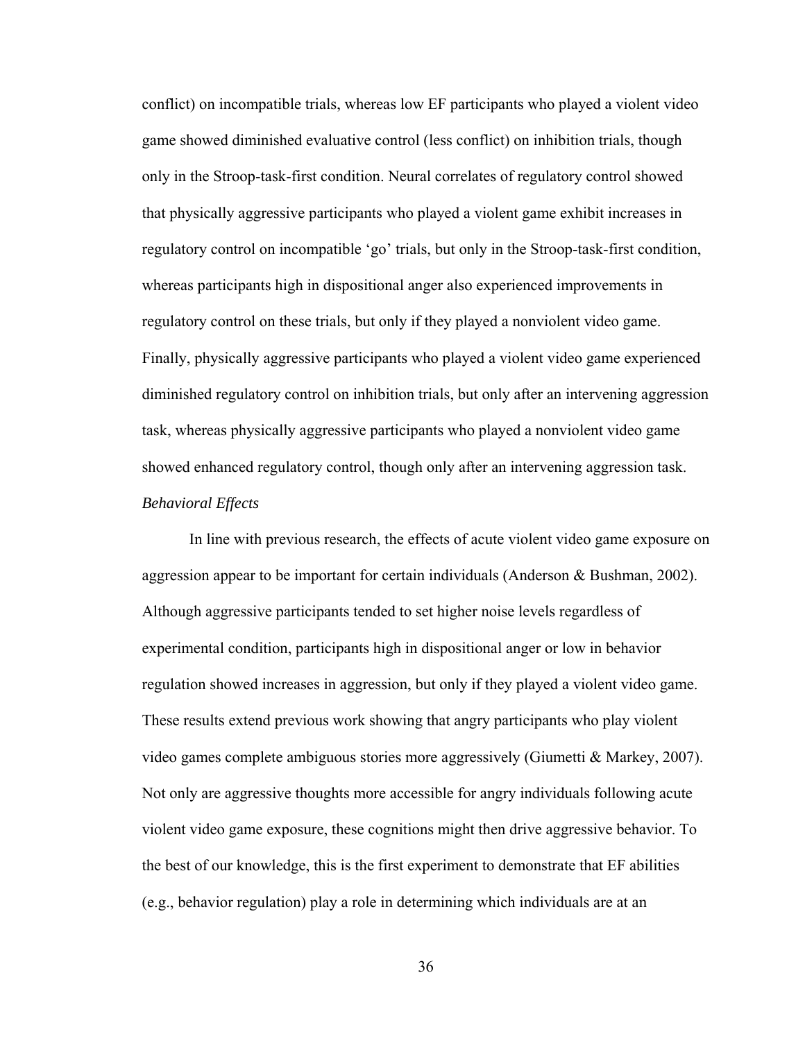conflict) on incompatible trials, whereas low EF participants who played a violent video game showed diminished evaluative control (less conflict) on inhibition trials, though only in the Stroop-task-first condition. Neural correlates of regulatory control showed that physically aggressive participants who played a violent game exhibit increases in regulatory control on incompatible 'go' trials, but only in the Stroop-task-first condition, whereas participants high in dispositional anger also experienced improvements in regulatory control on these trials, but only if they played a nonviolent video game. Finally, physically aggressive participants who played a violent video game experienced diminished regulatory control on inhibition trials, but only after an intervening aggression task, whereas physically aggressive participants who played a nonviolent video game showed enhanced regulatory control, though only after an intervening aggression task.

*Behavioral Effects*

In line with previous research, the effects of acute violent video game exposure on aggression appear to be important for certain individuals (Anderson & Bushman, 2002). Although aggressive participants tended to set higher noise levels regardless of experimental condition, participants high in dispositional anger or low in behavior regulation showed increases in aggression, but only if they played a violent video game. These results extend previous work showing that angry participants who play violent video games complete ambiguous stories more aggressively (Giumetti & Markey, 2007). Not only are aggressive thoughts more accessible for angry individuals following acute violent video game exposure, these cognitions might then drive aggressive behavior. To the best of our knowledge, this is the first experiment to demonstrate that EF abilities (e.g., behavior regulation) play a role in determining which individuals are at an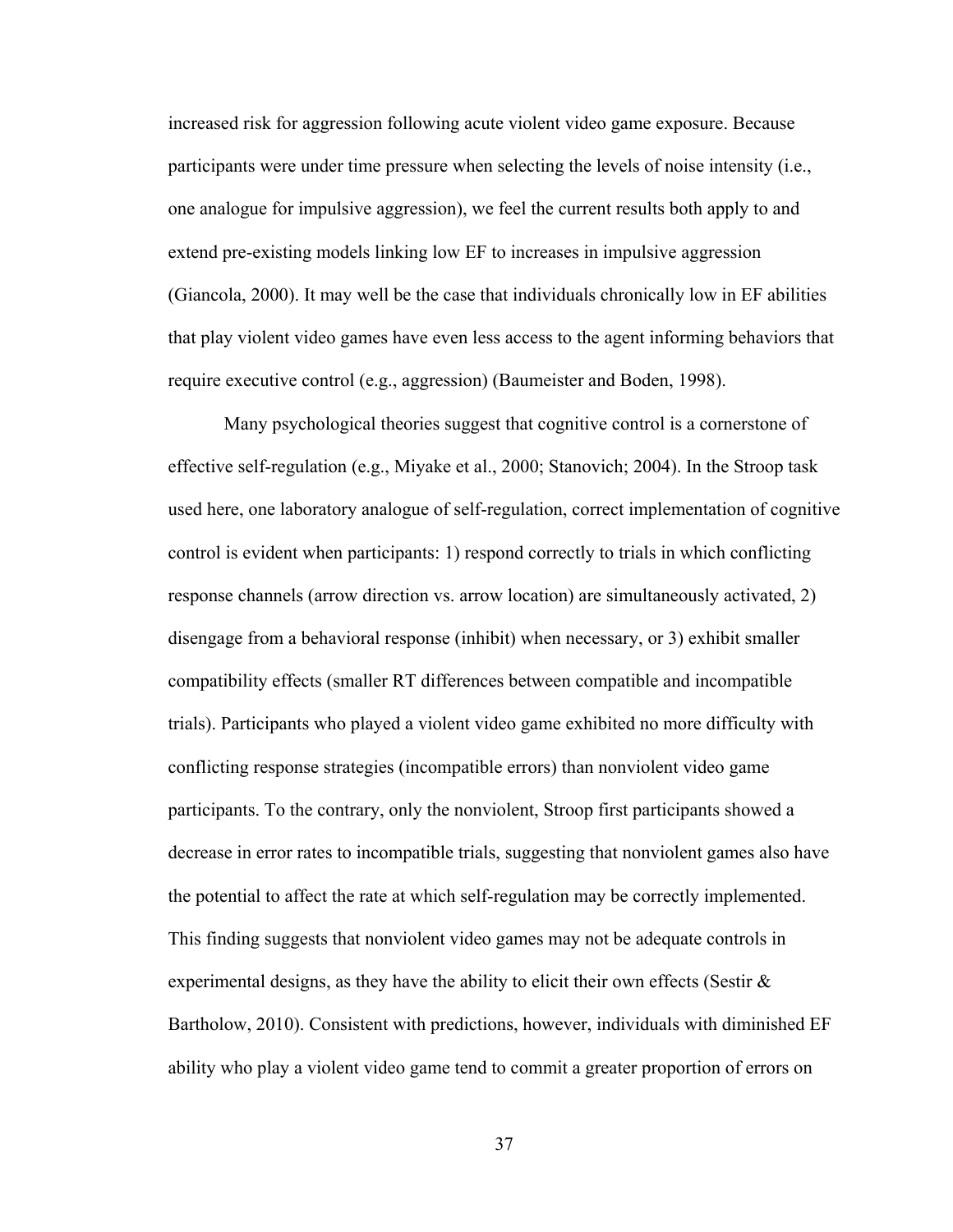increased risk for aggression following acute violent video game exposure. Because participants were under time pressure when selecting the levels of noise intensity (i.e., one analogue for impulsive aggression), we feel the current results both apply to and extend pre-existing models linking low EF to increases in impulsive aggression (Giancola, 2000). It may well be the case that individuals chronically low in EF abilities that play violent video games have even less access to the agent informing behaviors that require executive control (e.g., aggression) (Baumeister and Boden, 1998).

Many psychological theories suggest that cognitive control is a cornerstone of effective self-regulation (e.g., Miyake et al., 2000; Stanovich; 2004). In the Stroop task used here, one laboratory analogue of self-regulation, correct implementation of cognitive control is evident when participants: 1) respond correctly to trials in which conflicting response channels (arrow direction vs. arrow location) are simultaneously activated, 2) disengage from a behavioral response (inhibit) when necessary, or 3) exhibit smaller compatibility effects (smaller RT differences between compatible and incompatible trials). Participants who played a violent video game exhibited no more difficulty with conflicting response strategies (incompatible errors) than nonviolent video game participants. To the contrary, only the nonviolent, Stroop first participants showed a decrease in error rates to incompatible trials, suggesting that nonviolent games also have the potential to affect the rate at which self-regulation may be correctly implemented. This finding suggests that nonviolent video games may not be adequate controls in experimental designs, as they have the ability to elicit their own effects (Sestir & Bartholow, 2010). Consistent with predictions, however, individuals with diminished EF ability who play a violent video game tend to commit a greater proportion of errors on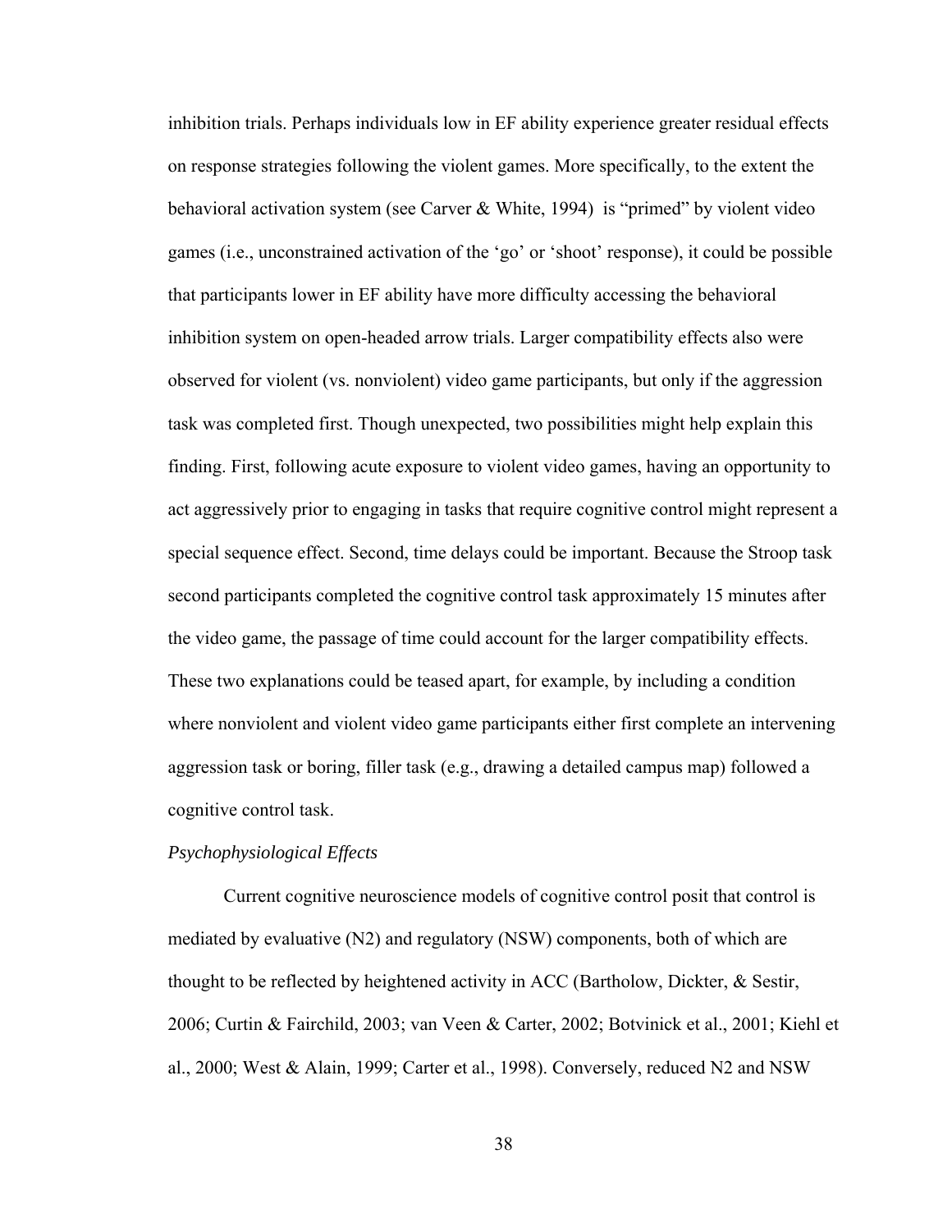inhibition trials. Perhaps individuals low in EF ability experience greater residual effects on response strategies following the violent games. More specifically, to the extent the behavioral activation system (see Carver & White, 1994) is "primed" by violent video games (i.e., unconstrained activation of the 'go' or 'shoot' response), it could be possible that participants lower in EF ability have more difficulty accessing the behavioral inhibition system on open-headed arrow trials. Larger compatibility effects also were observed for violent (vs. nonviolent) video game participants, but only if the aggression task was completed first. Though unexpected, two possibilities might help explain this finding. First, following acute exposure to violent video games, having an opportunity to act aggressively prior to engaging in tasks that require cognitive control might represent a special sequence effect. Second, time delays could be important. Because the Stroop task second participants completed the cognitive control task approximately 15 minutes after the video game, the passage of time could account for the larger compatibility effects. These two explanations could be teased apart, for example, by including a condition where nonviolent and violent video game participants either first complete an intervening aggression task or boring, filler task (e.g., drawing a detailed campus map) followed a cognitive control task.

*Psychophysiological Effects*

Current cognitive neuroscience models of cognitive control posit that control is mediated by evaluative (N2) and regulatory (NSW) components, both of which are thought to be reflected by heightened activity in ACC (Bartholow, Dickter, & Sestir, 2006; Curtin & Fairchild, 2003; van Veen & Carter, 2002; Botvinick et al., 2001; Kiehl et al., 2000; West & Alain, 1999; Carter et al., 1998). Conversely, reduced N2 and NSW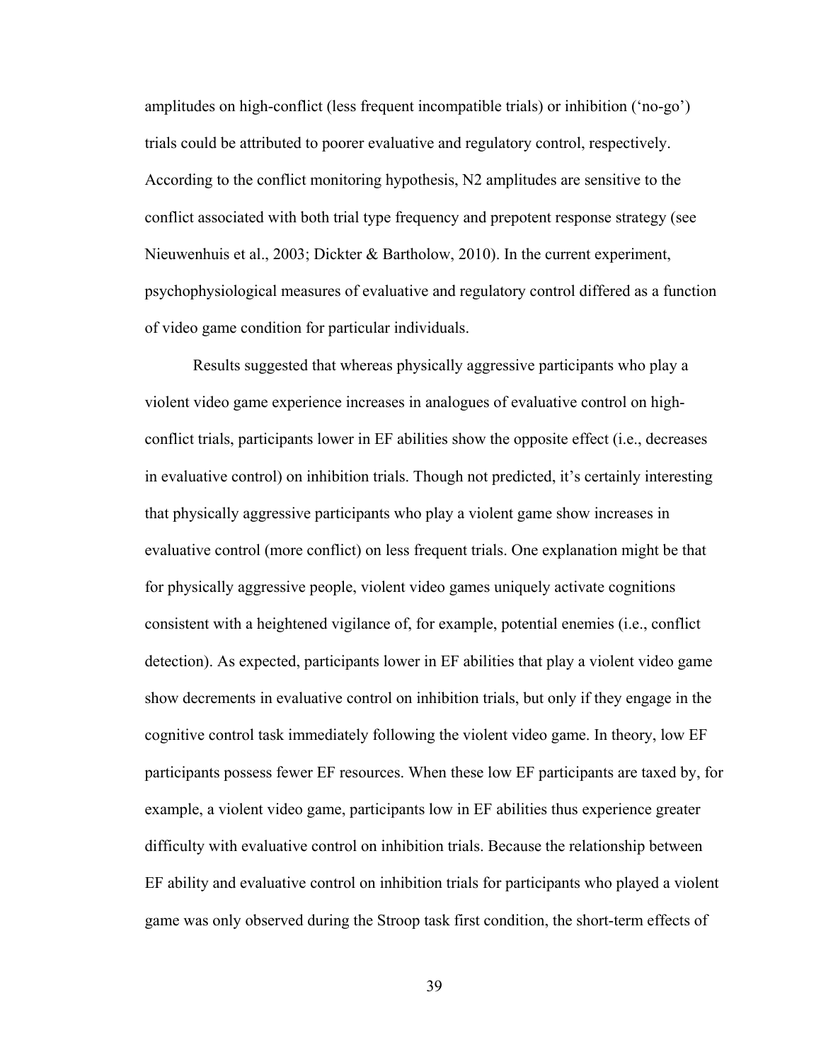amplitudes on high-conflict (less frequent incompatible trials) or inhibition ('no-go') trials could be attributed to poorer evaluative and regulatory control, respectively. According to the conflict monitoring hypothesis, N2 amplitudes are sensitive to the conflict associated with both trial type frequency and prepotent response strategy (see Nieuwenhuis et al., 2003; Dickter & Bartholow, 2010). In the current experiment, psychophysiological measures of evaluative and regulatory control differed as a function of video game condition for particular individuals.

Results suggested that whereas physically aggressive participants who play a violent video game experience increases in analogues of evaluative control on high-conflict trials, participants lower in EF abilities show the opposite effect (i.e., decreases in evaluative control) on inhibition trials. Though not predicted, it's certainly interesting that physically aggressive participants who play a violent game show increases in evaluative control (more conflict) on less frequent trials. One explanation might be that for physically aggressive people, violent video games uniquely activate cognitions consistent with a heightened vigilance of, for example, potential enemies (i.e., conflict detection). As expected, participants lower in EF abilities that play a violent video game show decrements in evaluative control on inhibition trials, but only if they engage in the cognitive control task immediately following the violent video game. In theory, low EF participants possess fewer EF resources. When these low EF participants are taxed by, for example, a violent video game, participants low in EF abilities thus experience greater difficulty with evaluative control on inhibition trials. Because the relationship between EF ability and evaluative control on inhibition trials for participants who played a violent game was only observed during the Stroop task first condition, the short-term effects of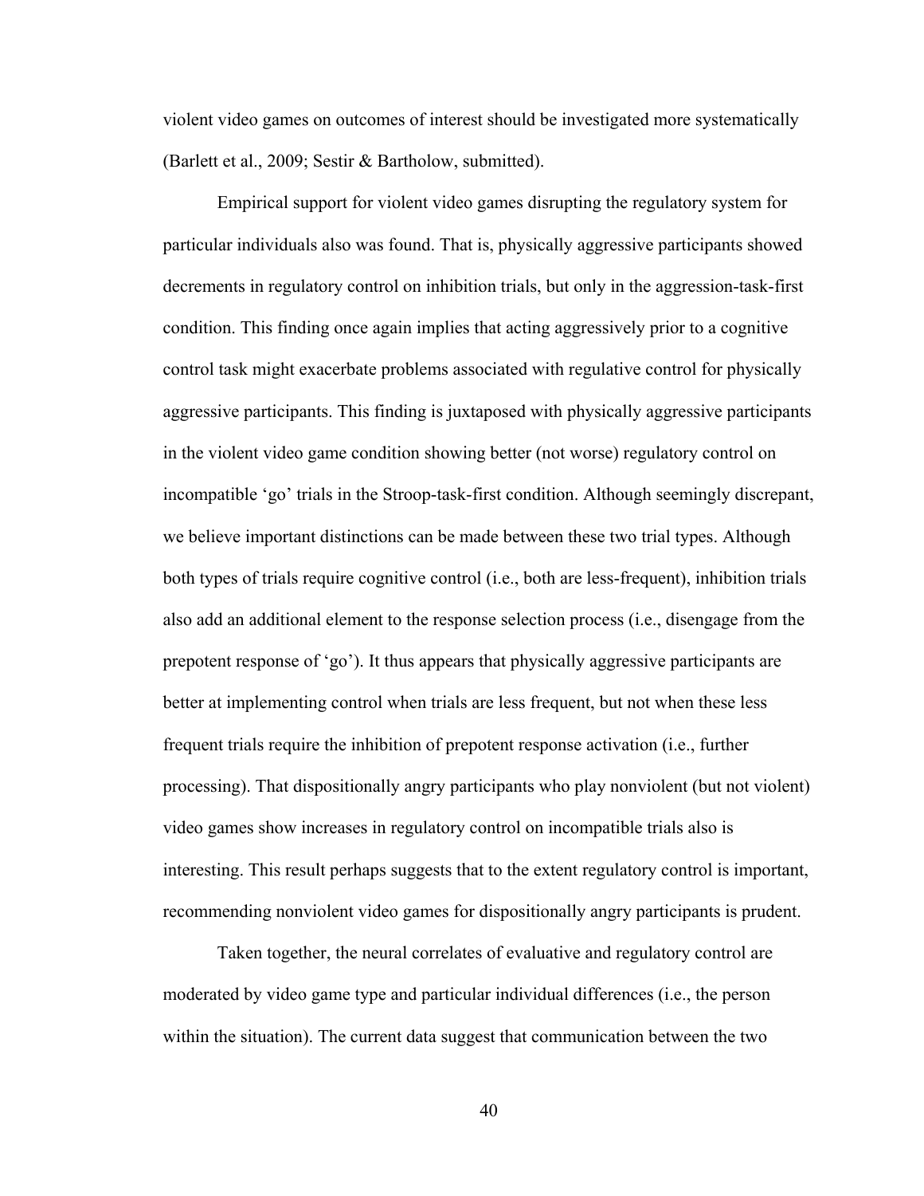violent video games on outcomes of interest should be investigated more systematically (Barlett et al., 2009; Sestir & Bartholow, submitted).

Empirical support for violent video games disrupting the regulatory system for particular individuals also was found. That is, physically aggressive participants showed decrements in regulatory control on inhibition trials, but only in the aggression-task-first condition. This finding once again implies that acting aggressively prior to a cognitive control task might exacerbate problems associated with regulative control for physically aggressive participants. This finding is juxtaposed with physically aggressive participants in the violent video game condition showing better (not worse) regulatory control on incompatible 'go' trials in the Stroop-task-first condition. Although seemingly discrepant, we believe important distinctions can be made between these two trial types. Although both types of trials require cognitive control (i.e., both are less-frequent), inhibition trials also add an additional element to the response selection process (i.e., disengage from the prepotent response of 'go'). It thus appears that physically aggressive participants are better at implementing control when trials are less frequent, but not when these less frequent trials require the inhibition of prepotent response activation (i.e., further processing). That dispositionally angry participants who play nonviolent (but not violent) video games show increases in regulatory control on incompatible trials also is interesting. This result perhaps suggests that to the extent regulatory control is important, recommending nonviolent video games for dispositionally angry participants is prudent.

Taken together, the neural correlates of evaluative and regulatory control are moderated by video game type and particular individual differences (i.e., the person within the situation). The current data suggest that communication between the two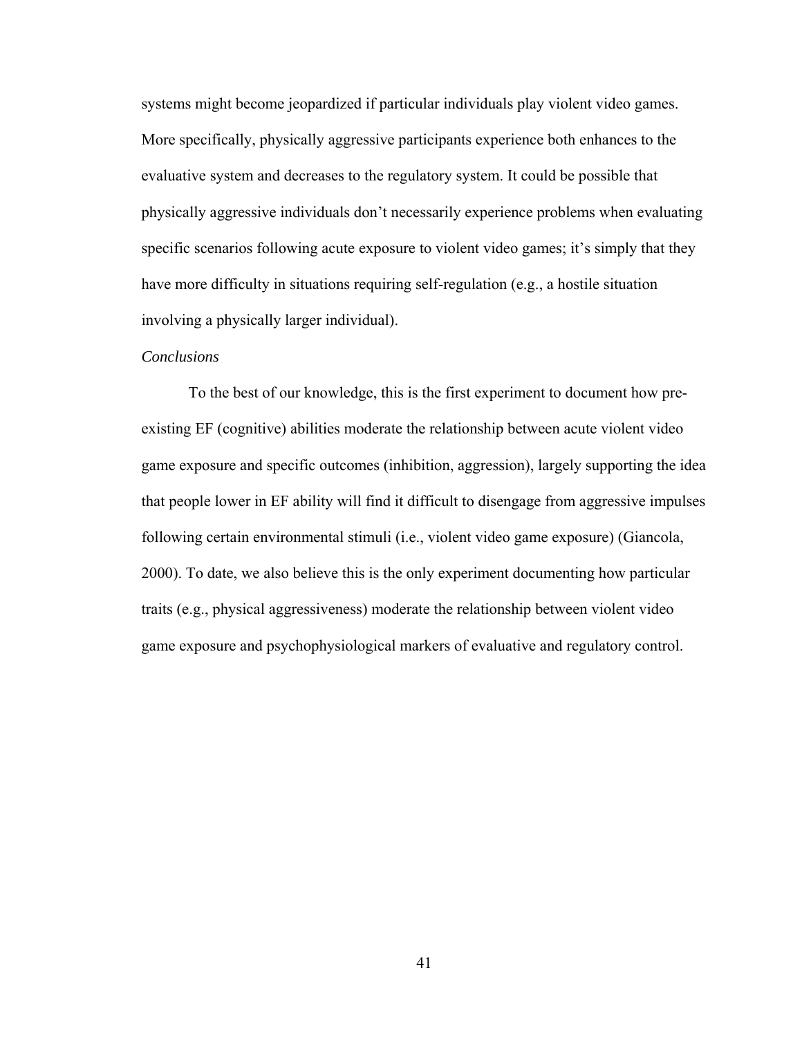systems might become jeopardized if particular individuals play violent video games. More specifically, physically aggressive participants experience both enhances to the evaluative system and decreases to the regulatory system. It could be possible that physically aggressive individuals don't necessarily experience problems when evaluating specific scenarios following acute exposure to violent video games; it's simply that they have more difficulty in situations requiring self-regulation (e.g., a hostile situation involving a physically larger individual).

*Conclusions*

To the best of our knowledge, this is the first experiment to document how pre-existing EF (cognitive) abilities moderate the relationship between acute violent video game exposure and specific outcomes (inhibition, aggression), largely supporting the idea that people lower in EF ability will find it difficult to disengage from aggressive impulses following certain environmental stimuli (i.e., violent video game exposure) (Giancola, 2000). To date, we also believe this is the only experiment documenting how particular traits (e.g., physical aggressiveness) moderate the relationship between violent video game exposure and psychophysiological markers of evaluative and regulatory control.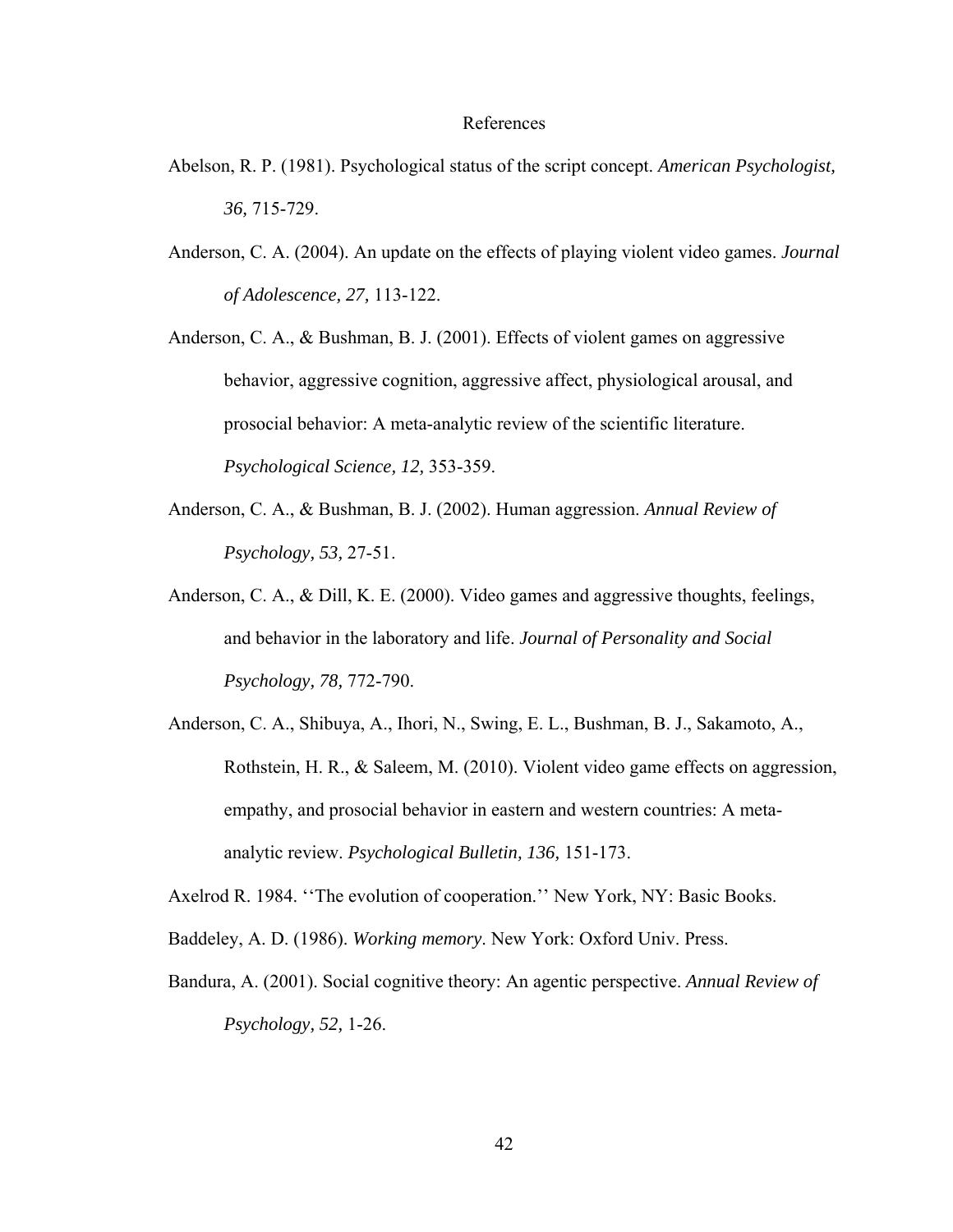# References

Abelson, R. P. (1981). Psychological status of the script concept. *American Psychologist, 36,* 715-729.

Anderson, C. A. (2004). An update on the effects of playing violent video games. *Journal of Adolescence, 27,* 113-122.

Anderson, C. A., & Bushman, B. J. (2001). Effects of violent games on aggressive behavior, aggressive cognition, aggressive affect, physiological arousal, and prosocial behavior: A meta-analytic review of the scientific literature. *Psychological Science, 12,* 353-359.

Anderson, C. A., & Bushman, B. J. (2002). Human aggression. *Annual Review of Psychology, 53,* 27-51.

Anderson, C. A., & Dill, K. E. (2000). Video games and aggressive thoughts, feelings, and behavior in the laboratory and life. *Journal of Personality and Social Psychology, 78,* 772-790.

Anderson, C. A., Shibuya, A., Ihori, N., Swing, E. L., Bushman, B. J., Sakamoto, A., Rothstein, H. R., & Saleem, M. (2010). Violent video game effects on aggression, empathy, and prosocial behavior in eastern and western countries: A meta-analytic review. *Psychological Bulletin, 136,* 151-173.

Axelrod R. 1984. ''The evolution of cooperation.'' New York, NY: Basic Books.

Baddeley, A. D. (1986). *Working memory*. New York: Oxford Univ. Press.

Bandura, A. (2001). Social cognitive theory: An agentic perspective. *Annual Review of Psychology, 52,* 1-26.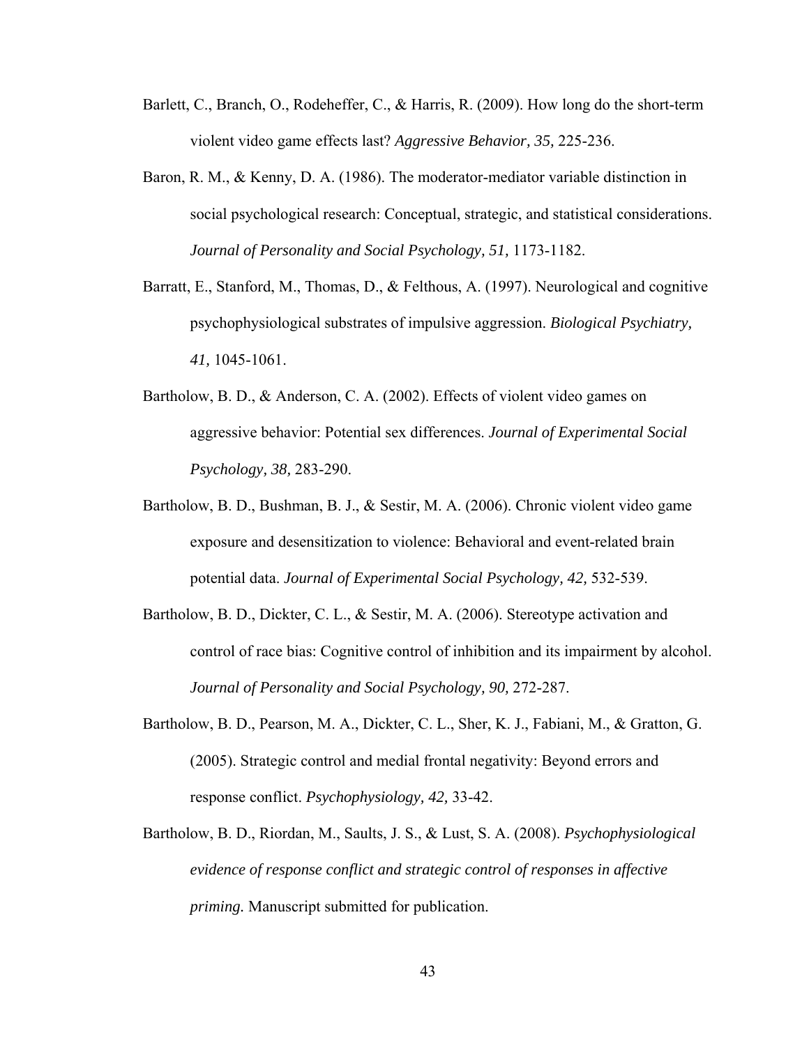Barlett, C., Branch, O., Rodeheffer, C., & Harris, R. (2009). How long do the short-term violent video game effects last? *Aggressive Behavior, 35,* 225-236.

Baron, R. M., & Kenny, D. A. (1986). The moderator-mediator variable distinction in social psychological research: Conceptual, strategic, and statistical considerations. *Journal of Personality and Social Psychology, 51,* 1173-1182.

Barratt, E., Stanford, M., Thomas, D., & Felthous, A. (1997). Neurological and cognitive psychophysiological substrates of impulsive aggression. *Biological Psychiatry, 41,* 1045-1061.

Bartholow, B. D., & Anderson, C. A. (2002). Effects of violent video games on aggressive behavior: Potential sex differences. *Journal of Experimental Social Psychology, 38,* 283-290.

Bartholow, B. D., Bushman, B. J., & Sestir, M. A. (2006). Chronic violent video game exposure and desensitization to violence: Behavioral and event-related brain potential data. *Journal of Experimental Social Psychology, 42,* 532-539.

Bartholow, B. D., Dickter, C. L., & Sestir, M. A. (2006). Stereotype activation and control of race bias: Cognitive control of inhibition and its impairment by alcohol. *Journal of Personality and Social Psychology, 90,* 272-287.

Bartholow, B. D., Pearson, M. A., Dickter, C. L., Sher, K. J., Fabiani, M., & Gratton, G. (2005). Strategic control and medial frontal negativity: Beyond errors and response conflict. *Psychophysiology, 42,* 33-42.

Bartholow, B. D., Riordan, M., Saults, J. S., & Lust, S. A. (2008). *Psychophysiological evidence of response conflict and strategic control of responses in affective priming.* Manuscript submitted for publication.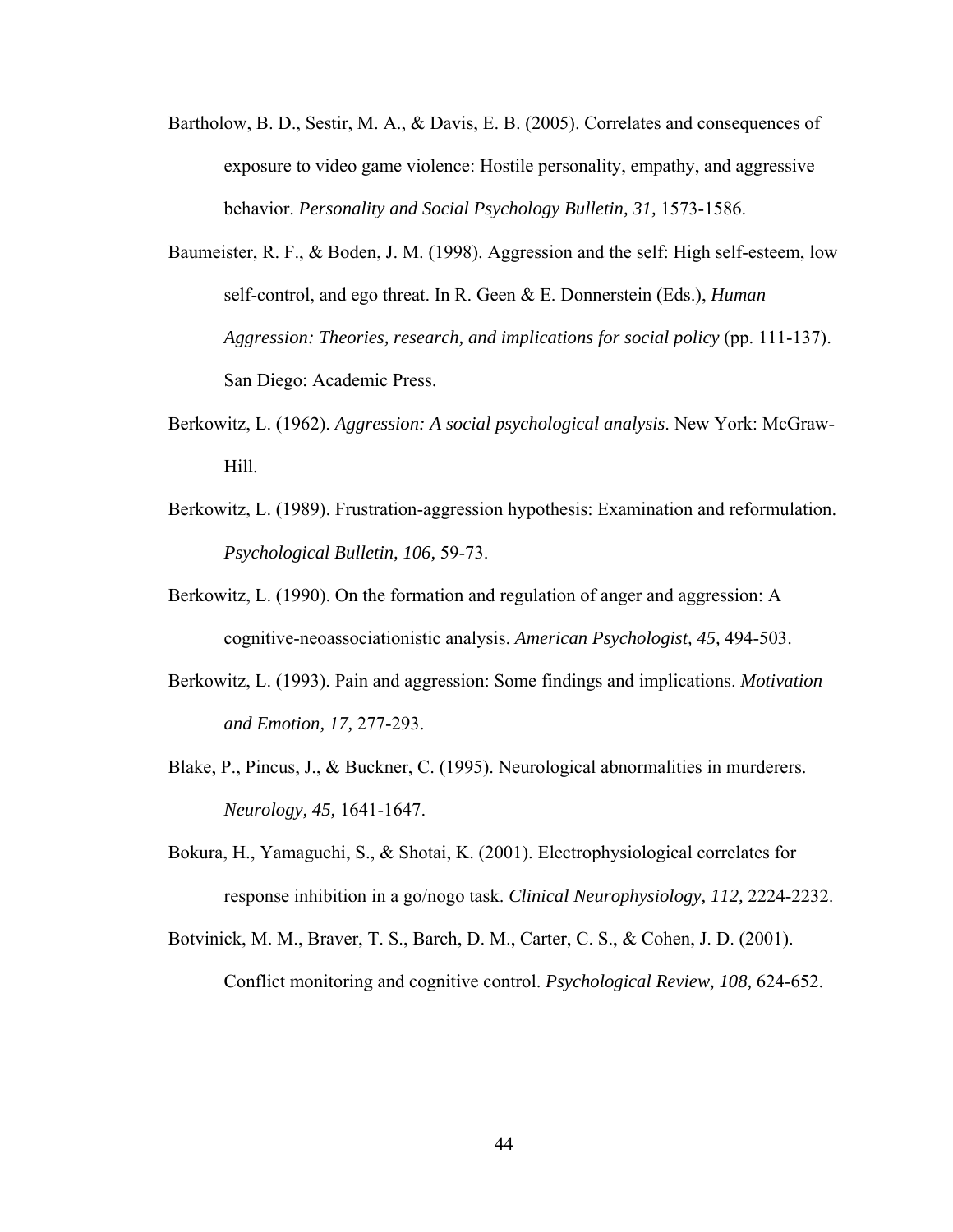Bartholow, B. D., Sestir, M. A., & Davis, E. B. (2005). Correlates and consequences of exposure to video game violence: Hostile personality, empathy, and aggressive behavior. *Personality and Social Psychology Bulletin, 31,* 1573-1586.

Baumeister, R. F., & Boden, J. M. (1998). Aggression and the self: High self-esteem, low self-control, and ego threat. In R. Geen & E. Donnerstein (Eds.), *Human Aggression: Theories, research, and implications for social policy* (pp. 111-137). San Diego: Academic Press.

Berkowitz, L. (1962). *Aggression: A social psychological analysis*. New York: McGraw-Hill.

Berkowitz, L. (1989). Frustration-aggression hypothesis: Examination and reformulation. *Psychological Bulletin, 106,* 59-73.

Berkowitz, L. (1990). On the formation and regulation of anger and aggression: A cognitive-neoassociationistic analysis. *American Psychologist, 45,* 494-503.

Berkowitz, L. (1993). Pain and aggression: Some findings and implications. *Motivation and Emotion, 17,* 277-293.

Blake, P., Pincus, J., & Buckner, C. (1995). Neurological abnormalities in murderers. *Neurology, 45,* 1641-1647.

Bokura, H., Yamaguchi, S., & Shotai, K. (2001). Electrophysiological correlates for response inhibition in a go/nogo task. *Clinical Neurophysiology, 112,* 2224-2232.

Botvinick, M. M., Braver, T. S., Barch, D. M., Carter, C. S., & Cohen, J. D. (2001). Conflict monitoring and cognitive control. *Psychological Review, 108,* 624-652.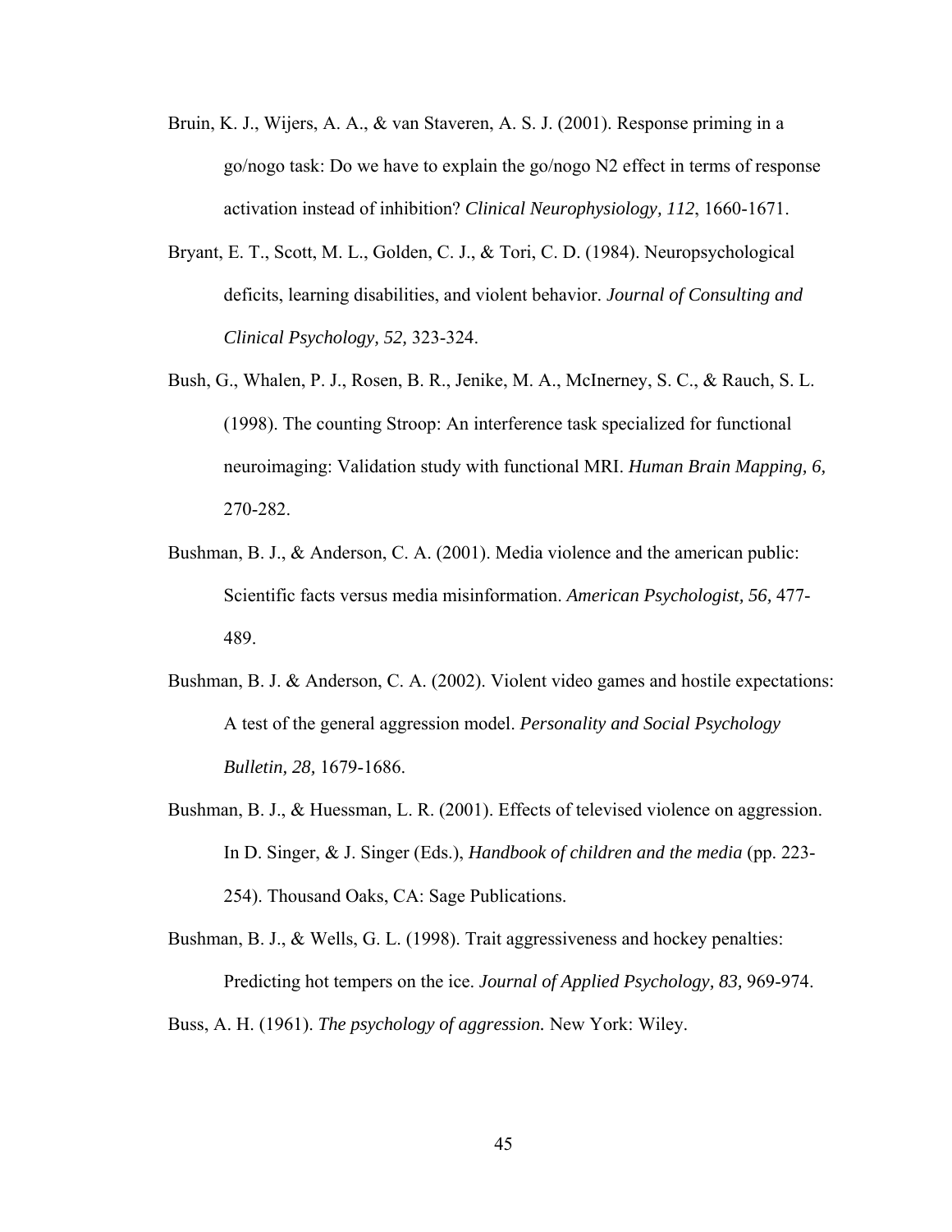Bruin, K. J., Wijers, A. A., & van Staveren, A. S. J. (2001). Response priming in a go/nogo task: Do we have to explain the go/nogo N2 effect in terms of response activation instead of inhibition? *Clinical Neurophysiology, 112*, 1660-1671.

Bryant, E. T., Scott, M. L., Golden, C. J., & Tori, C. D. (1984). Neuropsychological deficits, learning disabilities, and violent behavior. *Journal of Consulting and Clinical Psychology, 52,* 323-324.

Bush, G., Whalen, P. J., Rosen, B. R., Jenike, M. A., McInerney, S. C., & Rauch, S. L. (1998). The counting Stroop: An interference task specialized for functional neuroimaging: Validation study with functional MRI. *Human Brain Mapping, 6,* 270-282.

Bushman, B. J., & Anderson, C. A. (2001). Media violence and the american public: Scientific facts versus media misinformation. *American Psychologist, 56,* 477-489.

Bushman, B. J. & Anderson, C. A. (2002). Violent video games and hostile expectations: A test of the general aggression model. *Personality and Social Psychology Bulletin, 28,* 1679-1686.

Bushman, B. J., & Huessman, L. R. (2001). Effects of televised violence on aggression. In D. Singer, & J. Singer (Eds.), *Handbook of children and the media* (pp. 223-254). Thousand Oaks, CA: Sage Publications.

Bushman, B. J., & Wells, G. L. (1998). Trait aggressiveness and hockey penalties: Predicting hot tempers on the ice. *Journal of Applied Psychology, 83,* 969-974.

Buss, A. H. (1961). *The psychology of aggression.* New York: Wiley.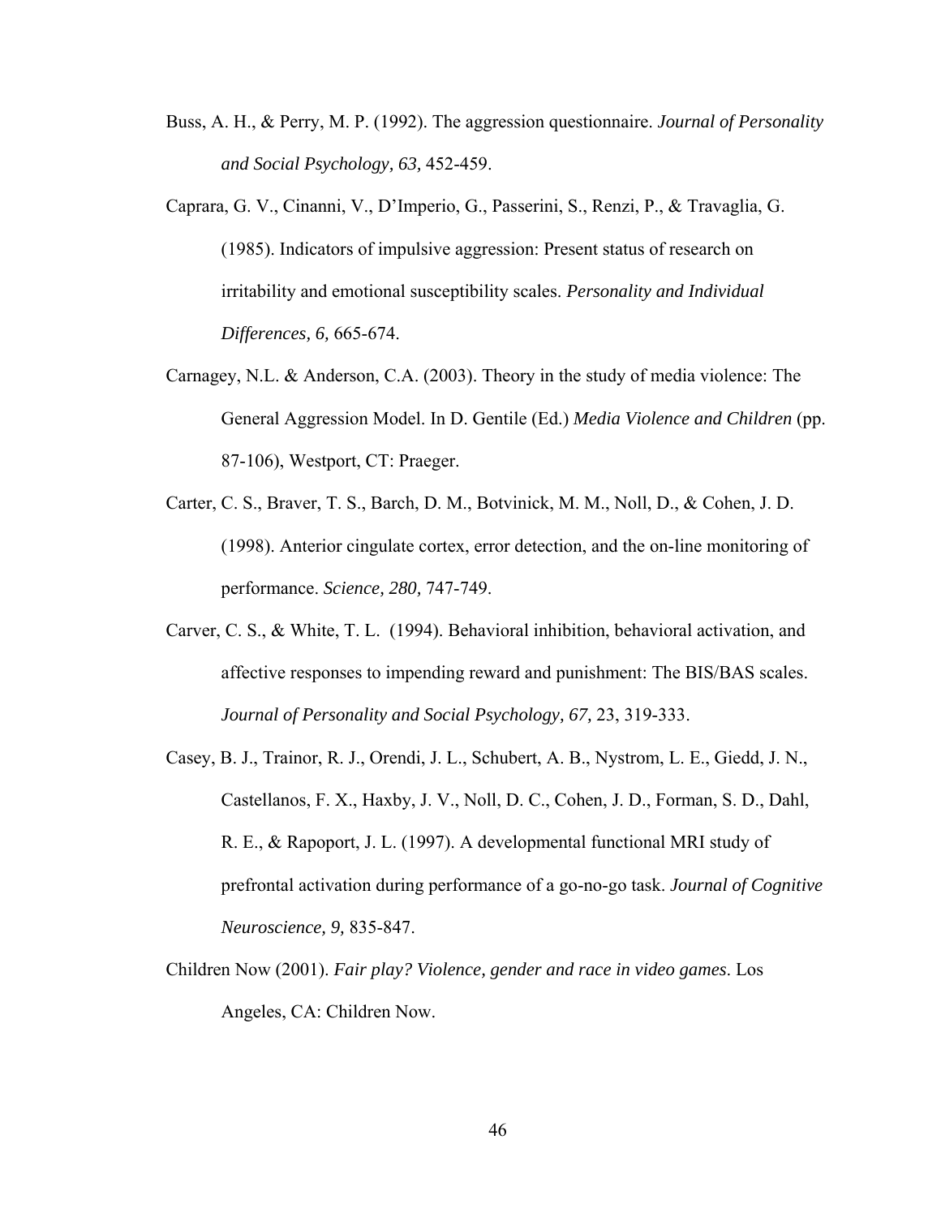Buss, A. H., & Perry, M. P. (1992). The aggression questionnaire. *Journal of Personality and Social Psychology, 63,* 452-459.

Caprara, G. V., Cinanni, V., D'Imperio, G., Passerini, S., Renzi, P., & Travaglia, G. (1985). Indicators of impulsive aggression: Present status of research on irritability and emotional susceptibility scales. *Personality and Individual Differences, 6,* 665-674.

Carnagey, N.L. & Anderson, C.A. (2003). Theory in the study of media violence: The General Aggression Model. In D. Gentile (Ed.) *Media Violence and Children* (pp. 87-106), Westport, CT: Praeger.

Carter, C. S., Braver, T. S., Barch, D. M., Botvinick, M. M., Noll, D., & Cohen, J. D. (1998). Anterior cingulate cortex, error detection, and the on-line monitoring of performance. *Science, 280,* 747-749.

Carver, C. S., & White, T. L. (1994). Behavioral inhibition, behavioral activation, and affective responses to impending reward and punishment: The BIS/BAS scales. *Journal of Personality and Social Psychology, 67,* 23, 319-333.

Casey, B. J., Trainor, R. J., Orendi, J. L., Schubert, A. B., Nystrom, L. E., Giedd, J. N., Castellanos, F. X., Haxby, J. V., Noll, D. C., Cohen, J. D., Forman, S. D., Dahl, R. E., & Rapoport, J. L. (1997). A developmental functional MRI study of prefrontal activation during performance of a go-no-go task. *Journal of Cognitive Neuroscience, 9,* 835-847.

Children Now (2001). *Fair play? Violence, gender and race in video games*. Los Angeles, CA: Children Now.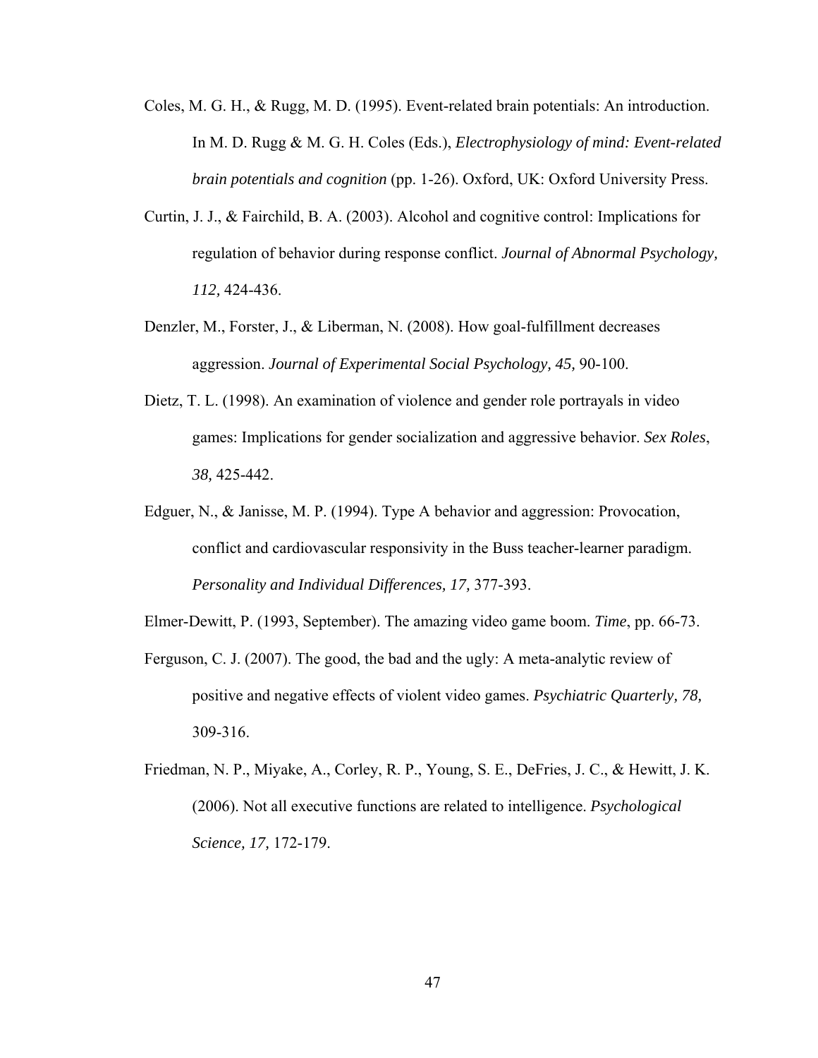Coles, M. G. H., & Rugg, M. D. (1995). Event-related brain potentials: An introduction. In M. D. Rugg & M. G. H. Coles (Eds.), *Electrophysiology of mind: Event-related brain potentials and cognition* (pp. 1-26). Oxford, UK: Oxford University Press.

Curtin, J. J., & Fairchild, B. A. (2003). Alcohol and cognitive control: Implications for regulation of behavior during response conflict. *Journal of Abnormal Psychology, 112,* 424-436.

Denzler, M., Forster, J., & Liberman, N. (2008). How goal-fulfillment decreases aggression. *Journal of Experimental Social Psychology, 45,* 90-100.

Dietz, T. L. (1998). An examination of violence and gender role portrayals in video games: Implications for gender socialization and aggressive behavior. *Sex Roles*, *38,* 425-442.

Edguer, N., & Janisse, M. P. (1994). Type A behavior and aggression: Provocation, conflict and cardiovascular responsivity in the Buss teacher-learner paradigm. *Personality and Individual Differences, 17,* 377-393.

Elmer-Dewitt, P. (1993, September). The amazing video game boom. *Time*, pp. 66-73.

Ferguson, C. J. (2007). The good, the bad and the ugly: A meta-analytic review of positive and negative effects of violent video games. *Psychiatric Quarterly, 78,* 309-316.

Friedman, N. P., Miyake, A., Corley, R. P., Young, S. E., DeFries, J. C., & Hewitt, J. K. (2006). Not all executive functions are related to intelligence. *Psychological Science, 17,* 172-179.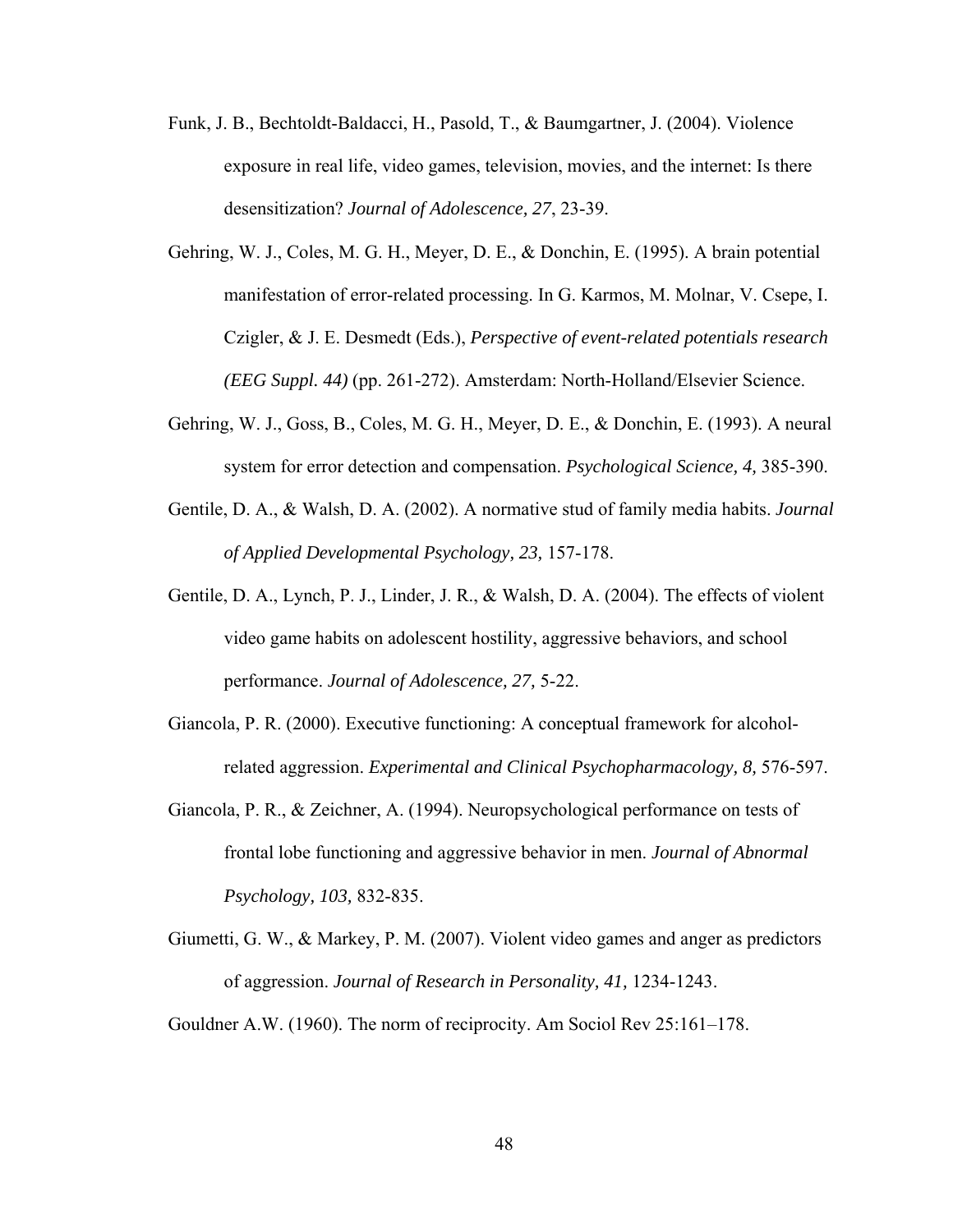Funk, J. B., Bechtoldt-Baldacci, H., Pasold, T., & Baumgartner, J. (2004). Violence exposure in real life, video games, television, movies, and the internet: Is there desensitization? *Journal of Adolescence, 27*, 23-39.

Gehring, W. J., Coles, M. G. H., Meyer, D. E., & Donchin, E. (1995). A brain potential manifestation of error-related processing. In G. Karmos, M. Molnar, V. Csepe, I. Czigler, & J. E. Desmedt (Eds.), *Perspective of event-related potentials research (EEG Suppl. 44)* (pp. 261-272). Amsterdam: North-Holland/Elsevier Science.

Gehring, W. J., Goss, B., Coles, M. G. H., Meyer, D. E., & Donchin, E. (1993). A neural system for error detection and compensation. *Psychological Science, 4,* 385-390.

Gentile, D. A., & Walsh, D. A. (2002). A normative stud of family media habits. *Journal of Applied Developmental Psychology, 23,* 157-178.

Gentile, D. A., Lynch, P. J., Linder, J. R., & Walsh, D. A. (2004). The effects of violent video game habits on adolescent hostility, aggressive behaviors, and school performance. *Journal of Adolescence, 27,* 5-22.

Giancola, P. R. (2000). Executive functioning: A conceptual framework for alcohol-related aggression. *Experimental and Clinical Psychopharmacology, 8,* 576-597.

Giancola, P. R., & Zeichner, A. (1994). Neuropsychological performance on tests of frontal lobe functioning and aggressive behavior in men. *Journal of Abnormal Psychology, 103,* 832-835.

Giumetti, G. W., & Markey, P. M. (2007). Violent video games and anger as predictors of aggression. *Journal of Research in Personality, 41,* 1234-1243.

Gouldner A.W. (1960). The norm of reciprocity. Am Sociol Rev 25:161–178.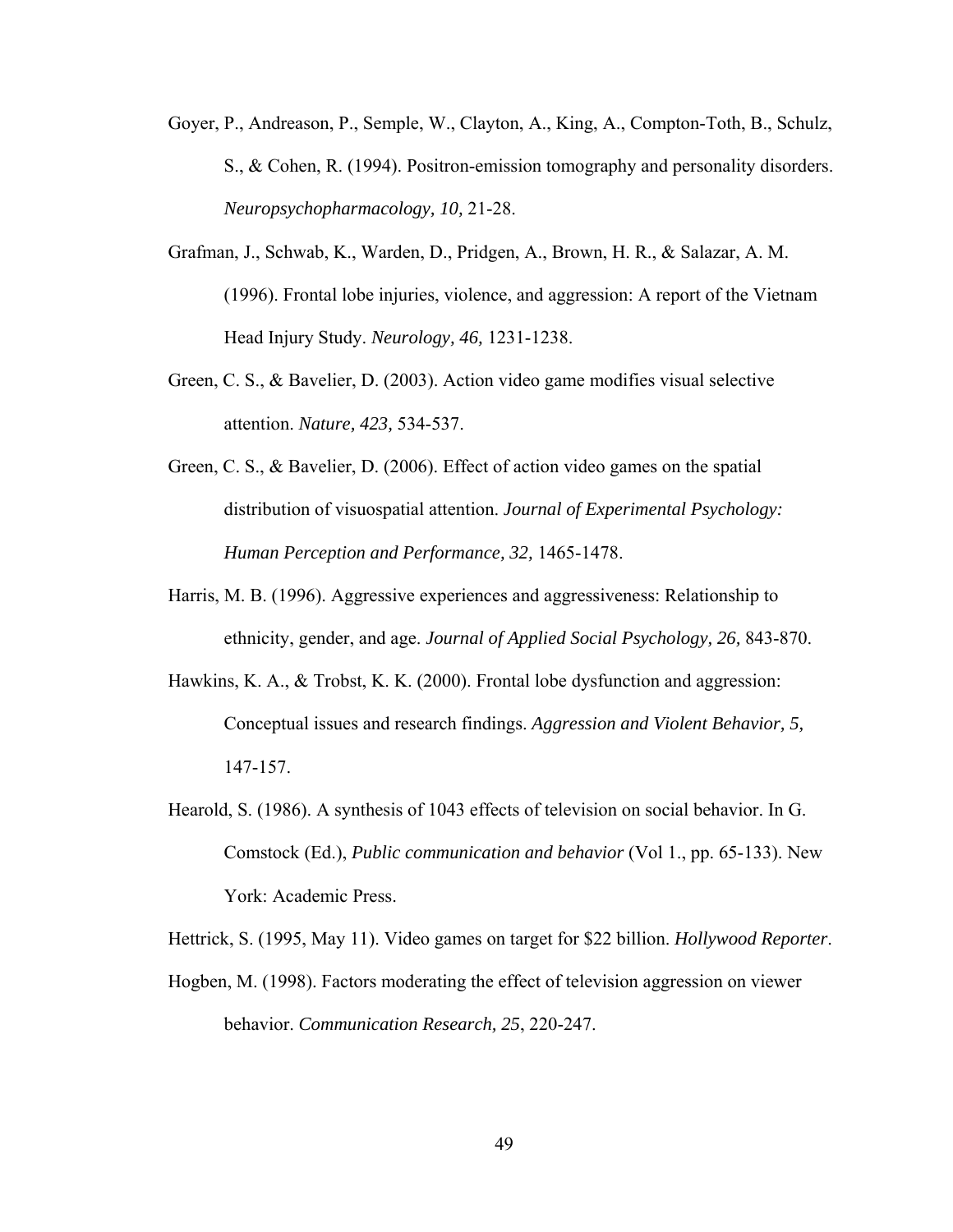Goyer, P., Andreason, P., Semple, W., Clayton, A., King, A., Compton-Toth, B., Schulz, S., & Cohen, R. (1994). Positron-emission tomography and personality disorders. *Neuropsychopharmacology, 10,* 21-28.

Grafman, J., Schwab, K., Warden, D., Pridgen, A., Brown, H. R., & Salazar, A. M. (1996). Frontal lobe injuries, violence, and aggression: A report of the Vietnam Head Injury Study. *Neurology, 46,* 1231-1238.

Green, C. S., & Bavelier, D. (2003). Action video game modifies visual selective attention. *Nature, 423,* 534-537.

Green, C. S., & Bavelier, D. (2006). Effect of action video games on the spatial distribution of visuospatial attention. *Journal of Experimental Psychology: Human Perception and Performance, 32,* 1465-1478.

Harris, M. B. (1996). Aggressive experiences and aggressiveness: Relationship to ethnicity, gender, and age. *Journal of Applied Social Psychology, 26,* 843-870.

Hawkins, K. A., & Trobst, K. K. (2000). Frontal lobe dysfunction and aggression: Conceptual issues and research findings. *Aggression and Violent Behavior, 5,* 147-157.

Hearold, S. (1986). A synthesis of 1043 effects of television on social behavior. In G. Comstock (Ed.), *Public communication and behavior* (Vol 1., pp. 65-133). New York: Academic Press.

Hettrick, S. (1995, May 11). Video games on target for $22 billion. *Hollywood Reporter*.

Hogben, M. (1998). Factors moderating the effect of television aggression on viewer behavior. *Communication Research, 25*, 220-247.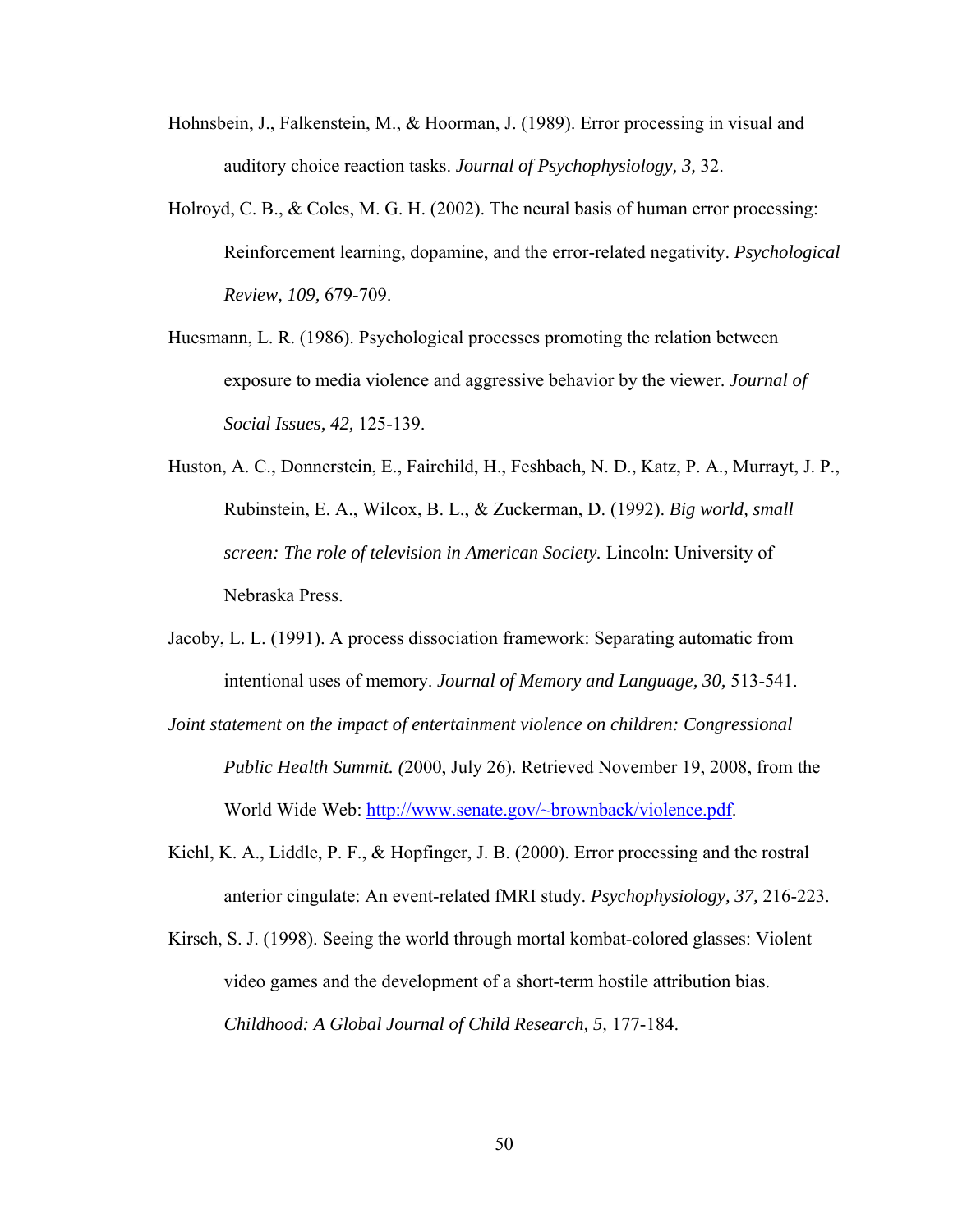Hohnsbein, J., Falkenstein, M., & Hoorman, J. (1989). Error processing in visual and auditory choice reaction tasks. *Journal of Psychophysiology, 3,* 32.

Holroyd, C. B., & Coles, M. G. H. (2002). The neural basis of human error processing: Reinforcement learning, dopamine, and the error-related negativity. *Psychological Review, 109,* 679-709.

Huesmann, L. R. (1986). Psychological processes promoting the relation between exposure to media violence and aggressive behavior by the viewer. *Journal of Social Issues, 42,* 125-139.

Huston, A. C., Donnerstein, E., Fairchild, H., Feshbach, N. D., Katz, P. A., Murrayt, J. P., Rubinstein, E. A., Wilcox, B. L., & Zuckerman, D. (1992). *Big world, small screen: The role of television in American Society.* Lincoln: University of Nebraska Press.

Jacoby, L. L. (1991). A process dissociation framework: Separating automatic from intentional uses of memory. *Journal of Memory and Language, 30,* 513-541.

*Joint statement on the impact of entertainment violence on children: Congressional Public Health Summit. (*2000, July 26). Retrieved November 19, 2008, from the World Wide Web: http://www.senate.gov/~brownback/violence.pdf.

Kiehl, K. A., Liddle, P. F., & Hopfinger, J. B. (2000). Error processing and the rostral anterior cingulate: An event-related fMRI study. *Psychophysiology, 37,* 216-223.

Kirsch, S. J. (1998). Seeing the world through mortal kombat-colored glasses: Violent video games and the development of a short-term hostile attribution bias. *Childhood: A Global Journal of Child Research, 5,* 177-184.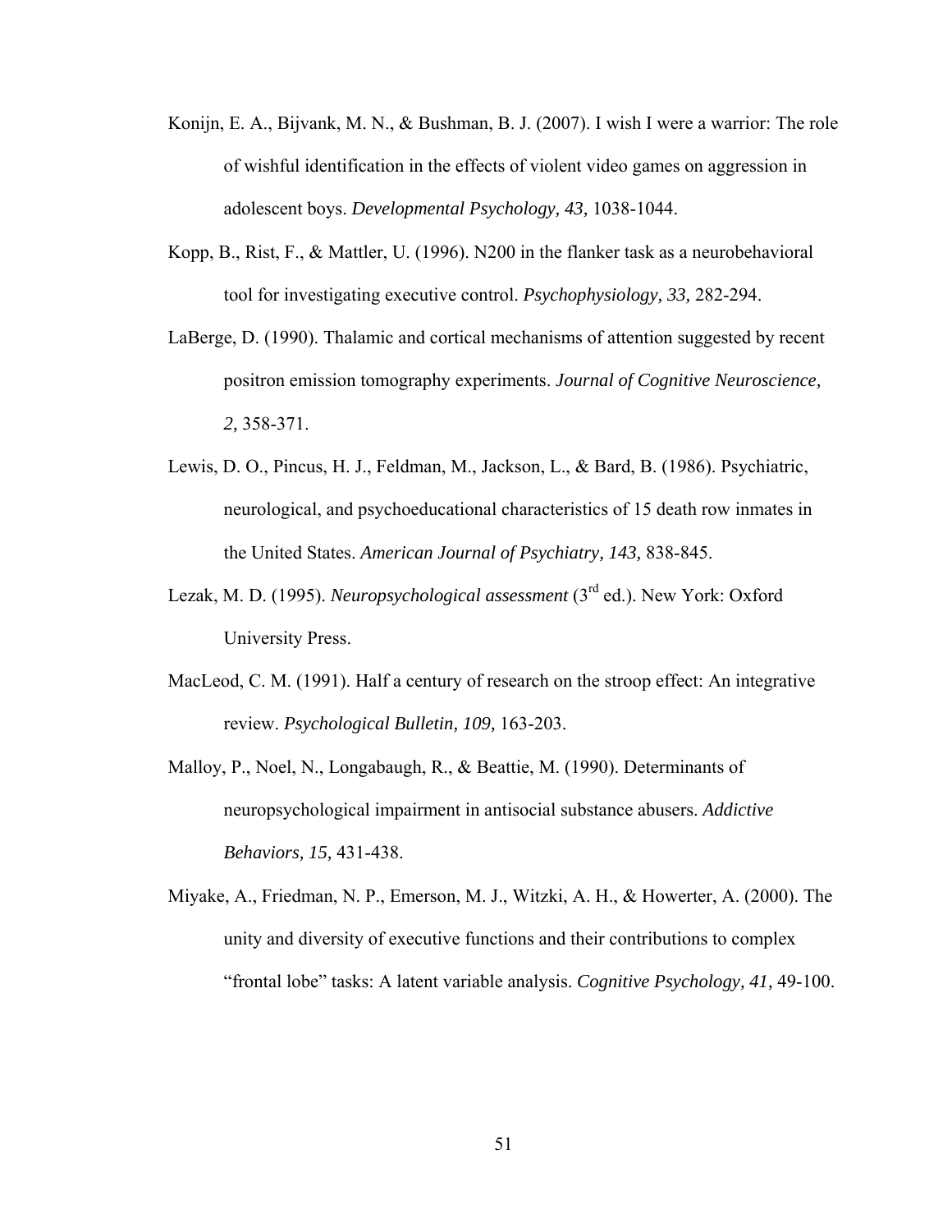Konijn, E. A., Bijvank, M. N., & Bushman, B. J. (2007). I wish I were a warrior: The role of wishful identification in the effects of violent video games on aggression in adolescent boys. *Developmental Psychology, 43,* 1038-1044.

Kopp, B., Rist, F., & Mattler, U. (1996). N200 in the flanker task as a neurobehavioral tool for investigating executive control. *Psychophysiology, 33,* 282-294.

LaBerge, D. (1990). Thalamic and cortical mechanisms of attention suggested by recent positron emission tomography experiments. *Journal of Cognitive Neuroscience, 2,* 358-371.

Lewis, D. O., Pincus, H. J., Feldman, M., Jackson, L., & Bard, B. (1986). Psychiatric, neurological, and psychoeducational characteristics of 15 death row inmates in the United States. *American Journal of Psychiatry, 143,* 838-845.

Lezak, M. D. (1995). *Neuropsychological assessment* (3rd ed.). New York: Oxford University Press.

MacLeod, C. M. (1991). Half a century of research on the stroop effect: An integrative review. *Psychological Bulletin, 109,* 163-203.

Malloy, P., Noel, N., Longabaugh, R., & Beattie, M. (1990). Determinants of neuropsychological impairment in antisocial substance abusers. *Addictive Behaviors, 15,* 431-438.

Miyake, A., Friedman, N. P., Emerson, M. J., Witzki, A. H., & Howerter, A. (2000). The unity and diversity of executive functions and their contributions to complex "frontal lobe" tasks: A latent variable analysis. *Cognitive Psychology, 41,* 49-100.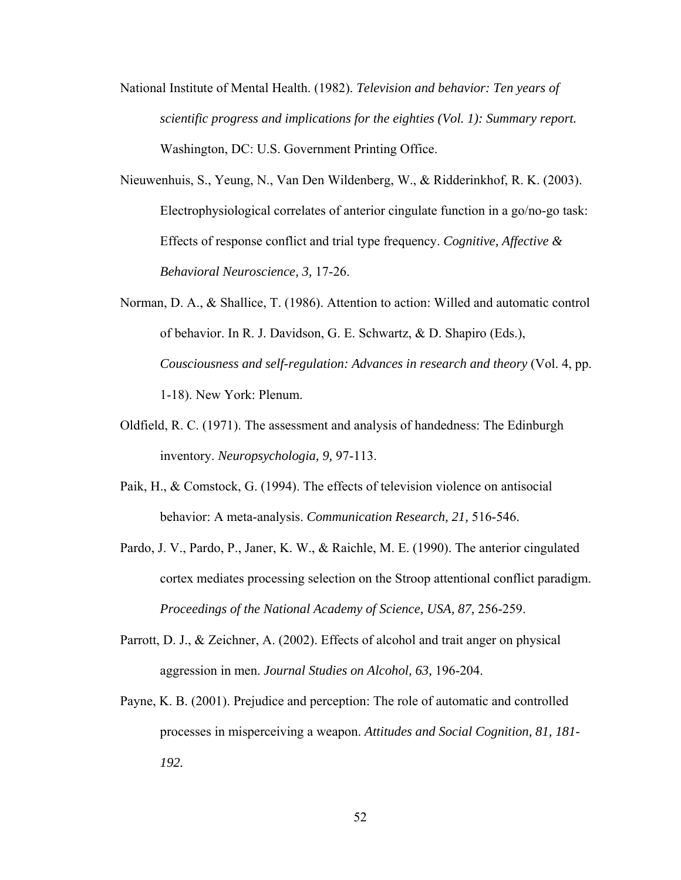National Institute of Mental Health. (1982). *Television and behavior: Ten years of scientific progress and implications for the eighties (Vol. 1): Summary report.* Washington, DC: U.S. Government Printing Office.

Nieuwenhuis, S., Yeung, N., Van Den Wildenberg, W., & Ridderinkhof, R. K. (2003). Electrophysiological correlates of anterior cingulate function in a go/no-go task: Effects of response conflict and trial type frequency. *Cognitive, Affective & Behavioral Neuroscience, 3,* 17-26.

Norman, D. A., & Shallice, T. (1986). Attention to action: Willed and automatic control of behavior. In R. J. Davidson, G. E. Schwartz, & D. Shapiro (Eds.), *Cousciousness and self-regulation: Advances in research and theory* (Vol. 4, pp. 1-18). New York: Plenum.

Oldfield, R. C. (1971). The assessment and analysis of handedness: The Edinburgh inventory. *Neuropsychologia, 9,* 97-113.

Paik, H., & Comstock, G. (1994). The effects of television violence on antisocial behavior: A meta-analysis. *Communication Research, 21,* 516-546.

Pardo, J. V., Pardo, P., Janer, K. W., & Raichle, M. E. (1990). The anterior cingulated cortex mediates processing selection on the Stroop attentional conflict paradigm. *Proceedings of the National Academy of Science, USA, 87,* 256-259.

Parrott, D. J., & Zeichner, A. (2002). Effects of alcohol and trait anger on physical aggression in men. *Journal Studies on Alcohol, 63,* 196-204.

Payne, K. B. (2001). Prejudice and perception: The role of automatic and controlled processes in misperceiving a weapon. *Attitudes and Social Cognition, 81, 181-192.*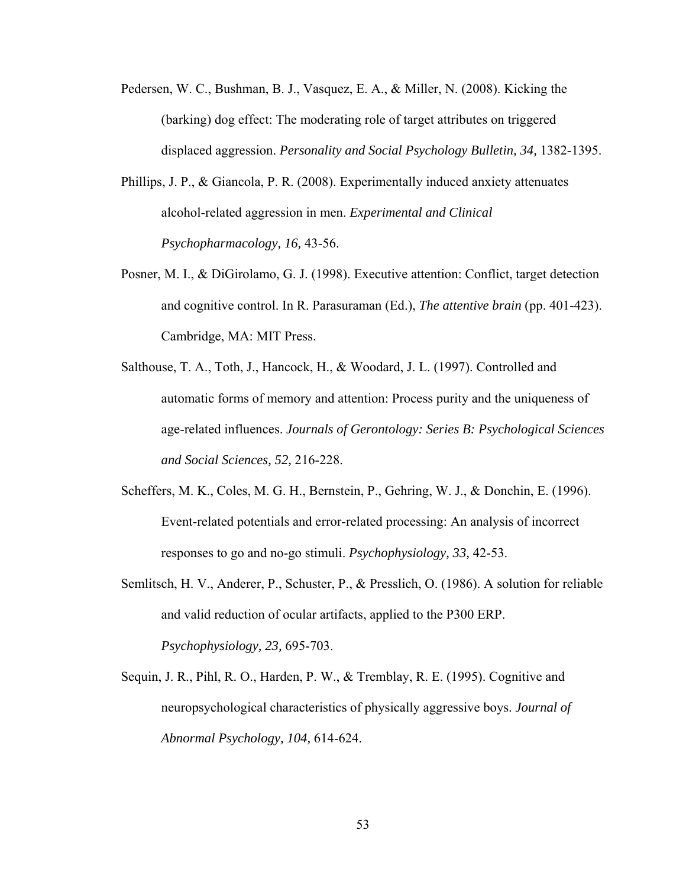Pedersen, W. C., Bushman, B. J., Vasquez, E. A., & Miller, N. (2008). Kicking the (barking) dog effect: The moderating role of target attributes on triggered displaced aggression. *Personality and Social Psychology Bulletin, 34,* 1382-1395.

Phillips, J. P., & Giancola, P. R. (2008). Experimentally induced anxiety attenuates alcohol-related aggression in men. *Experimental and Clinical Psychopharmacology, 16,* 43-56.

Posner, M. I., & DiGirolamo, G. J. (1998). Executive attention: Conflict, target detection and cognitive control. In R. Parasuraman (Ed.), *The attentive brain* (pp. 401-423). Cambridge, MA: MIT Press.

Salthouse, T. A., Toth, J., Hancock, H., & Woodard, J. L. (1997). Controlled and automatic forms of memory and attention: Process purity and the uniqueness of age-related influences. *Journals of Gerontology: Series B: Psychological Sciences and Social Sciences, 52,* 216-228.

Scheffers, M. K., Coles, M. G. H., Bernstein, P., Gehring, W. J., & Donchin, E. (1996). Event-related potentials and error-related processing: An analysis of incorrect responses to go and no-go stimuli. *Psychophysiology, 33,* 42-53.

Semlitsch, H. V., Anderer, P., Schuster, P., & Presslich, O. (1986). A solution for reliable and valid reduction of ocular artifacts, applied to the P300 ERP. *Psychophysiology, 23,* 695-703.

Sequin, J. R., Pihl, R. O., Harden, P. W., & Tremblay, R. E. (1995). Cognitive and neuropsychological characteristics of physically aggressive boys. *Journal of Abnormal Psychology, 104,* 614-624.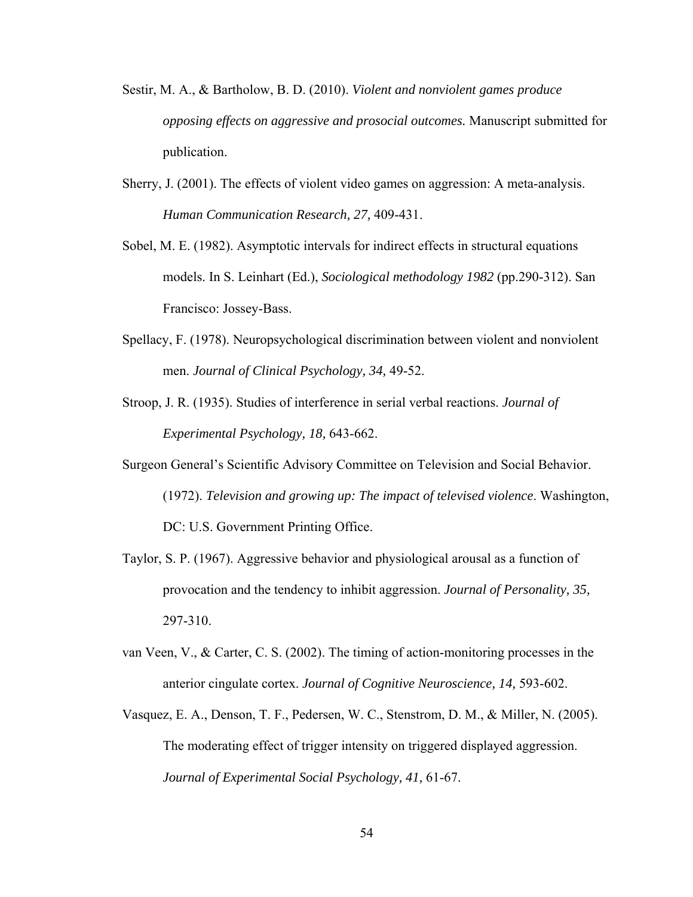Sestir, M. A., & Bartholow, B. D. (2010). *Violent and nonviolent games produce opposing effects on aggressive and prosocial outcomes.* Manuscript submitted for publication.

Sherry, J. (2001). The effects of violent video games on aggression: A meta-analysis. *Human Communication Research, 27,* 409-431.

Sobel, M. E. (1982). Asymptotic intervals for indirect effects in structural equations models. In S. Leinhart (Ed.), *Sociological methodology 1982* (pp.290-312). San Francisco: Jossey-Bass.

Spellacy, F. (1978). Neuropsychological discrimination between violent and nonviolent men. *Journal of Clinical Psychology, 34,* 49-52.

Stroop, J. R. (1935). Studies of interference in serial verbal reactions. *Journal of Experimental Psychology, 18,* 643-662.

Surgeon General's Scientific Advisory Committee on Television and Social Behavior. (1972). *Television and growing up: The impact of televised violence*. Washington, DC: U.S. Government Printing Office.

Taylor, S. P. (1967). Aggressive behavior and physiological arousal as a function of provocation and the tendency to inhibit aggression. *Journal of Personality, 35,* 297-310.

van Veen, V., & Carter, C. S. (2002). The timing of action-monitoring processes in the anterior cingulate cortex. *Journal of Cognitive Neuroscience, 14,* 593-602.

Vasquez, E. A., Denson, T. F., Pedersen, W. C., Stenstrom, D. M., & Miller, N. (2005). The moderating effect of trigger intensity on triggered displayed aggression. *Journal of Experimental Social Psychology, 41,* 61-67.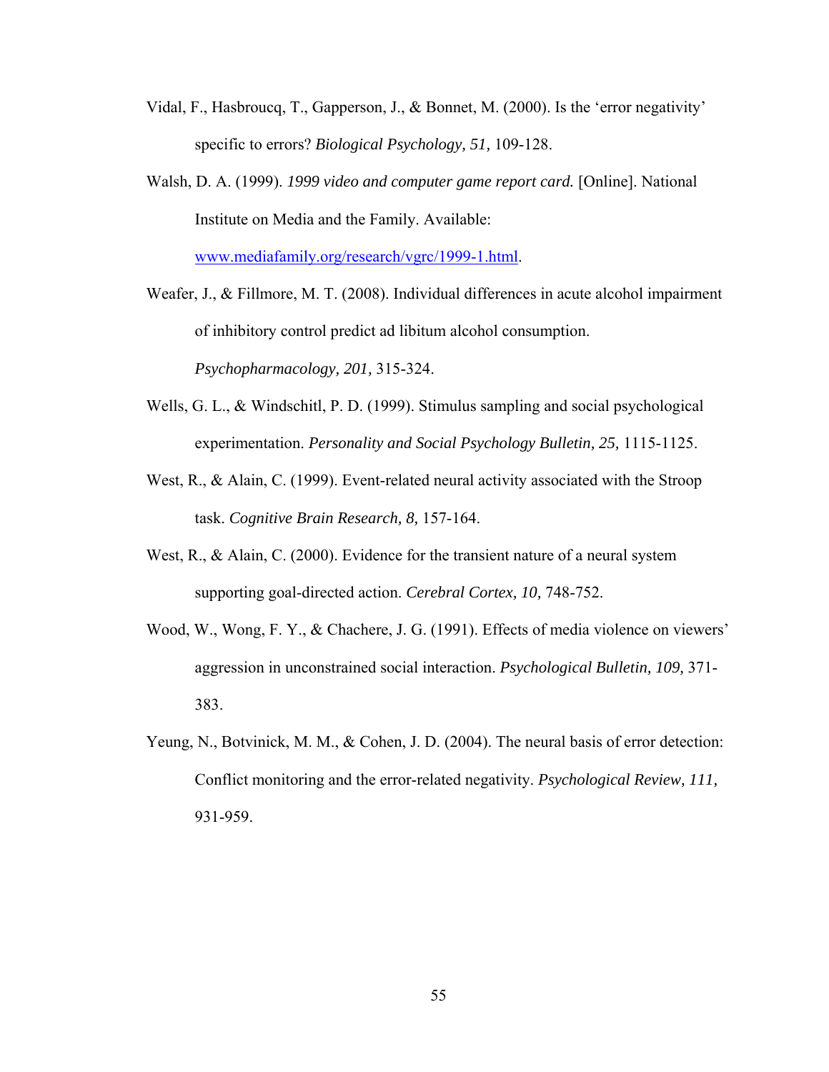Vidal, F., Hasbroucq, T., Gapperson, J., & Bonnet, M. (2000). Is the 'error negativity' specific to errors? *Biological Psychology, 51,* 109-128.

Walsh, D. A. (1999). *1999 video and computer game report card.* [Online]. National Institute on Media and the Family. Available: www.mediafamily.org/research/vgrc/1999-1.html.

Weafer, J., & Fillmore, M. T. (2008). Individual differences in acute alcohol impairment of inhibitory control predict ad libitum alcohol consumption. *Psychopharmacology, 201,* 315-324.

Wells, G. L., & Windschitl, P. D. (1999). Stimulus sampling and social psychological experimentation. *Personality and Social Psychology Bulletin, 25,* 1115-1125.

West, R., & Alain, C. (1999). Event-related neural activity associated with the Stroop task. *Cognitive Brain Research, 8,* 157-164.

West, R., & Alain, C. (2000). Evidence for the transient nature of a neural system supporting goal-directed action. *Cerebral Cortex, 10,* 748-752.

Wood, W., Wong, F. Y., & Chachere, J. G. (1991). Effects of media violence on viewers' aggression in unconstrained social interaction. *Psychological Bulletin, 109,* 371-383.

Yeung, N., Botvinick, M. M., & Cohen, J. D. (2004). The neural basis of error detection: Conflict monitoring and the error-related negativity. *Psychological Review, 111,* 931-959.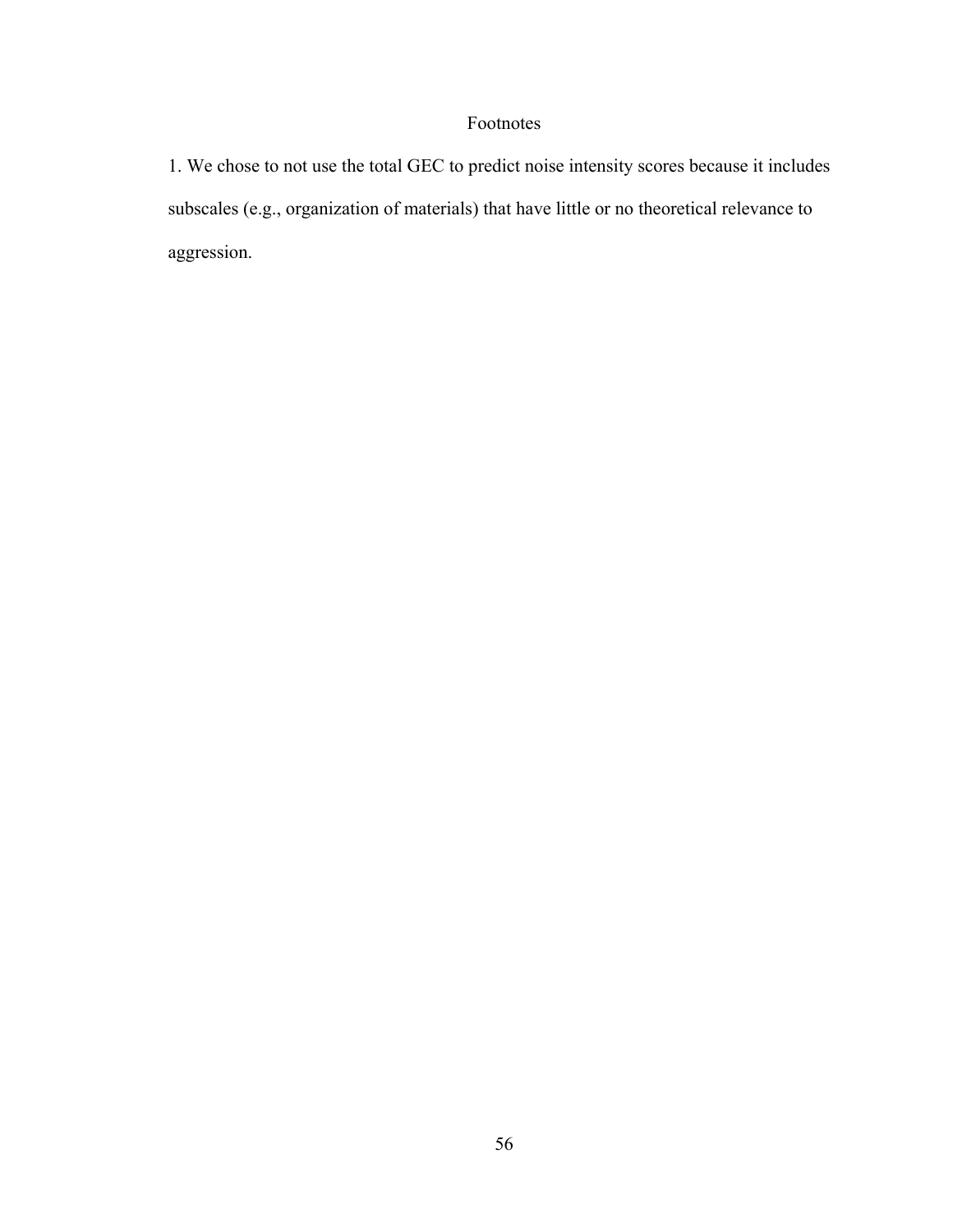# Footnotes

1. We chose to not use the total GEC to predict noise intensity scores because it includes subscales (e.g., organization of materials) that have little or no theoretical relevance to aggression.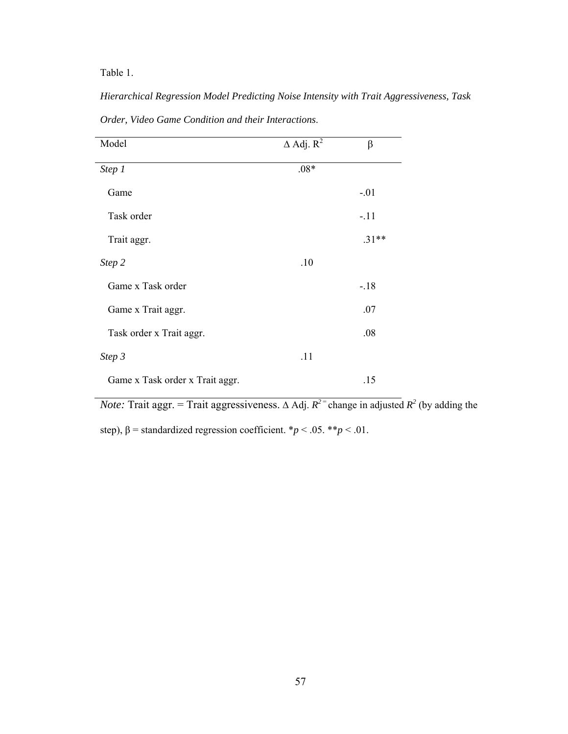Table 1.

*Hierarchical Regression Model Predicting Noise Intensity with Trait Aggressiveness, Task Order, Video Game Condition and their Interactions.*

| Model | Δ Adj. $R^2$ | β |
|---|---|---|
| *Step 1* | .08* | |
| Game | | -.01 |
| Task order | | -.11 |
| Trait aggr. | | .31** |
| *Step 2* | .10 | |
| Game x Task order | | -.18 |
| Game x Trait aggr. | | .07 |
| Task order x Trait aggr. | | .08 |
| *Step 3* | .11 | |
| Game x Task order x Trait aggr. | | .15 |

*Note:* Trait aggr. = Trait aggressiveness. Δ Adj. $R^2$ = change in adjusted $R^2$ (by adding the step), β = standardized regression coefficient. *$p < .05$. **$p < .01$.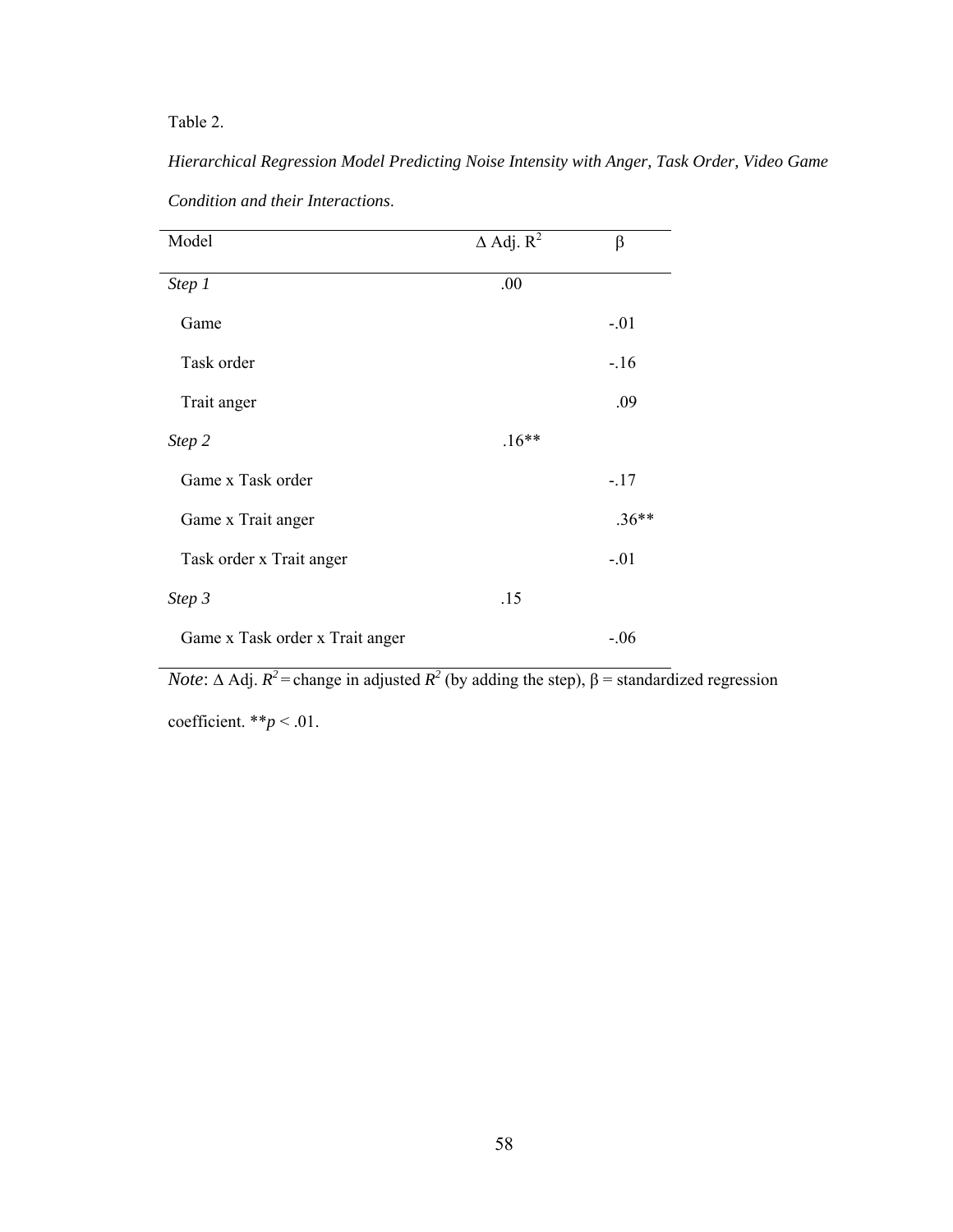Table 2.

*Hierarchical Regression Model Predicting Noise Intensity with Anger, Task Order, Video Game Condition and their Interactions*.

| Model | $\Delta$ Adj. $R^2$ | β |
|---|---|---|
| *Step 1* | .00 | |
| Game | | -.01 |
| Task order | | -.16 |
| Trait anger | | .09 |
| *Step 2* | .16** | |
| Game x Task order | | -.17 |
| Game x Trait anger | | .36** |
| Task order x Trait anger | | -.01 |
| *Step 3* | .15 | |
| Game x Task order x Trait anger | | -.06 |

*Note*: $\Delta$ Adj. $R^2$ = change in adjusted $R^2$ (by adding the step), β = standardized regression coefficient. ** $p < .01$.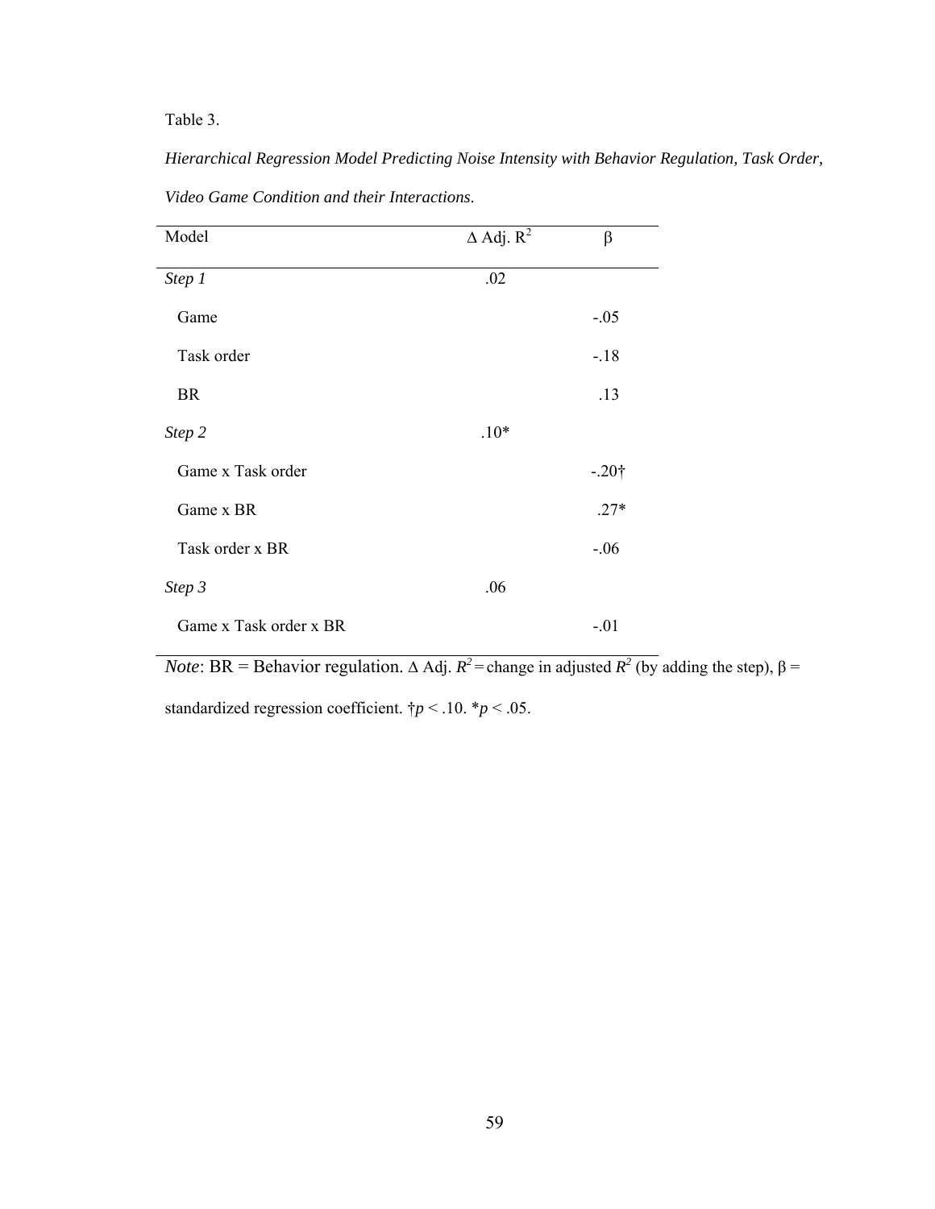Table 3.

*Hierarchical Regression Model Predicting Noise Intensity with Behavior Regulation, Task Order, Video Game Condition and their Interactions.*

| Model | Δ Adj. $R^2$ | β |
|---|---|---|
| *Step 1* | .02 | |
| Game | | -.05 |
| Task order | | -.18 |
| BR | | .13 |
| *Step 2* | .10* | |
| Game x Task order | | -.20† |
| Game x BR | | .27* |
| Task order x BR | | -.06 |
| *Step 3* | .06 | |
| Game x Task order x BR | | -.01 |

*Note*: BR = Behavior regulation. Δ Adj. $R^2$ = change in adjusted $R^2$ (by adding the step), β = standardized regression coefficient. †$p < .10$. *$p < .05$.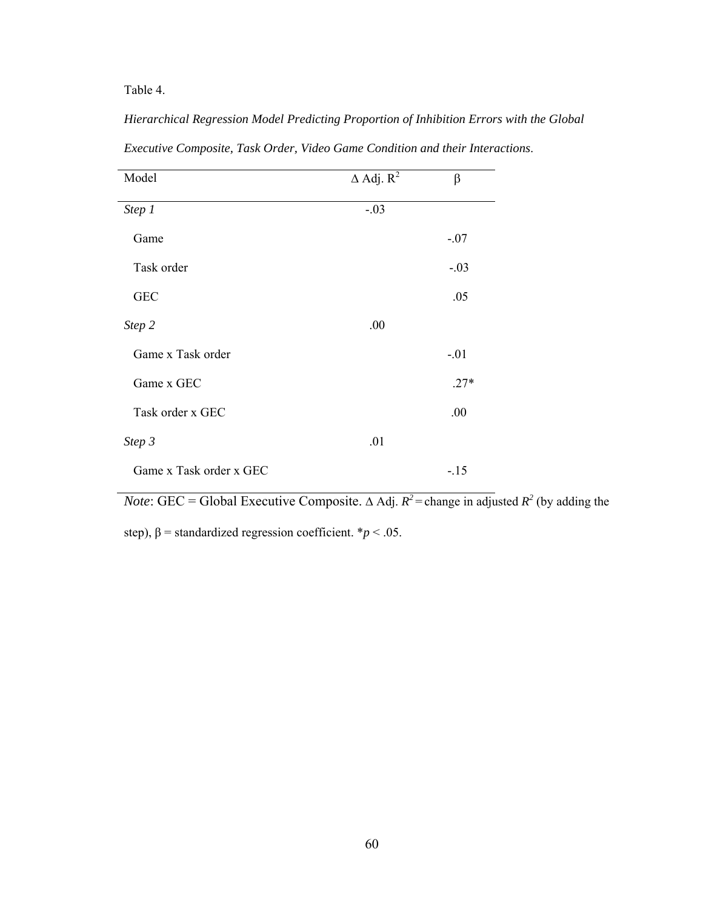Table 4.

*Hierarchical Regression Model Predicting Proportion of Inhibition Errors with the Global Executive Composite, Task Order, Video Game Condition and their Interactions.*

| Model | Δ Adj. $R^2$ | β |
|---|---|---|
| *Step 1* | -.03 | |
| Game | | -.07 |
| Task order | | -.03 |
| GEC | | .05 |
| *Step 2* | .00 | |
| Game x Task order | | -.01 |
| Game x GEC | | .27* |
| Task order x GEC | | .00 |
| *Step 3* | .01 | |
| Game x Task order x GEC | | -.15 |

*Note*: GEC = Global Executive Composite. Δ Adj. $R^2$ = change in adjusted $R^2$ (by adding the step), β = standardized regression coefficient. \*$p < .05$.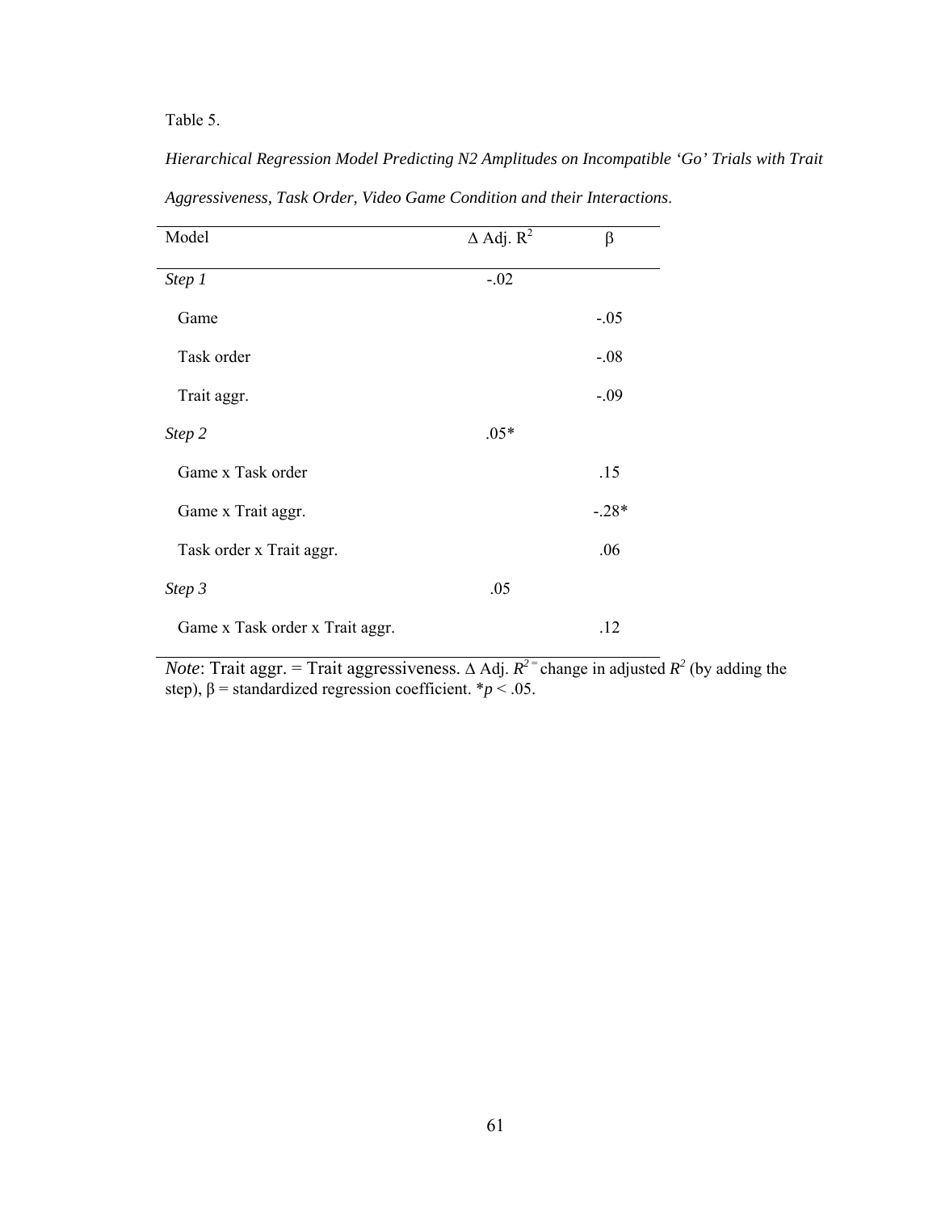Table 5.

*Hierarchical Regression Model Predicting N2 Amplitudes on Incompatible 'Go' Trials with Trait Aggressiveness, Task Order, Video Game Condition and their Interactions*.

| Model | Δ Adj. $R^2$ | β |
|---|---|---|
| *Step 1* | -.02 | |
| Game | | -.05 |
| Task order | | -.08 |
| Trait aggr. | | -.09 |
| *Step 2* | .05* | |
| Game x Task order | | .15 |
| Game x Trait aggr. | | -.28* |
| Task order x Trait aggr. | | .06 |
| *Step 3* | .05 | |
| Game x Task order x Trait aggr. | | .12 |

*Note*: Trait aggr. = Trait aggressiveness. Δ Adj. $R^2$ = change in adjusted $R^2$ (by adding the step), β = standardized regression coefficient. *$p < .05$.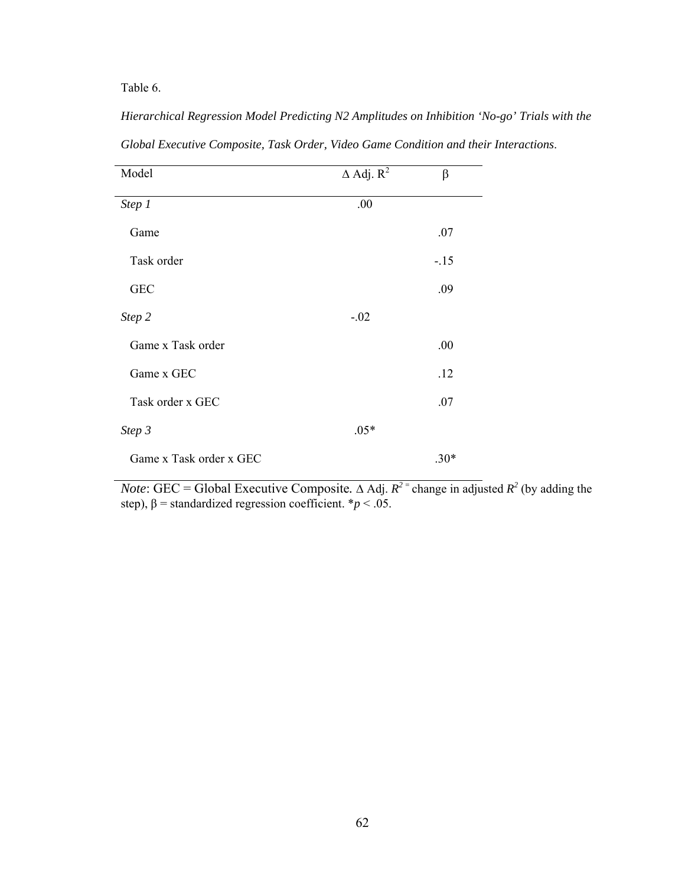Table 6.

*Hierarchical Regression Model Predicting N2 Amplitudes on Inhibition 'No-go' Trials with the Global Executive Composite, Task Order, Video Game Condition and their Interactions*.

| Model | Δ Adj. $R^2$ | β |
|---|---|---|
| *Step 1* | .00 | |
| Game | | .07 |
| Task order | | -.15 |
| GEC | | .09 |
| *Step 2* | -.02 | |
| Game x Task order | | .00 |
| Game x GEC | | .12 |
| Task order x GEC | | .07 |
| *Step 3* | .05* | |
| Game x Task order x GEC | | .30* |

*Note*: GEC = Global Executive Composite. Δ Adj. $R^2$ = change in adjusted $R^2$ (by adding the step), β = standardized regression coefficient. *$p < .05$.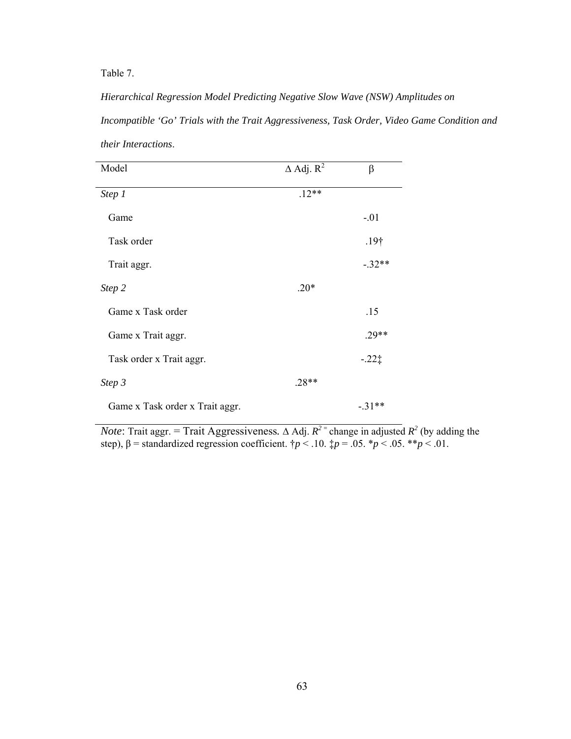Table 7.

*Hierarchical Regression Model Predicting Negative Slow Wave (NSW) Amplitudes on Incompatible 'Go' Trials with the Trait Aggressiveness, Task Order, Video Game Condition and their Interactions*.

| Model | Δ Adj. $R^2$ | β |
|---|---|---|
| *Step 1* | .12** | |
| Game | | -.01 |
| Task order | | .19† |
| Trait aggr. | | -.32** |
| *Step 2* | .20* | |
| Game x Task order | | .15 |
| Game x Trait aggr. | | .29** |
| Task order x Trait aggr. | | -.22‡ |
| *Step 3* | .28** | |
| Game x Task order x Trait aggr. | | -.31** |

*Note*: Trait aggr. = Trait Aggressiveness. Δ Adj. $R^2$ = change in adjusted $R^2$ (by adding the step), β = standardized regression coefficient. †$p < .10$. ‡$p = .05$. *$p < .05$. **$p < .01$.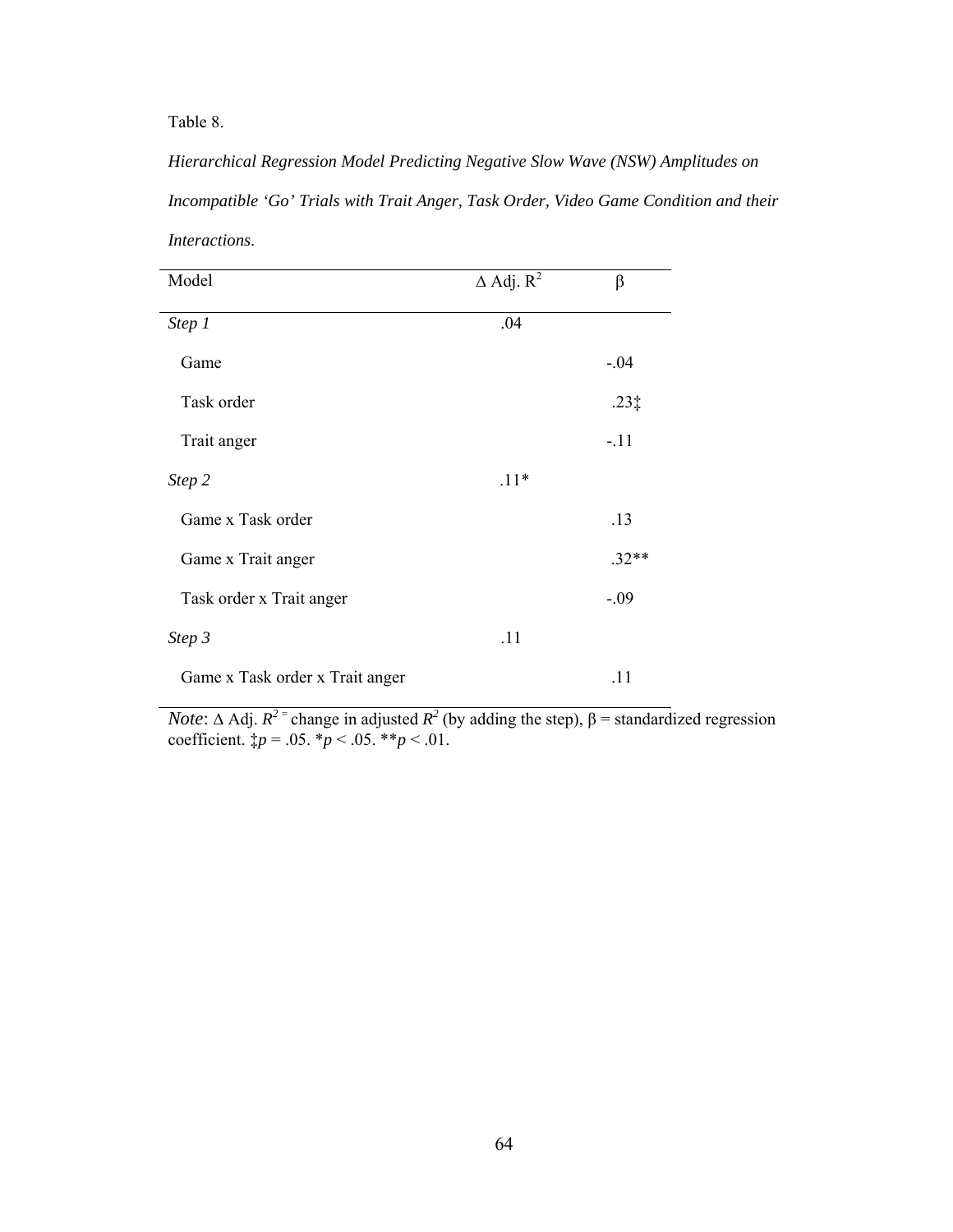Table 8.

*Hierarchical Regression Model Predicting Negative Slow Wave (NSW) Amplitudes on Incompatible 'Go' Trials with Trait Anger, Task Order, Video Game Condition and their Interactions*.

| Model | Δ Adj. $R^2$ | β |
|---|---|---|
| *Step 1* | .04 | |
| Game | | -.04 |
| Task order | | .23‡ |
| Trait anger | | -.11 |
| *Step 2* | .11* | |
| Game x Task order | | .13 |
| Game x Trait anger | | .32** |
| Task order x Trait anger | | -.09 |
| *Step 3* | .11 | |
| Game x Task order x Trait anger | | .11 |

*Note*: Δ Adj. $R^2$ = change in adjusted $R^2$ (by adding the step), β = standardized regression coefficient. ‡$p = .05$. *$p < .05$. **$p < .01$.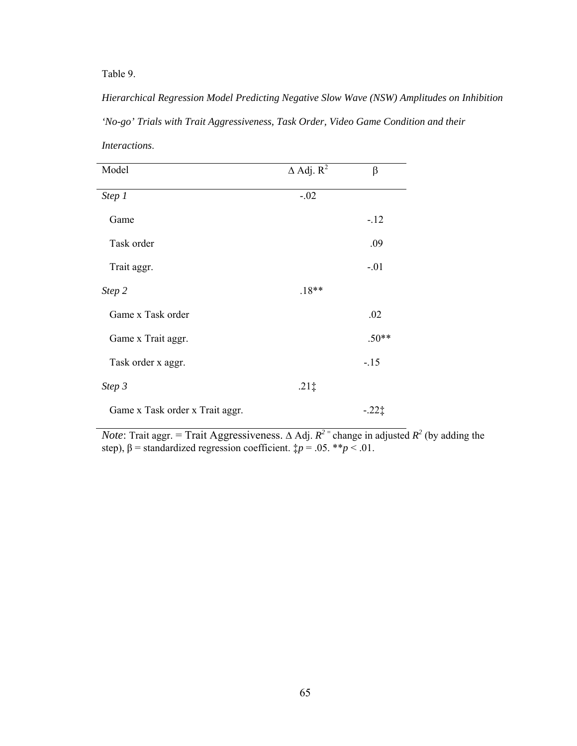Table 9.

*Hierarchical Regression Model Predicting Negative Slow Wave (NSW) Amplitudes on Inhibition 'No-go' Trials with Trait Aggressiveness, Task Order, Video Game Condition and their Interactions*.

| Model | Δ Adj. $R^2$ | β |
|---|---|---|
| *Step 1* | -.02 | |
| Game | | -.12 |
| Task order | | .09 |
| Trait aggr. | | -.01 |
| *Step 2* | .18** | |
| Game x Task order | | .02 |
| Game x Trait aggr. | | .50** |
| Task order x aggr. | | -.15 |
| *Step 3* | .21‡ | |
| Game x Task order x Trait aggr. | | -.22‡ |

*Note*: Trait aggr. = Trait Aggressiveness. Δ Adj. $R^2$ = change in adjusted $R^2$ (by adding the step), β = standardized regression coefficient. ‡$p = .05$. **$p < .01$.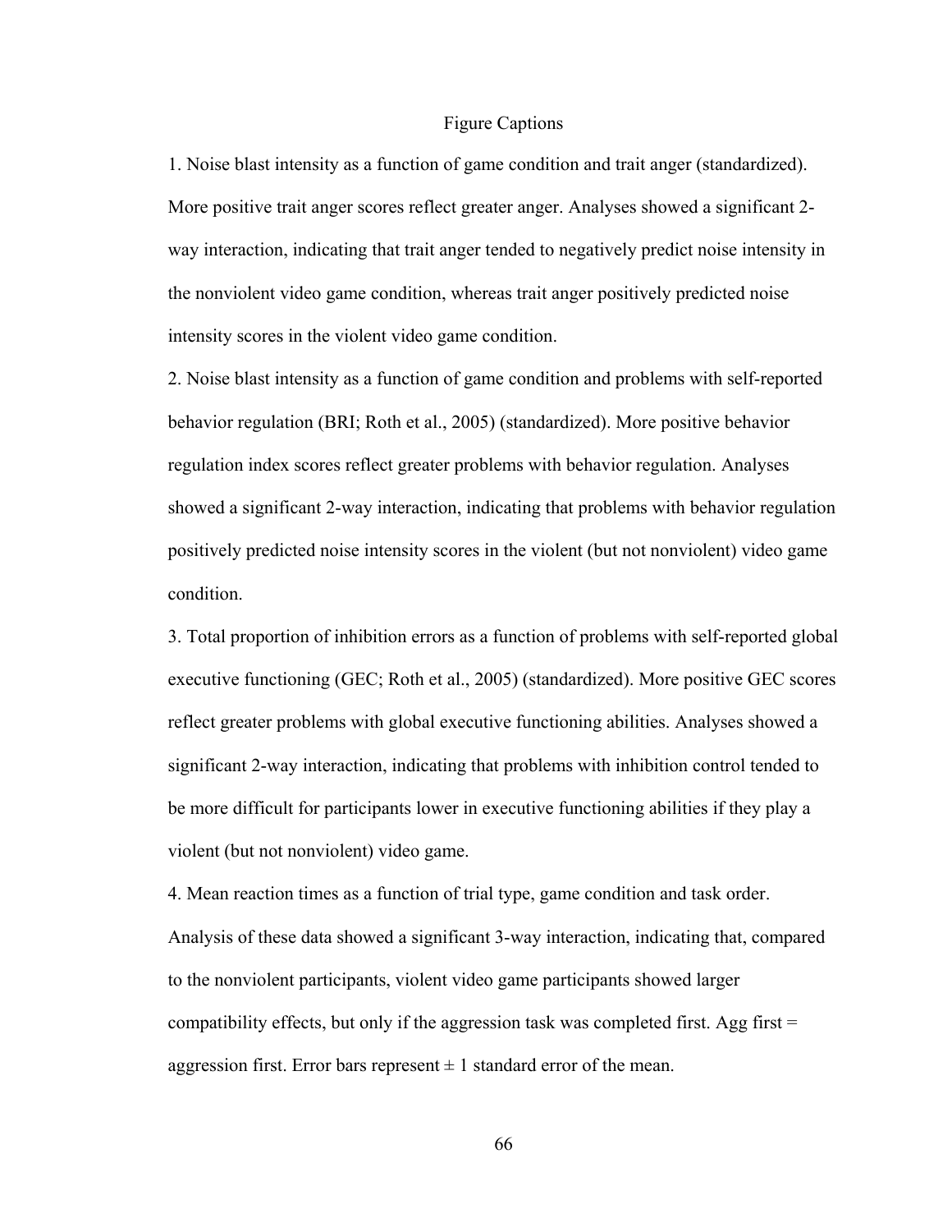## Figure Captions

1. Noise blast intensity as a function of game condition and trait anger (standardized). More positive trait anger scores reflect greater anger. Analyses showed a significant 2-way interaction, indicating that trait anger tended to negatively predict noise intensity in the nonviolent video game condition, whereas trait anger positively predicted noise intensity scores in the violent video game condition.

2. Noise blast intensity as a function of game condition and problems with self-reported behavior regulation (BRI; Roth et al., 2005) (standardized). More positive behavior regulation index scores reflect greater problems with behavior regulation. Analyses showed a significant 2-way interaction, indicating that problems with behavior regulation positively predicted noise intensity scores in the violent (but not nonviolent) video game condition.

3. Total proportion of inhibition errors as a function of problems with self-reported global executive functioning (GEC; Roth et al., 2005) (standardized). More positive GEC scores reflect greater problems with global executive functioning abilities. Analyses showed a significant 2-way interaction, indicating that problems with inhibition control tended to be more difficult for participants lower in executive functioning abilities if they play a violent (but not nonviolent) video game.

4. Mean reaction times as a function of trial type, game condition and task order. Analysis of these data showed a significant 3-way interaction, indicating that, compared to the nonviolent participants, violent video game participants showed larger compatibility effects, but only if the aggression task was completed first. Agg first = aggression first. Error bars represent ± 1 standard error of the mean.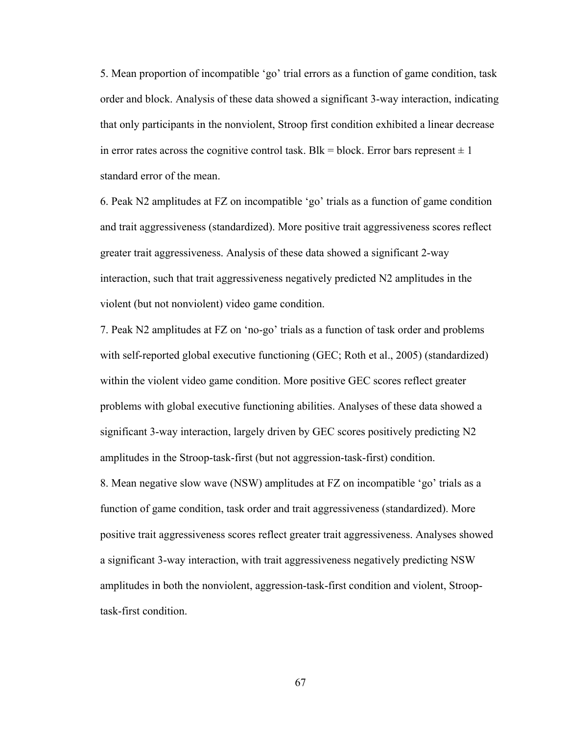5. Mean proportion of incompatible 'go' trial errors as a function of game condition, task order and block. Analysis of these data showed a significant 3-way interaction, indicating that only participants in the nonviolent, Stroop first condition exhibited a linear decrease in error rates across the cognitive control task. Blk = block. Error bars represent ± 1 standard error of the mean.

6. Peak N2 amplitudes at FZ on incompatible 'go' trials as a function of game condition and trait aggressiveness (standardized). More positive trait aggressiveness scores reflect greater trait aggressiveness. Analysis of these data showed a significant 2-way interaction, such that trait aggressiveness negatively predicted N2 amplitudes in the violent (but not nonviolent) video game condition.

7. Peak N2 amplitudes at FZ on 'no-go' trials as a function of task order and problems with self-reported global executive functioning (GEC; Roth et al., 2005) (standardized) within the violent video game condition. More positive GEC scores reflect greater problems with global executive functioning abilities. Analyses of these data showed a significant 3-way interaction, largely driven by GEC scores positively predicting N2 amplitudes in the Stroop-task-first (but not aggression-task-first) condition.

8. Mean negative slow wave (NSW) amplitudes at FZ on incompatible 'go' trials as a function of game condition, task order and trait aggressiveness (standardized). More positive trait aggressiveness scores reflect greater trait aggressiveness. Analyses showed a significant 3-way interaction, with trait aggressiveness negatively predicting NSW amplitudes in both the nonviolent, aggression-task-first condition and violent, Stroop-task-first condition.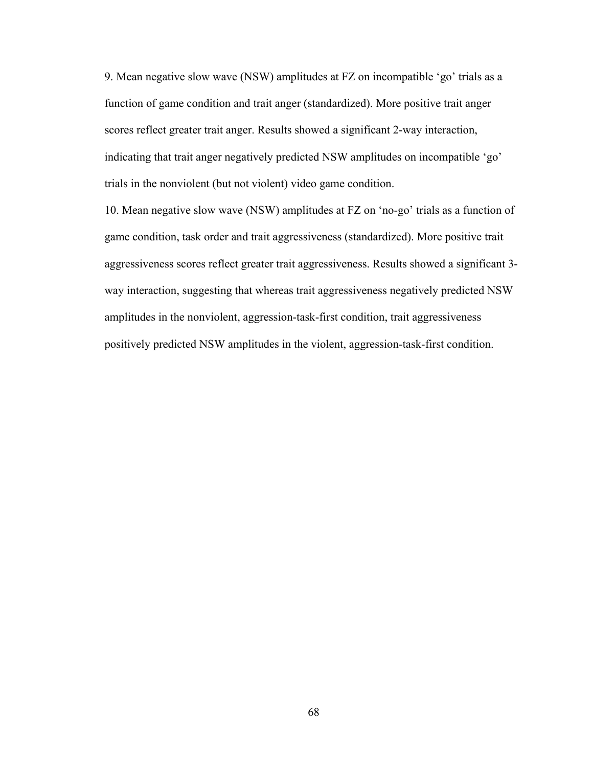9. Mean negative slow wave (NSW) amplitudes at FZ on incompatible 'go' trials as a function of game condition and trait anger (standardized). More positive trait anger scores reflect greater trait anger. Results showed a significant 2-way interaction, indicating that trait anger negatively predicted NSW amplitudes on incompatible 'go' trials in the nonviolent (but not violent) video game condition.

10. Mean negative slow wave (NSW) amplitudes at FZ on 'no-go' trials as a function of game condition, task order and trait aggressiveness (standardized). More positive trait aggressiveness scores reflect greater trait aggressiveness. Results showed a significant 3-way interaction, suggesting that whereas trait aggressiveness negatively predicted NSW amplitudes in the nonviolent, aggression-task-first condition, trait aggressiveness positively predicted NSW amplitudes in the violent, aggression-task-first condition.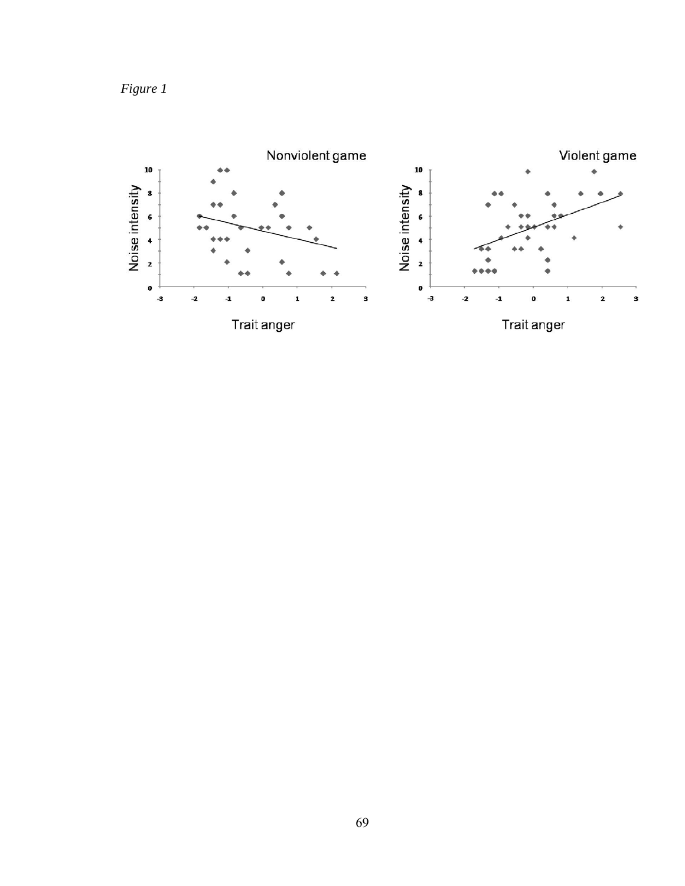*Figure 1*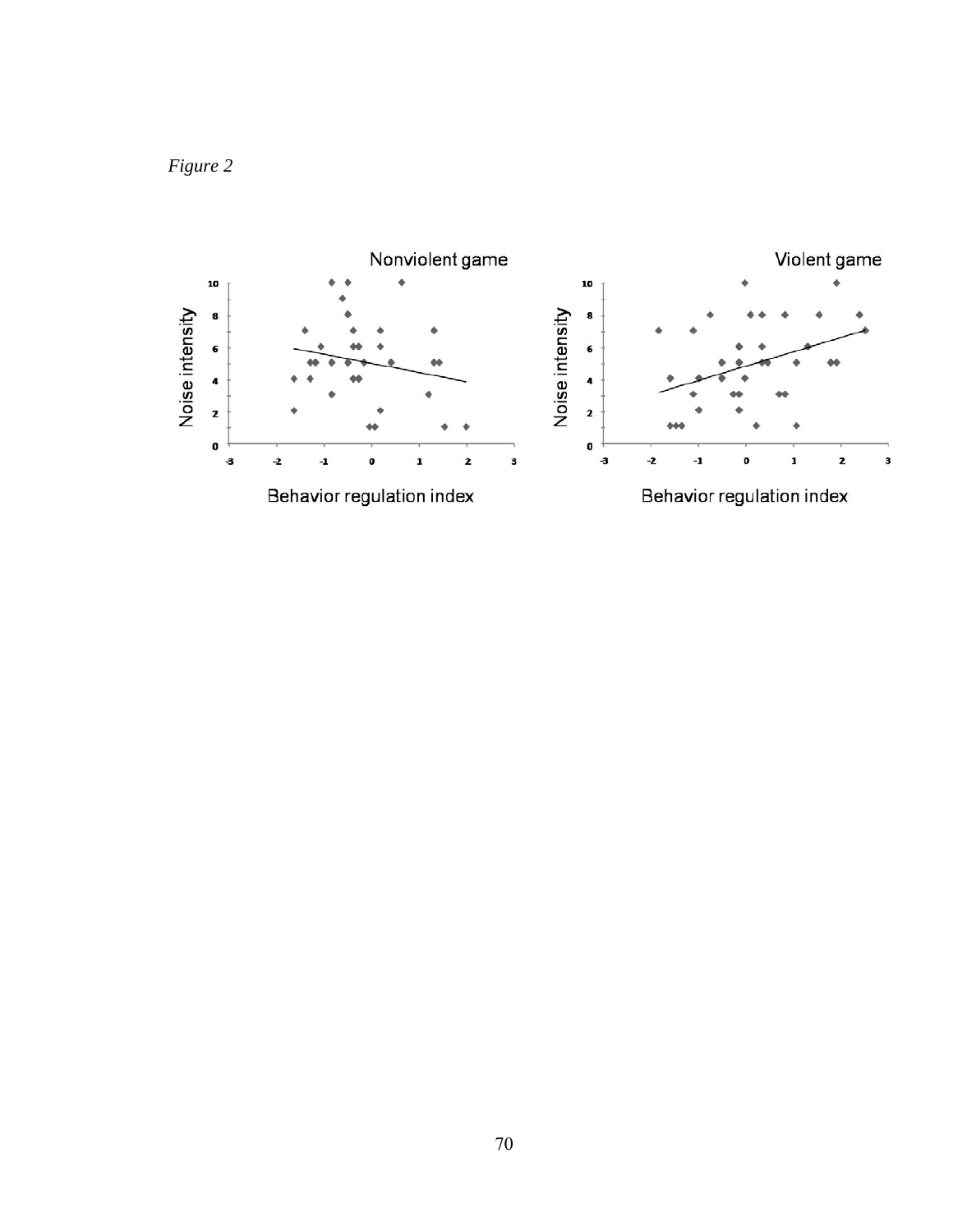*Figure 2*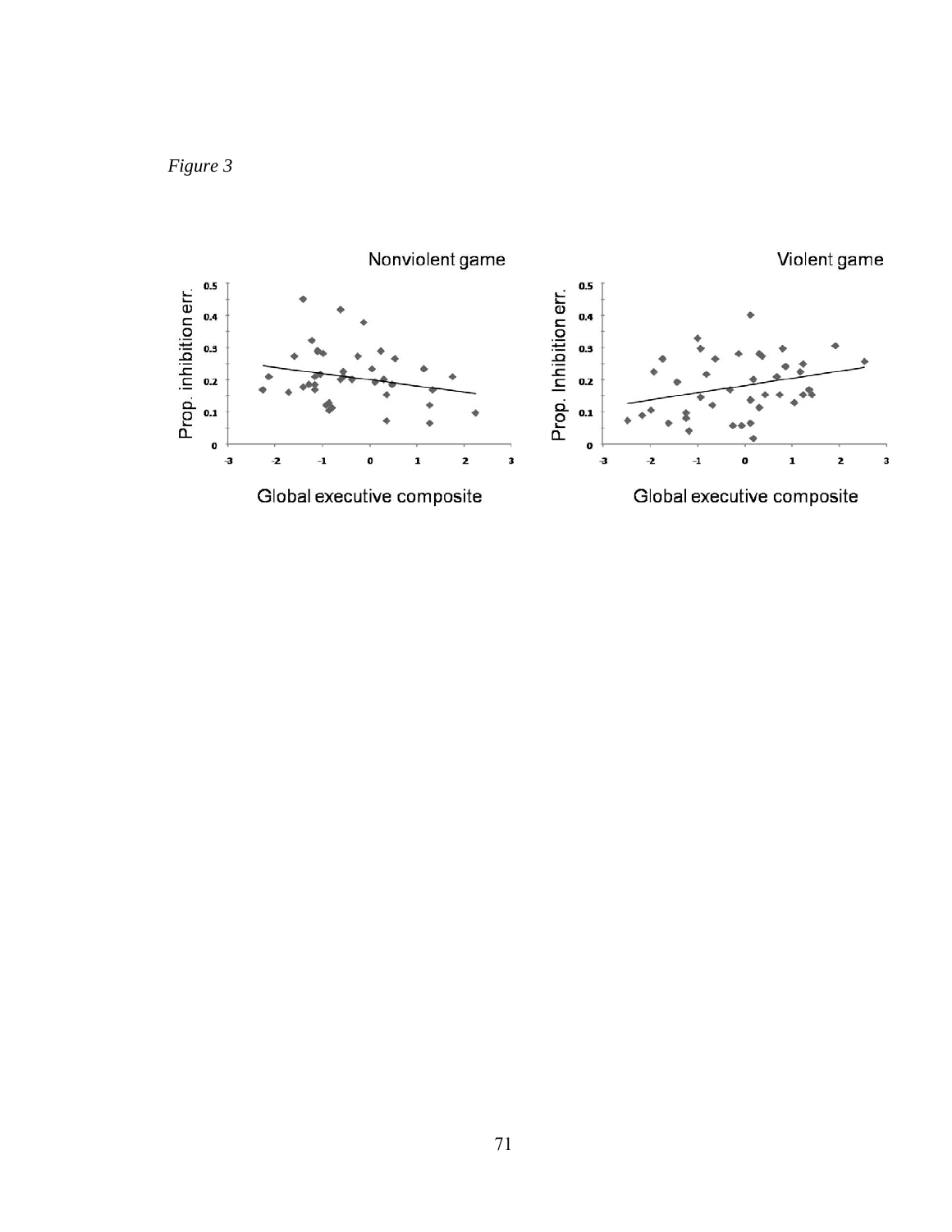*Figure 3*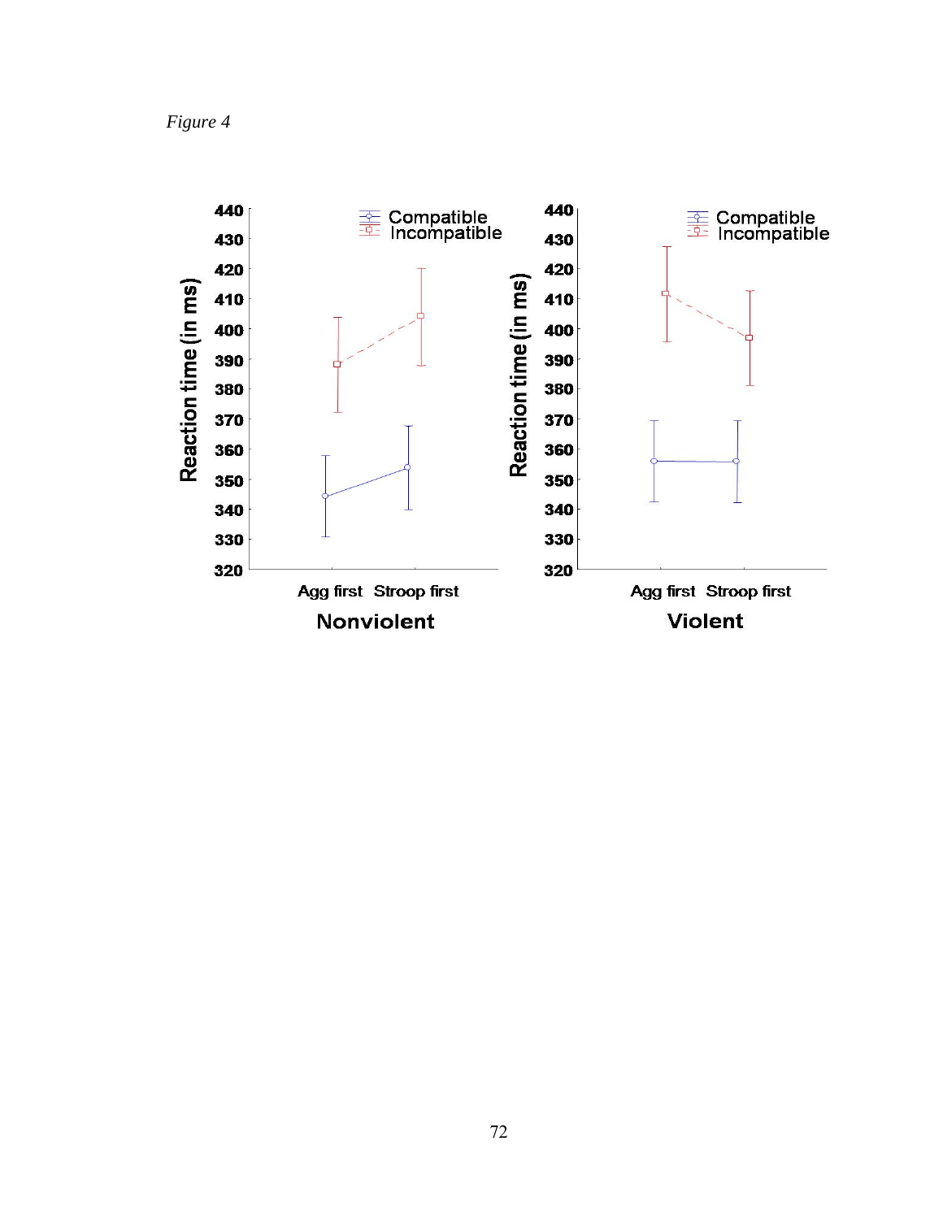*Figure 4*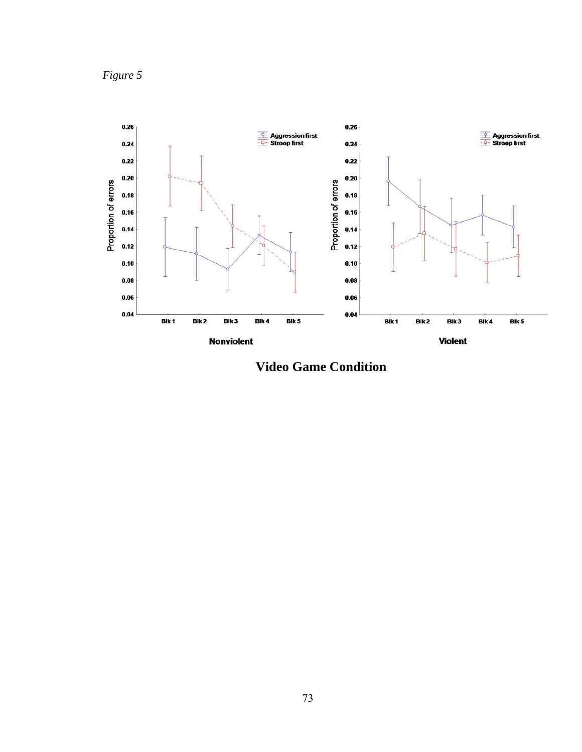*Figure 5*

Proportion of errors

Aggression first
Stroop first

Blk 1 Blk 2 Blk 3 Blk 4 Blk 5

Nonviolent

Violent

**Video Game Condition**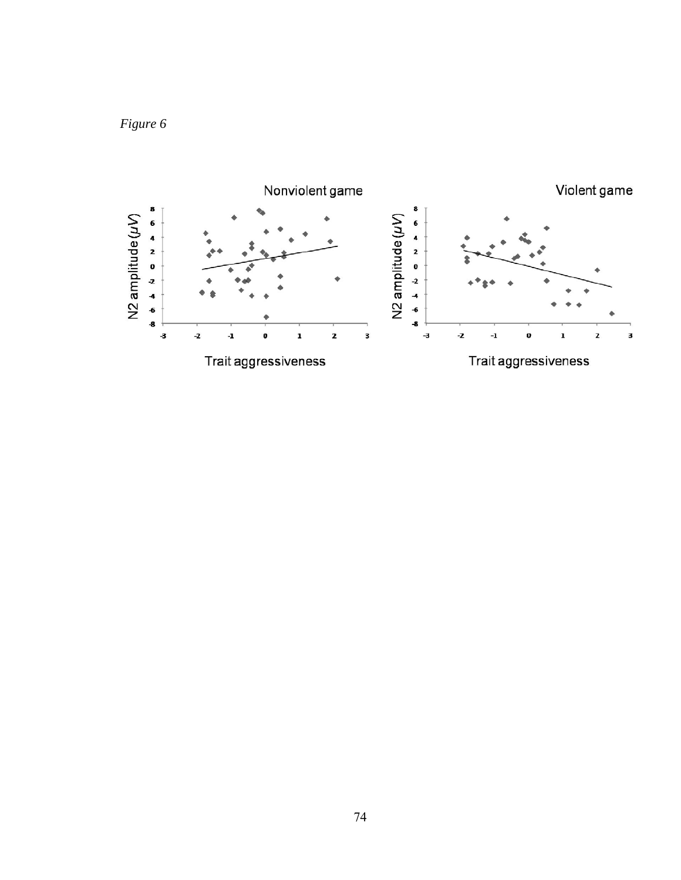*Figure 6*

Nonviolent game

Violent game

N2 amplitude ($\mu V$)

Trait aggressiveness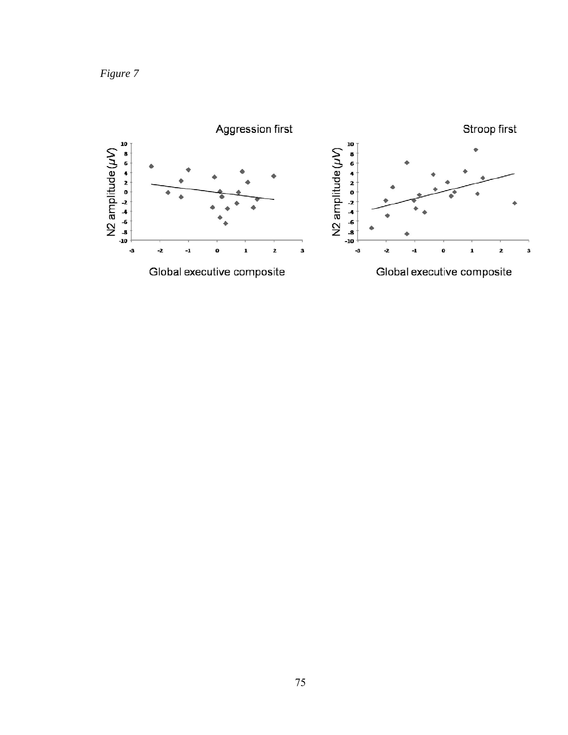*Figure 7*

Aggression first

Stroop first

N2 amplitude ($\mu V$)

Global executive composite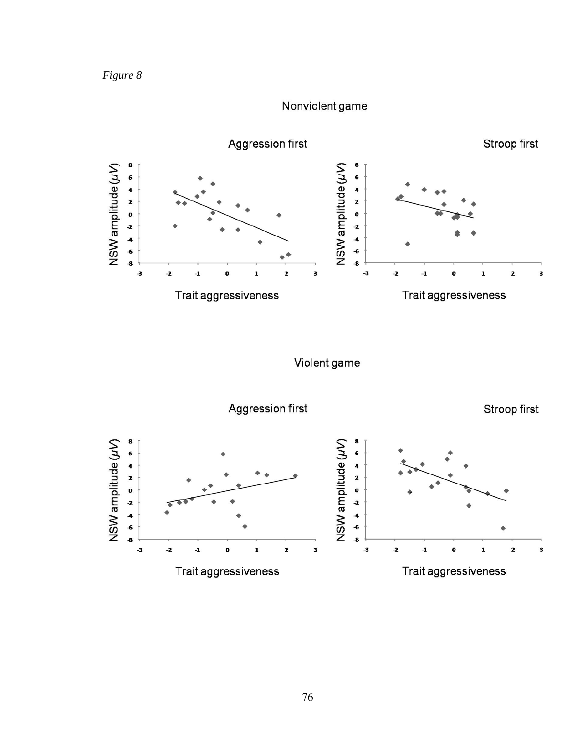*Figure 8*

Nonviolent game

Aggression first

Stroop first

NSW amplitude ($\mu V$)

Trait aggressiveness

Violent game

Aggression first

Stroop first

NSW amplitude ($\mu V$)

Trait aggressiveness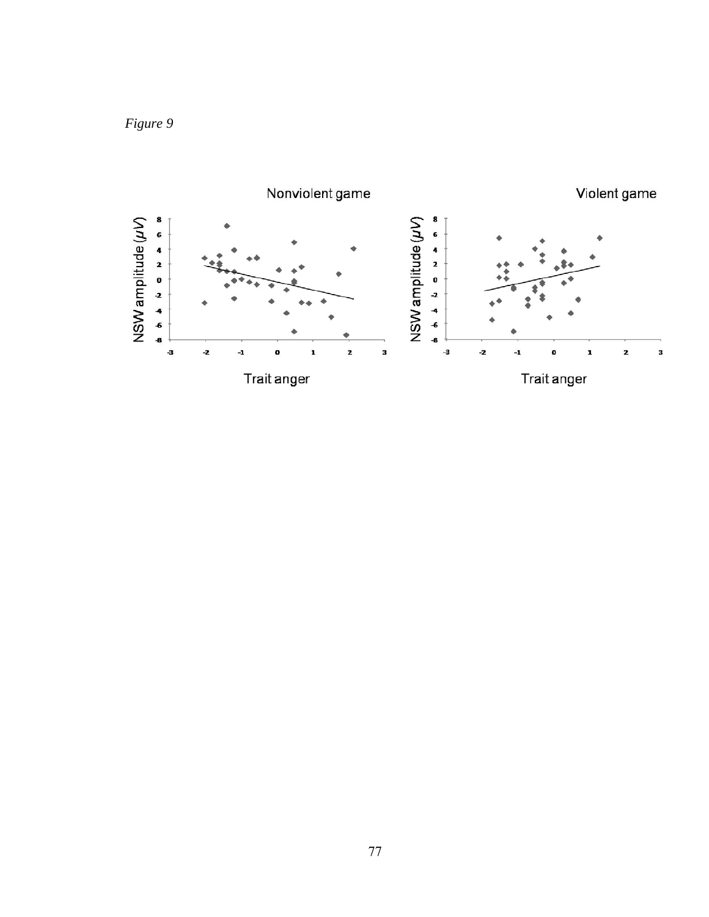*Figure 9*

Nonviolent game

Violent game

NSW amplitude ($\mu V$)

Trait anger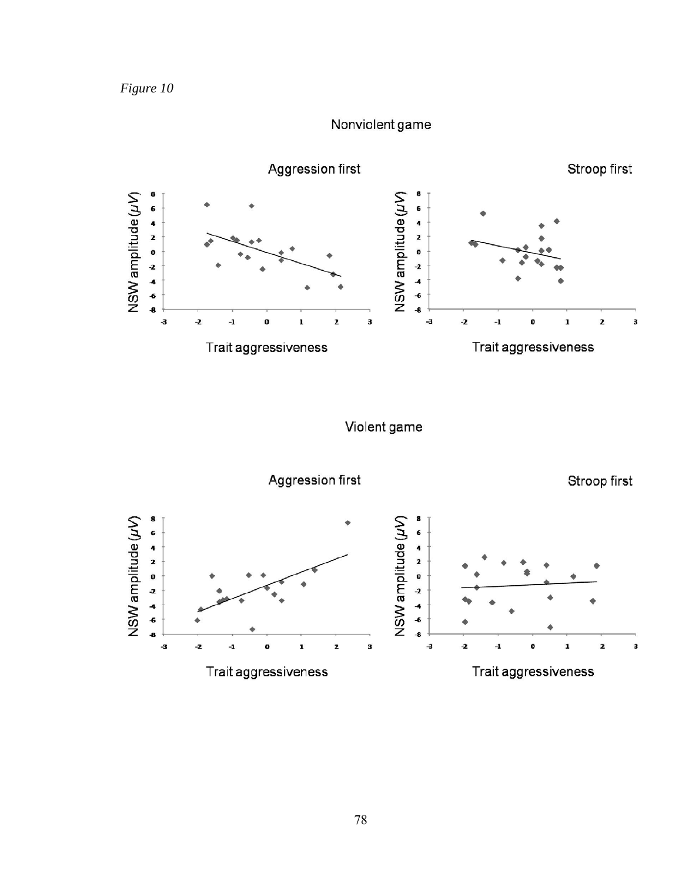*Figure 10*

Nonviolent game

Aggression first

NSW amplitude ($\mu V$)

8
6
4
2
0
-2
-4
-6
-8

-3 -2 -1 0 1 2 3

Trait aggressiveness

Stroop first

NSW amplitude ($\mu V$)

8
6
4
2
0
-2
-4
-6
-8

-3 -2 -1 0 1 2 3

Trait aggressiveness

Violent game

Aggression first

NSW amplitude ($\mu V$)

8
6
4
2
0
-2
-4
-6
-8

-3 -2 -1 0 1 2 3

Trait aggressiveness

Stroop first

NSW amplitude ($\mu V$)

8
6
4
2
0
-2
-4
-6
-8

-3 -2 -1 0 1 2 3

Trait aggressiveness